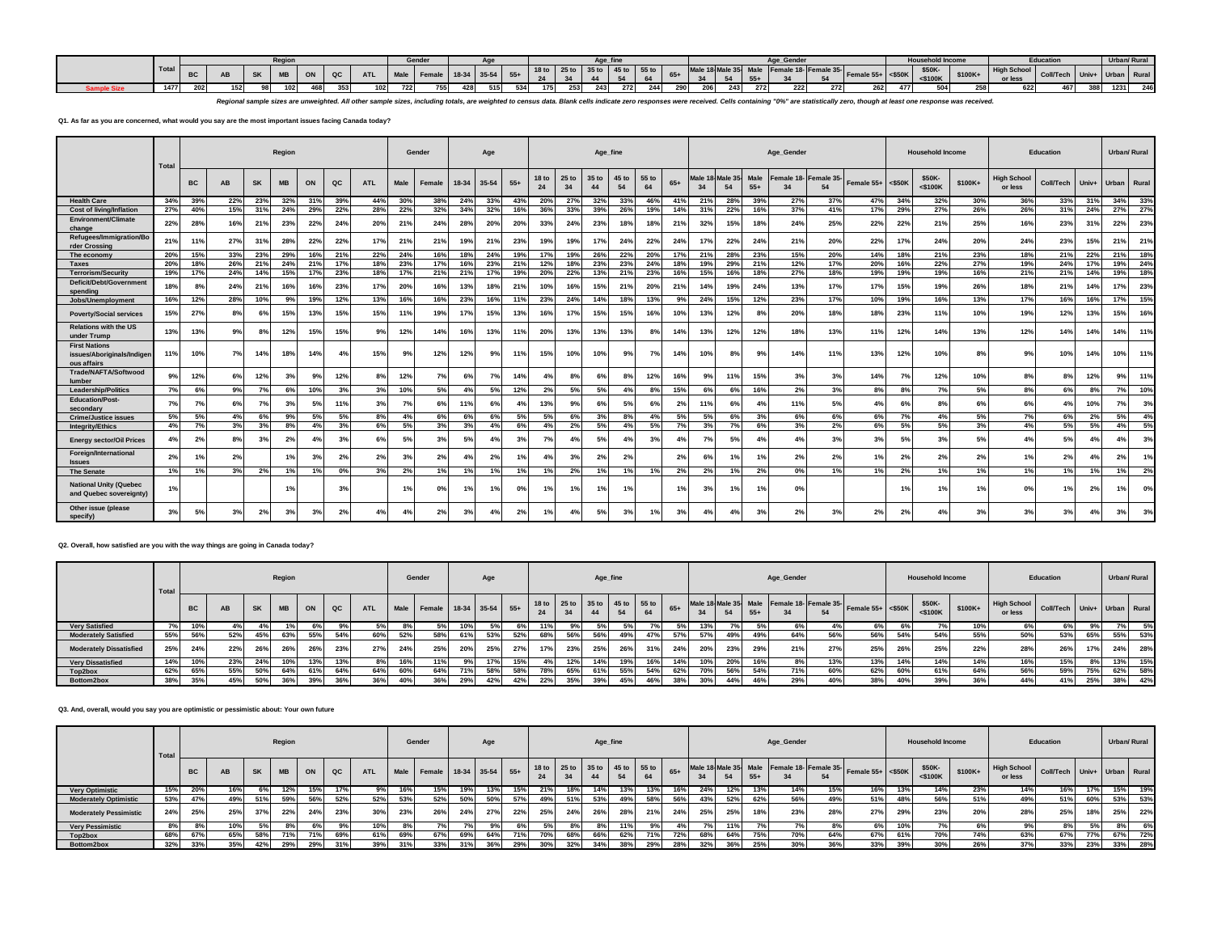| | Total | Region | | | | | | | Gender | | Age | | | Age_fine | | | | | | Age_Gender | | | | | | Household Income | | | Education | | | Urban/ Rural | |
|---|---|---|---|---|---|---|---|---|---|---|---|---|---|---|---|---|---|---|---|---|---|---|---|---|---|---|---|---|---|---|---|---|---|
| | | BC | AB | SK | MB | ON | QC | ATL | Male | Female | 18-34 | 35-54 | 55+ | 18 to 24 | 25 to 34 | 35 to 44 | 45 to 54 | 55 to 64 | 65+ | Male 18-34 | Male 35-54 | Male 55+ | Female 18-34 | Female 35-54 | Female 55+ | <$50K | $50K-<$100K | $100K+ | High School or less | Coll/Tech | Univ+ | Urban | Rural |
| Sample Size | 1477 | 202 | 152 | 98 | 102 | 468 | 353 | 102 | 722 | 755 | 428 | 515 | 534 | 175 | 253 | 243 | 272 | 244 | 290 | 206 | 243 | 272 | 222 | 272 | 262 | 477 | 504 | 258 | 622 | 467 | 388 | 1231 | 246 |

*Regional sample sizes are unweighted. All other sample sizes, including totals, are weighted to census data. Blank cells indicate zero responses were received. Cells containing "0%" are statistically zero, though at least one response was received.*

**Q1. As far as you are concerned, what would you say are the most important issues facing Canada today?**

| | Total | Region | | | | | | | Gender | | Age | | | Age_fine | | | | | | Age_Gender | | | | | | Household Income | | | Education | | | Urban/ Rural | |
|---|---|---|---|---|---|---|---|---|---|---|---|---|---|---|---|---|---|---|---|---|---|---|---|---|---|---|---|---|---|---|---|---|---|
| | | BC | AB | SK | MB | ON | QC | ATL | Male | Female | 18-34 | 35-54 | 55+ | 18 to 24 | 25 to 34 | 35 to 44 | 45 to 54 | 55 to 64 | 65+ | Male 18-34 | Male 35-54 | Male 55+ | Female 18-34 | Female 35-54 | Female 55+ | <$50K | $50K-<$100K | $100K+ | High School or less | Coll/Tech | Univ+ | Urban | Rural |
| Health Care | 34% | 39% | 22% | 23% | 32% | 31% | 39% | 44% | 30% | 38% | 24% | 33% | 43% | 20% | 27% | 32% | 33% | 46% | 41% | 21% | 28% | 39% | 27% | 37% | 47% | 34% | 32% | 30% | 36% | 33% | 31% | 34% | 33% |
| Cost of living/Inflation | 27% | 40% | 15% | 31% | 24% | 29% | 22% | 28% | 22% | 32% | 34% | 32% | 16% | 36% | 33% | 39% | 26% | 19% | 14% | 31% | 22% | 16% | 37% | 41% | 17% | 29% | 27% | 26% | 26% | 31% | 24% | 27% | 27% |
| Environment/Climate change | 22% | 28% | 16% | 21% | 23% | 22% | 24% | 20% | 21% | 24% | 28% | 20% | 20% | 33% | 24% | 23% | 18% | 18% | 21% | 32% | 15% | 18% | 24% | 25% | 22% | 22% | 21% | 25% | 16% | 23% | 31% | 22% | 23% |
| Refugees/Immigration/Border Crossing | 21% | 11% | 27% | 31% | 28% | 22% | 22% | 17% | 21% | 21% | 19% | 21% | 23% | 19% | 19% | 17% | 24% | 22% | 24% | 17% | 22% | 24% | 21% | 20% | 22% | 17% | 24% | 20% | 24% | 23% | 15% | 21% | 21% |
| The economy | 20% | 15% | 33% | 23% | 29% | 16% | 21% | 22% | 24% | 16% | 18% | 24% | 19% | 17% | 19% | 26% | 22% | 20% | 17% | 21% | 28% | 23% | 15% | 20% | 14% | 18% | 21% | 23% | 18% | 21% | 22% | 21% | 18% |
| Taxes | 20% | 18% | 26% | 21% | 24% | 21% | 17% | 18% | 23% | 17% | 16% | 23% | 21% | 12% | 18% | 23% | 23% | 24% | 18% | 19% | 29% | 21% | 12% | 17% | 20% | 16% | 22% | 27% | 19% | 24% | 17% | 19% | 24% |
| Terrorism/Security | 19% | 17% | 24% | 14% | 15% | 17% | 23% | 18% | 17% | 21% | 21% | 17% | 19% | 20% | 22% | 13% | 21% | 23% | 16% | 15% | 16% | 18% | 27% | 18% | 19% | 19% | 19% | 16% | 21% | 21% | 14% | 19% | 18% |
| Deficit/Debt/Government spending | 18% | 8% | 24% | 21% | 16% | 16% | 23% | 17% | 20% | 16% | 13% | 18% | 21% | 10% | 16% | 15% | 21% | 20% | 21% | 14% | 19% | 24% | 13% | 17% | 17% | 15% | 19% | 26% | 18% | 21% | 14% | 17% | 23% |
| Jobs/Unemployment | 16% | 12% | 28% | 10% | 9% | 19% | 12% | 13% | 16% | 16% | 23% | 16% | 11% | 23% | 24% | 14% | 18% | 13% | 9% | 24% | 15% | 12% | 23% | 17% | 10% | 19% | 16% | 13% | 17% | 16% | 16% | 17% | 15% |
| Poverty/Social services | 15% | 27% | 8% | 6% | 15% | 13% | 15% | 15% | 11% | 19% | 17% | 15% | 13% | 16% | 17% | 15% | 15% | 16% | 10% | 13% | 12% | 8% | 20% | 18% | 18% | 23% | 11% | 10% | 19% | 12% | 13% | 15% | 16% |
| Relations with the US under Trump | 13% | 13% | 9% | 8% | 12% | 15% | 15% | 9% | 12% | 14% | 16% | 13% | 11% | 20% | 13% | 13% | 13% | 8% | 14% | 13% | 12% | 12% | 18% | 13% | 11% | 12% | 14% | 13% | 12% | 14% | 14% | 14% | 11% |
| First Nations issues/Aboriginals/Indigenous affairs | 11% | 10% | 7% | 14% | 18% | 14% | 4% | 15% | 9% | 12% | 12% | 9% | 11% | 15% | 10% | 10% | 9% | 7% | 14% | 10% | 8% | 9% | 14% | 11% | 13% | 12% | 10% | 8% | 9% | 10% | 14% | 10% | 11% |
| Trade/NAFTA/Softwood lumber | 9% | 12% | 6% | 12% | 3% | 9% | 12% | 8% | 12% | 7% | 6% | 7% | 14% | 4% | 8% | 6% | 8% | 12% | 16% | 9% | 11% | 15% | 3% | 3% | 14% | 7% | 12% | 10% | 8% | 8% | 12% | 9% | 11% |
| Leadership/Politics | 7% | 6% | 9% | 7% | 6% | 10% | 3% | 3% | 10% | 5% | 4% | 5% | 12% | 2% | 5% | 5% | 4% | 8% | 15% | 6% | 6% | 16% | 2% | 3% | 8% | 8% | 7% | 5% | 8% | 6% | 8% | 7% | 10% |
| Education/Post-secondary | 7% | 7% | 6% | 7% | 3% | 5% | 11% | 3% | 7% | 6% | 11% | 6% | 4% | 13% | 9% | 6% | 5% | 6% | 2% | 11% | 6% | 4% | 11% | 5% | 4% | 6% | 8% | 6% | 6% | 4% | 10% | 7% | 3% |
| Crime/Justice issues | 5% | 5% | 4% | 6% | 9% | 5% | 5% | 8% | 4% | 6% | 6% | 6% | 5% | 5% | 6% | 3% | 8% | 4% | 5% | 5% | 6% | 3% | 6% | 6% | 6% | 7% | 4% | 5% | 7% | 6% | 2% | 5% | 4% |
| Integrity/Ethics | 4% | 7% | 3% | 3% | 8% | 4% | 3% | 6% | 5% | 3% | 3% | 4% | 6% | 4% | 2% | 5% | 4% | 5% | 7% | 3% | 7% | 6% | 3% | 2% | 6% | 5% | 5% | 3% | 4% | 5% | 5% | 4% | 5% |
| Energy sector/Oil Prices | 4% | 2% | 8% | 3% | 2% | 4% | 3% | 6% | 5% | 3% | 5% | 4% | 3% | 7% | 4% | 5% | 4% | 3% | 4% | 7% | 5% | 4% | 4% | 3% | 3% | 5% | 3% | 5% | 4% | 5% | 4% | 4% | 3% |
| Foreign/International issues | 2% | 1% | 2% | | 1% | 3% | 2% | 2% | 3% | 2% | 4% | 2% | 1% | 4% | 3% | 2% | 2% | | 2% | 6% | 1% | 1% | 2% | 2% | 1% | 2% | 2% | 2% | 1% | 2% | 4% | 2% | 1% |
| The Senate | 1% | 1% | 3% | 2% | 1% | 1% | 0% | 3% | 2% | 1% | 1% | 1% | 1% | 1% | 2% | 1% | 1% | 1% | 2% | 2% | 1% | 2% | 0% | 1% | 1% | 2% | 1% | 1% | 1% | 1% | 1% | 1% | 2% |
| National Unity (Quebec and Quebec sovereignty) | 1% | | | | 1% | | 3% | | 1% | 0% | 1% | 1% | 0% | 1% | 1% | 1% | 1% | | 1% | 3% | 1% | 1% | 0% | | | 1% | 1% | 1% | 0% | 1% | 2% | 1% | 0% |
| Other issue (please specify) | 3% | 5% | 3% | 2% | 3% | 3% | 2% | 4% | 4% | 2% | 3% | 4% | 2% | 1% | 4% | 5% | 3% | 1% | 3% | 4% | 4% | 3% | 2% | 3% | 2% | 2% | 4% | 3% | 3% | 3% | 4% | 3% | 3% |

**Q2. Overall, how satisfied are you with the way things are going in Canada today?**

| | Total | Region | | | | | | | Gender | | Age | | | Age_fine | | | | | | Age_Gender | | | | | | Household Income | | | Education | | | Urban/ Rural | |
|---|---|---|---|---|---|---|---|---|---|---|---|---|---|---|---|---|---|---|---|---|---|---|---|---|---|---|---|---|---|---|---|---|---|
| | | BC | AB | SK | MB | ON | QC | ATL | Male | Female | 18-34 | 35-54 | 55+ | 18 to 24 | 25 to 34 | 35 to 44 | 45 to 54 | 55 to 64 | 65+ | Male 18-34 | Male 35-54 | Male 55+ | Female 18-34 | Female 35-54 | Female 55+ | <$50K | $50K-<$100K | $100K+ | High School or less | Coll/Tech | Univ+ | Urban | Rural |
| Very Satisfied | 7% | 10% | 4% | 4% | 1% | 6% | 9% | 5% | 8% | 5% | 10% | 5% | 6% | 11% | 9% | 5% | 5% | 7% | 5% | 13% | 7% | 5% | 6% | 4% | 6% | 6% | 7% | 10% | 6% | 6% | 9% | 7% | 5% |
| Moderately Satisfied | 55% | 56% | 52% | 45% | 63% | 55% | 54% | 60% | 52% | 58% | 61% | 53% | 52% | 68% | 56% | 56% | 49% | 47% | 57% | 57% | 49% | 49% | 64% | 56% | 56% | 54% | 54% | 55% | 50% | 53% | 65% | 55% | 53% |
| Moderately Dissatisfied | 25% | 24% | 22% | 26% | 26% | 26% | 23% | 27% | 24% | 25% | 20% | 24% | 27% | 17% | 23% | 25% | 26% | 31% | 24% | 20% | 23% | 29% | 21% | 27% | 25% | 26% | 25% | 22% | 28% | 26% | 17% | 24% | 28% |
| Very Dissatisfied | 14% | 10% | 23% | 24% | 10% | 13% | 13% | 8% | 16% | 11% | 9% | 17% | 15% | 4% | 12% | 14% | 19% | 16% | 14% | 10% | 20% | 16% | 8% | 13% | 13% | 14% | 14% | 14% | 16% | 15% | 8% | 13% | 15% |
| Top2box | 62% | 65% | 55% | 50% | 64% | 61% | 64% | 64% | 60% | 64% | 71% | 58% | 58% | 78% | 65% | 61% | 55% | 54% | 62% | 70% | 56% | 54% | 71% | 60% | 62% | 60% | 61% | 64% | 56% | 59% | 75% | 62% | 58% |
| Bottom2box | 38% | 35% | 45% | 50% | 36% | 39% | 36% | 36% | 40% | 36% | 29% | 42% | 42% | 22% | 35% | 39% | 45% | 46% | 38% | 30% | 44% | 46% | 29% | 40% | 38% | 40% | 39% | 36% | 44% | 41% | 25% | 38% | 42% |

**Q3. And, overall, would you say you are optimistic or pessimistic about: Your own future**

| | Total | Region | | | | | | | Gender | | Age | | | Age_fine | | | | | | Age_Gender | | | | | | Household Income | | | Education | | | Urban/ Rural | |
|---|---|---|---|---|---|---|---|---|---|---|---|---|---|---|---|---|---|---|---|---|---|---|---|---|---|---|---|---|---|---|---|---|---|
| | | BC | AB | SK | MB | ON | QC | ATL | Male | Female | 18-34 | 35-54 | 55+ | 18 to 24 | 25 to 34 | 35 to 44 | 45 to 54 | 55 to 64 | 65+ | Male 18-34 | Male 35-54 | Male 55+ | Female 18-34 | Female 35-54 | Female 55+ | <$50K | $50K-<$100K | $100K+ | High School or less | Coll/Tech | Univ+ | Urban | Rural |
| Very Optimistic | 15% | 20% | 16% | 6% | 12% | 15% | 17% | 9% | 16% | 15% | 19% | 13% | 15% | 21% | 18% | 14% | 13% | 13% | 16% | 24% | 12% | 13% | 14% | 15% | 16% | 13% | 14% | 23% | 14% | 16% | 17% | 15% | 19% |
| Moderately Optimistic | 53% | 47% | 49% | 51% | 59% | 56% | 52% | 52% | 53% | 52% | 50% | 50% | 57% | 49% | 51% | 53% | 49% | 58% | 56% | 43% | 52% | 62% | 56% | 49% | 51% | 48% | 56% | 51% | 49% | 51% | 60% | 53% | 53% |
| Moderately Pessimistic | 24% | 25% | 25% | 37% | 22% | 24% | 23% | 30% | 23% | 26% | 24% | 27% | 22% | 25% | 24% | 26% | 28% | 21% | 24% | 25% | 25% | 18% | 23% | 28% | 27% | 29% | 23% | 20% | 28% | 25% | 18% | 25% | 22% |
| Very Pessimistic | 8% | 8% | 10% | 5% | 8% | 6% | 9% | 10% | 8% | 7% | 7% | 9% | 6% | 5% | 8% | 8% | 11% | 9% | 4% | 7% | 11% | 7% | 7% | 8% | 6% | 10% | 7% | 6% | 9% | 8% | 5% | 8% | 6% |
| Top2box | 68% | 67% | 65% | 58% | 71% | 71% | 69% | 61% | 69% | 67% | 69% | 64% | 71% | 70% | 68% | 66% | 62% | 71% | 72% | 68% | 64% | 75% | 70% | 64% | 67% | 61% | 70% | 74% | 63% | 67% | 77% | 67% | 72% |
| Bottom2box | 32% | 33% | 35% | 42% | 29% | 29% | 31% | 39% | 31% | 33% | 31% | 36% | 29% | 30% | 32% | 34% | 38% | 29% | 28% | 32% | 36% | 25% | 30% | 36% | 33% | 39% | 30% | 26% | 37% | 33% | 23% | 33% | 28% |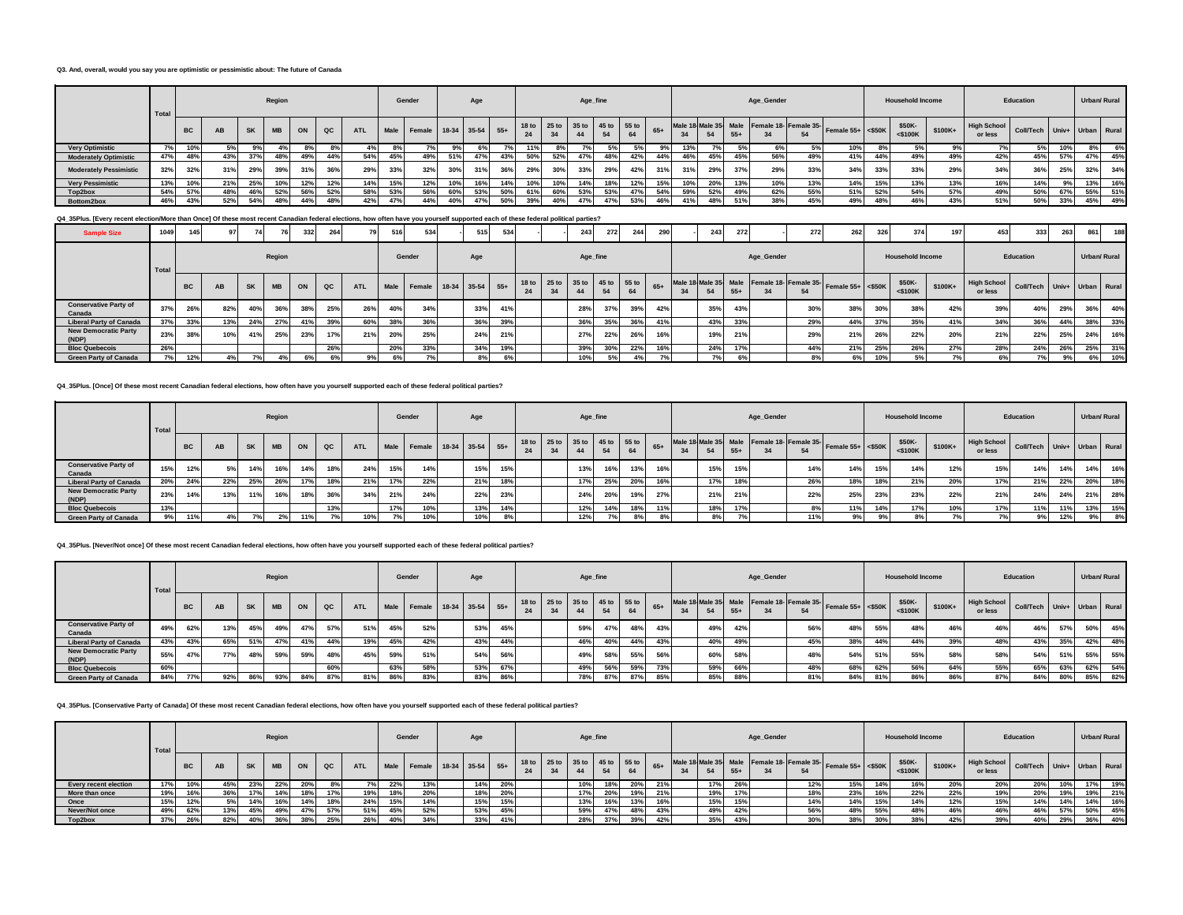**Q3. And, overall, would you say you are optimistic or pessimistic about: The future of Canada**

| | Total | Region | | | | | | | Gender | | Age | | | Age_fine | | | | | | Age_Gender | | | | | | Household Income | | | Education | | | Urban/ Rural | |
|---|---|---|---|---|---|---|---|---|---|---|---|---|---|---|---|---|---|---|---|---|---|---|---|---|---|---|---|---|---|---|---|---|---|
| | | BC | AB | SK | MB | ON | QC | ATL | Male | Female | 18-34 | 35-54 | 55+ | 18 to 24 | 25 to 34 | 35 to 44 | 45 to 54 | 55 to 64 | 65+ | Male 18-34 | Male 35-54 | Male 55+ | Female 18-34 | Female 35-54 | Female 55+ | <$50K | $50K-<$100K | $100K+ | High School or less | Coll/Tech | Univ+ | Urban | Rural |
| Very Optimistic | 7% | 10% | 5% | 9% | 4% | 8% | 8% | 4% | 8% | 7% | 9% | 6% | 7% | 11% | 8% | 7% | 5% | 5% | 9% | 13% | 7% | 5% | 6% | 5% | 10% | 8% | 5% | 9% | 7% | 5% | 10% | 8% | 6% |
| Moderately Optimistic | 47% | 48% | 43% | 37% | 48% | 49% | 44% | 54% | 45% | 49% | 51% | 47% | 43% | 50% | 52% | 47% | 48% | 42% | 44% | 46% | 45% | 45% | 56% | 49% | 41% | 44% | 49% | 49% | 42% | 45% | 57% | 47% | 45% |
| Moderately Pessimistic | 32% | 32% | 31% | 29% | 39% | 31% | 36% | 29% | 33% | 32% | 30% | 31% | 36% | 29% | 30% | 33% | 29% | 42% | 31% | 31% | 29% | 37% | 29% | 33% | 34% | 33% | 33% | 29% | 34% | 36% | 25% | 32% | 34% |
| Very Pessimistic | 13% | 10% | 21% | 25% | 10% | 12% | 12% | 14% | 15% | 12% | 10% | 16% | 14% | 10% | 10% | 14% | 18% | 12% | 15% | 10% | 20% | 13% | 10% | 13% | 14% | 15% | 13% | 13% | 16% | 14% | 9% | 13% | 16% |
| Top2box | 54% | 57% | 48% | 46% | 52% | 56% | 52% | 58% | 53% | 56% | 60% | 53% | 50% | 61% | 60% | 53% | 53% | 47% | 54% | 59% | 52% | 49% | 62% | 55% | 51% | 52% | 54% | 57% | 49% | 50% | 67% | 55% | 51% |
| Bottom2box | 46% | 43% | 52% | 54% | 48% | 44% | 48% | 42% | 47% | 44% | 40% | 47% | 50% | 39% | 40% | 47% | 47% | 53% | 46% | 41% | 48% | 51% | 38% | 45% | 49% | 48% | 46% | 43% | 51% | 50% | 33% | 45% | 49% |

**Q4_35Plus. [Every recent election/More than Once] Of these most recent Canadian federal elections, how often have you yourself supported each of these federal political parties?**

| | Total | Region | | | | | | | Gender | | Age | | | Age_fine | | | | | | Age_Gender | | | | | | Household Income | | | Education | | | Urban/ Rural | |
|---|---|---|---|---|---|---|---|---|---|---|---|---|---|---|---|---|---|---|---|---|---|---|---|---|---|---|---|---|---|---|---|---|---|
| | | BC | AB | SK | MB | ON | QC | ATL | Male | Female | 18-34 | 35-54 | 55+ | 18 to 24 | 25 to 34 | 35 to 44 | 45 to 54 | 55 to 64 | 65+ | Male 18-34 | Male 35-54 | Male 55+ | Female 18-34 | Female 35-54 | Female 55+ | <$50K | $50K-<$100K | $100K+ | High School or less | Coll/Tech | Univ+ | Urban | Rural |
| Sample Size | 1049 | 145 | 97 | 74 | 76 | 332 | 264 | 79 | 516 | 534 | - | 515 | 534 | - | - | 243 | 272 | 244 | 290 | - | 243 | 272 | - | 272 | 262 | 326 | 374 | 197 | 453 | 333 | 263 | 861 | 188 |
| Conservative Party of Canada | 37% | 26% | 82% | 40% | 36% | 38% | 25% | 26% | 40% | 34% | | 33% | 41% | | | 28% | 37% | 39% | 42% | | 35% | 43% | | 30% | 38% | 30% | 38% | 42% | 39% | 40% | 29% | 36% | 40% |
| Liberal Party of Canada | 37% | 33% | 13% | 24% | 27% | 41% | 39% | 60% | 38% | 36% | | 36% | 39% | | | 36% | 35% | 36% | 41% | | 43% | 33% | | 29% | 44% | 37% | 35% | 41% | 34% | 36% | 44% | 38% | 33% |
| New Democratic Party (NDP) | 23% | 38% | 10% | 41% | 25% | 23% | 17% | 21% | 20% | 25% | | 24% | 21% | | | 27% | 22% | 26% | 16% | | 19% | 21% | | 29% | 21% | 26% | 22% | 20% | 21% | 22% | 25% | 24% | 16% |
| Bloc Quebecois | 26% | | | | | | 26% | | 20% | 33% | | 34% | 19% | | | 39% | 30% | 22% | 16% | | 24% | 17% | | 44% | 21% | 25% | 26% | 27% | 28% | 24% | 26% | 25% | 31% |
| Green Party of Canada | 7% | 12% | 4% | 7% | 4% | 6% | 6% | 9% | 6% | 7% | | 8% | 6% | | | 10% | 5% | 4% | 7% | | 7% | 6% | | 8% | 6% | 10% | 5% | 7% | 6% | 7% | 9% | 6% | 10% |

**Q4_35Plus. [Once] Of these most recent Canadian federal elections, how often have you yourself supported each of these federal political parties?**

| | Total | Region | | | | | | | Gender | | Age | | | Age_fine | | | | | | Age_Gender | | | | | | Household Income | | | Education | | | Urban/ Rural | |
|---|---|---|---|---|---|---|---|---|---|---|---|---|---|---|---|---|---|---|---|---|---|---|---|---|---|---|---|---|---|---|---|---|---|
| | | BC | AB | SK | MB | ON | QC | ATL | Male | Female | 18-34 | 35-54 | 55+ | 18 to 24 | 25 to 34 | 35 to 44 | 45 to 54 | 55 to 64 | 65+ | Male 18-34 | Male 35-54 | Male 55+ | Female 18-34 | Female 35-54 | Female 55+ | <$50K | $50K-<$100K | $100K+ | High School or less | Coll/Tech | Univ+ | Urban | Rural |
| Conservative Party of Canada | 15% | 12% | 5% | 14% | 16% | 14% | 18% | 24% | 15% | 14% | | 15% | 15% | | | 13% | 16% | 13% | 16% | | 15% | 15% | | 14% | 14% | 15% | 14% | 12% | 15% | 14% | 14% | 14% | 16% |
| Liberal Party of Canada | 20% | 24% | 22% | 25% | 26% | 17% | 18% | 21% | 17% | 22% | | 21% | 18% | | | 17% | 25% | 20% | 16% | | 17% | 18% | | 26% | 18% | 18% | 21% | 20% | 17% | 21% | 22% | 20% | 18% |
| New Democratic Party (NDP) | 23% | 14% | 13% | 11% | 16% | 18% | 36% | 34% | 21% | 24% | | 22% | 23% | | | 24% | 20% | 19% | 27% | | 21% | 21% | | 22% | 25% | 23% | 23% | 22% | 21% | 24% | 24% | 21% | 28% |
| Bloc Quebecois | 13% | | | | | | 13% | | 17% | 10% | | 13% | 14% | | | 12% | 14% | 18% | 11% | | 18% | 17% | | 8% | 11% | 14% | 17% | 10% | 17% | 11% | 11% | 13% | 15% |
| Green Party of Canada | 9% | 11% | 4% | 7% | 2% | 11% | 7% | 10% | 7% | 10% | | 10% | 8% | | | 12% | 7% | 8% | 8% | | 8% | 7% | | 11% | 9% | 9% | 8% | 7% | 7% | 9% | 12% | 9% | 8% |

**Q4_35Plus. [Never/Not once] Of these most recent Canadian federal elections, how often have you yourself supported each of these federal political parties?**

| | Total | Region | | | | | | | Gender | | Age | | | Age_fine | | | | | | Age_Gender | | | | | | Household Income | | | Education | | | Urban/ Rural | |
|---|---|---|---|---|---|---|---|---|---|---|---|---|---|---|---|---|---|---|---|---|---|---|---|---|---|---|---|---|---|---|---|---|---|
| | | BC | AB | SK | MB | ON | QC | ATL | Male | Female | 18-34 | 35-54 | 55+ | 18 to 24 | 25 to 34 | 35 to 44 | 45 to 54 | 55 to 64 | 65+ | Male 18-34 | Male 35-54 | Male 55+ | Female 18-34 | Female 35-54 | Female 55+ | <$50K | $50K-<$100K | $100K+ | High School or less | Coll/Tech | Univ+ | Urban | Rural |
| Conservative Party of Canada | 49% | 62% | 13% | 45% | 49% | 47% | 57% | 51% | 45% | 52% | | 53% | 45% | | | 59% | 47% | 48% | 43% | | 49% | 42% | | 56% | 48% | 55% | 48% | 46% | 46% | 46% | 57% | 50% | 45% |
| Liberal Party of Canada | 43% | 43% | 65% | 51% | 47% | 41% | 44% | 19% | 45% | 42% | | 43% | 44% | | | 46% | 40% | 44% | 43% | | 40% | 49% | | 45% | 38% | 44% | 44% | 39% | 48% | 43% | 35% | 42% | 48% |
| New Democratic Party (NDP) | 55% | 47% | 77% | 48% | 59% | 59% | 48% | 45% | 59% | 51% | | 54% | 56% | | | 49% | 58% | 55% | 56% | | 60% | 58% | | 48% | 54% | 51% | 55% | 58% | 58% | 54% | 51% | 55% | 55% |
| Bloc Quebecois | 60% | | | | | | 60% | | 63% | 58% | | 53% | 67% | | | 49% | 56% | 59% | 73% | | 59% | 66% | | 48% | 68% | 62% | 56% | 64% | 55% | 65% | 63% | 62% | 54% |
| Green Party of Canada | 84% | 77% | 92% | 86% | 93% | 84% | 87% | 81% | 86% | 83% | | 83% | 86% | | | 78% | 87% | 87% | 85% | | 85% | 88% | | 81% | 84% | 81% | 86% | 86% | 87% | 84% | 80% | 85% | 82% |

**Q4_35Plus. [Conservative Party of Canada] Of these most recent Canadian federal elections, how often have you yourself supported each of these federal political parties?**

| | Total | Region | | | | | | | Gender | | Age | | | Age_fine | | | | | | Age_Gender | | | | | | Household Income | | | Education | | | Urban/ Rural | |
|---|---|---|---|---|---|---|---|---|---|---|---|---|---|---|---|---|---|---|---|---|---|---|---|---|---|---|---|---|---|---|---|---|---|
| | | BC | AB | SK | MB | ON | QC | ATL | Male | Female | 18-34 | 35-54 | 55+ | 18 to 24 | 25 to 34 | 35 to 44 | 45 to 54 | 55 to 64 | 65+ | Male 18-34 | Male 35-54 | Male 55+ | Female 18-34 | Female 35-54 | Female 55+ | <$50K | $50K-<$100K | $100K+ | High School or less | Coll/Tech | Univ+ | Urban | Rural |
| Every recent election | 17% | 10% | 45% | 23% | 22% | 20% | 8% | 7% | 22% | 13% | | 14% | 20% | | | 10% | 18% | 20% | 21% | | 17% | 26% | | 12% | 15% | 14% | 16% | 20% | 20% | 20% | 10% | 17% | 19% |
| More than once | 19% | 16% | 36% | 17% | 14% | 18% | 17% | 19% | 18% | 20% | | 18% | 20% | | | 17% | 20% | 19% | 21% | | 19% | 17% | | 18% | 23% | 16% | 22% | 22% | 19% | 20% | 19% | 19% | 21% |
| Once | 15% | 12% | 5% | 14% | 16% | 14% | 18% | 24% | 15% | 14% | | 15% | 15% | | | 13% | 16% | 13% | 16% | | 15% | 15% | | 14% | 14% | 15% | 14% | 12% | 15% | 14% | 14% | 14% | 16% |
| Never/Not once | 49% | 62% | 13% | 45% | 49% | 47% | 57% | 51% | 45% | 52% | | 53% | 45% | | | 59% | 47% | 48% | 43% | | 49% | 42% | | 56% | 48% | 55% | 48% | 46% | 46% | 46% | 57% | 50% | 45% |
| Top2box | 37% | 26% | 82% | 40% | 36% | 38% | 25% | 26% | 40% | 34% | | 33% | 41% | | | 28% | 37% | 39% | 42% | | 35% | 43% | | 30% | 38% | 30% | 38% | 42% | 39% | 40% | 29% | 36% | 40% |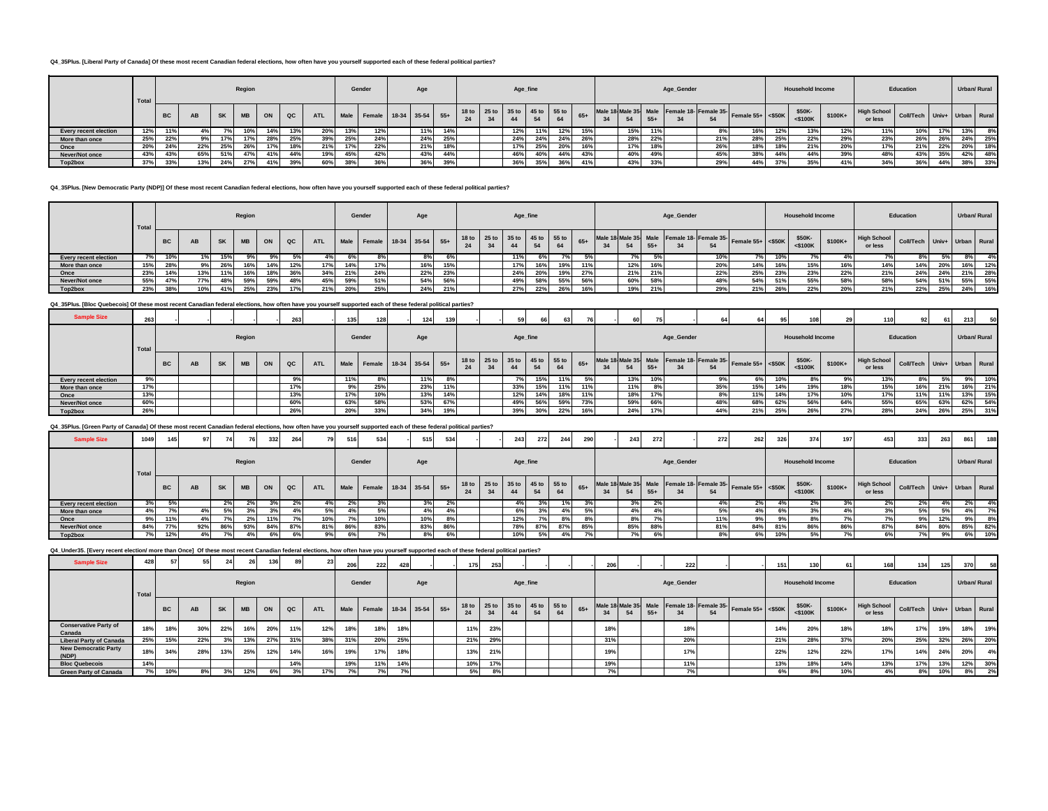**Q4_35Plus. [Liberal Party of Canada] Of these most recent Canadian federal elections, how often have you yourself supported each of these federal political parties?**

| | Total | Region | | | | | | | Gender | | Age | | | Age_fine | | | | | | Age_Gender | | | | | | Household Income | | | Education | | | Urban/ Rural | |
|---|---|---|---|---|---|---|---|---|---|---|---|---|---|---|---|---|---|---|---|---|---|---|---|---|---|---|---|---|---|---|---|---|---|
| | | BC | AB | SK | MB | ON | QC | ATL | Male | Female | 18-34 | 35-54 | 55+ | 18 to 24 | 25 to 34 | 35 to 44 | 45 to 54 | 55 to 64 | 65+ | Male 18-34 | Male 35-54 | Male 55+ | Female 18-34 | Female 35-54 | Female 55+ | <$50K | $50K-<$100K | $100K+ | High School or less | Coll/Tech | Univ+ | Urban | Rural |
| Every recent election | 12% | 11% | 4% | 7% | 10% | 14% | 13% | 20% | 13% | 12% | | 11% | 14% | | | 12% | 11% | 12% | 15% | | 15% | 11% | | 8% | 16% | 12% | 13% | 12% | 11% | 10% | 17% | 13% | 8% |
| More than once | 25% | 22% | 9% | 17% | 17% | 28% | 25% | 39% | 25% | 24% | | 24% | 25% | | | 24% | 24% | 24% | 26% | | 28% | 22% | | 21% | 28% | 25% | 22% | 29% | 23% | 26% | 26% | 24% | 25% |
| Once | 20% | 24% | 22% | 25% | 26% | 17% | 18% | 21% | 17% | 22% | | 21% | 18% | | | 17% | 25% | 20% | 16% | | 17% | 18% | | 26% | 18% | 18% | 21% | 20% | 17% | 21% | 22% | 20% | 18% |
| Never/Not once | 43% | 43% | 65% | 51% | 47% | 41% | 44% | 19% | 45% | 42% | | 43% | 44% | | | 46% | 40% | 44% | 43% | | 40% | 49% | | 45% | 38% | 44% | 44% | 39% | 48% | 43% | 35% | 42% | 48% |
| Top2box | 37% | 33% | 13% | 24% | 27% | 41% | 39% | 60% | 38% | 36% | | 36% | 39% | | | 36% | 35% | 36% | 41% | | 43% | 33% | | 29% | 44% | 37% | 35% | 41% | 34% | 36% | 44% | 38% | 33% |

**Q4_35Plus. [New Democratic Party (NDP)] Of these most recent Canadian federal elections, how often have you yourself supported each of these federal political parties?**

| | Total | Region | | | | | | | Gender | | Age | | | Age_fine | | | | | | Age_Gender | | | | | | Household Income | | | Education | | | Urban/ Rural | |
|---|---|---|---|---|---|---|---|---|---|---|---|---|---|---|---|---|---|---|---|---|---|---|---|---|---|---|---|---|---|---|---|---|---|
| | | BC | AB | SK | MB | ON | QC | ATL | Male | Female | 18-34 | 35-54 | 55+ | 18 to 24 | 25 to 34 | 35 to 44 | 45 to 54 | 55 to 64 | 65+ | Male 18-34 | Male 35-54 | Male 55+ | Female 18-34 | Female 35-54 | Female 55+ | <$50K | $50K-<$100K | $100K+ | High School or less | Coll/Tech | Univ+ | Urban | Rural |
| Every recent election | 7% | 10% | 1% | 15% | 9% | 9% | 5% | 4% | 6% | 8% | | 8% | 6% | | | 11% | 6% | 7% | 5% | | 7% | 5% | | 10% | 7% | 10% | 7% | 4% | 7% | 8% | 5% | 8% | 4% |
| More than once | 15% | 28% | 9% | 26% | 16% | 14% | 12% | 17% | 14% | 17% | | 16% | 15% | | | 17% | 16% | 19% | 11% | | 12% | 16% | | 20% | 14% | 16% | 15% | 16% | 14% | 14% | 20% | 16% | 12% |
| Once | 23% | 14% | 13% | 11% | 16% | 18% | 36% | 34% | 21% | 24% | | 22% | 23% | | | 24% | 20% | 19% | 27% | | 21% | 21% | | 22% | 25% | 23% | 23% | 22% | 21% | 24% | 24% | 21% | 28% |
| Never/Not once | 55% | 47% | 77% | 48% | 59% | 59% | 48% | 45% | 59% | 51% | | 54% | 56% | | | 49% | 58% | 55% | 56% | | 60% | 58% | | 48% | 54% | 51% | 55% | 58% | 58% | 54% | 51% | 55% | 55% |
| Top2box | 23% | 38% | 10% | 41% | 25% | 23% | 17% | 21% | 20% | 25% | | 24% | 21% | | | 27% | 22% | 26% | 16% | | 19% | 21% | | 29% | 21% | 26% | 22% | 20% | 21% | 22% | 25% | 24% | 16% |

**Q4_35Plus. [Bloc Quebecois] Of these most recent Canadian federal elections, how often have you yourself supported each of these federal political parties?**

| Sample Size | 263 | - | - | - | - | - | 263 | | 135 | 128 | | 124 | 139 | - | - | 59 | 66 | 63 | 76 | - | 60 | 75 | - | 64 | 64 | 95 | 108 | 29 | 110 | 92 | 61 | 213 | 50 |
|---|---|---|---|---|---|---|---|---|---|---|---|---|---|---|---|---|---|---|---|---|---|---|---|---|---|---|---|---|---|---|---|---|---|
| | Total | Region | | | | | | | Gender | | Age | | | Age_fine | | | | | | Age_Gender | | | | | | Household Income | | | Education | | | Urban/ Rural | |
| | | BC | AB | SK | MB | ON | QC | ATL | Male | Female | 18-34 | 35-54 | 55+ | 18 to 24 | 25 to 34 | 35 to 44 | 45 to 54 | 55 to 64 | 65+ | Male 18-34 | Male 35-54 | Male 55+ | Female 18-34 | Female 35-54 | Female 55+ | <$50K | $50K-<$100K | $100K+ | High School or less | Coll/Tech | Univ+ | Urban | Rural |
| Every recent election | 9% | | | | | | 9% | | 11% | 8% | | 11% | 8% | | | 7% | 15% | 11% | 5% | | 13% | 10% | | 9% | 6% | 10% | 8% | 9% | 13% | 8% | 5% | 9% | 10% |
| More than once | 17% | | | | | | 17% | | 9% | 25% | | 23% | 11% | | | 33% | 15% | 11% | 11% | | 11% | 8% | | 35% | 15% | 14% | 19% | 18% | 15% | 16% | 21% | 16% | 21% |
| Once | 13% | | | | | | 13% | | 17% | 10% | | 13% | 14% | | | 12% | 14% | 18% | 11% | | 18% | 17% | | 8% | 11% | 14% | 17% | 10% | 17% | 11% | 11% | 13% | 15% |
| Never/Not once | 60% | | | | | | 60% | | 63% | 58% | | 53% | 67% | | | 49% | 56% | 59% | 73% | | 59% | 66% | | 48% | 68% | 62% | 56% | 64% | 55% | 65% | 63% | 62% | 54% |
| Top2box | 26% | | | | | | 26% | | 20% | 33% | | 34% | 19% | | | 39% | 30% | 22% | 16% | | 24% | 17% | | 44% | 21% | 25% | 26% | 27% | 28% | 24% | 26% | 25% | 31% |

**Q4_35Plus. [Green Party of Canada] Of these most recent Canadian federal elections, how often have you yourself supported each of these federal political parties?**

| Sample Size | 1049 | 145 | 97 | 74 | 76 | 332 | 264 | 79 | 516 | 534 | | 515 | 534 | - | - | 243 | 272 | 244 | 290 | - | 243 | 272 | - | 272 | 262 | 326 | 374 | 197 | 453 | 333 | 263 | 861 | 188 |
|---|---|---|---|---|---|---|---|---|---|---|---|---|---|---|---|---|---|---|---|---|---|---|---|---|---|---|---|---|---|---|---|---|---|
| | Total | Region | | | | | | | Gender | | Age | | | Age_fine | | | | | | Age_Gender | | | | | | Household Income | | | Education | | | Urban/ Rural | |
| | | BC | AB | SK | MB | ON | QC | ATL | Male | Female | 18-34 | 35-54 | 55+ | 18 to 24 | 25 to 34 | 35 to 44 | 45 to 54 | 55 to 64 | 65+ | Male 18-34 | Male 35-54 | Male 55+ | Female 18-34 | Female 35-54 | Female 55+ | <$50K | $50K-<$100K | $100K+ | High School or less | Coll/Tech | Univ+ | Urban | Rural |
| Every recent election | 3% | 5% | | 2% | 2% | 3% | 2% | 4% | 2% | 3% | | 3% | 2% | | | 4% | 3% | 1% | 3% | | 3% | 2% | | 4% | 2% | 4% | 2% | 3% | 2% | 2% | 4% | 2% | 4% |
| More than once | 4% | 7% | 4% | 5% | 3% | 3% | 4% | 5% | 4% | 5% | | 4% | 4% | | | 6% | 3% | 4% | 5% | | 4% | 4% | | 5% | 4% | 6% | 3% | 4% | 3% | 5% | 5% | 4% | 7% |
| Once | 9% | 11% | 4% | 7% | 2% | 11% | 7% | 10% | 7% | 10% | | 10% | 8% | | | 12% | 7% | 8% | 8% | | 8% | 7% | | 11% | 9% | 9% | 8% | 7% | 7% | 9% | 12% | 9% | 8% |
| Never/Not once | 84% | 77% | 92% | 86% | 93% | 84% | 87% | 81% | 86% | 83% | | 83% | 86% | | | 78% | 87% | 87% | 85% | | 85% | 88% | | 81% | 84% | 81% | 86% | 86% | 87% | 84% | 80% | 85% | 82% |
| Top2box | 7% | 12% | 4% | 7% | 4% | 6% | 6% | 9% | 6% | 7% | | 8% | 6% | | | 10% | 5% | 4% | 7% | | 7% | 6% | | 8% | 6% | 10% | 5% | 7% | 6% | 7% | 9% | 6% | 10% |

**Q4_Under35. [Every recent election/ more than Once] Of these most recent Canadian federal elections, how often have you yourself supported each of these federal political parties?**

| Sample Size | 428 | 57 | 55 | 24 | 26 | 136 | 89 | 23 | 206 | 222 | 428 | - | - | 175 | 253 | - | - | - | - | 206 | - | - | 222 | - | - | 151 | 130 | 61 | 168 | 134 | 125 | 370 | 58 |
|---|---|---|---|---|---|---|---|---|---|---|---|---|---|---|---|---|---|---|---|---|---|---|---|---|---|---|---|---|---|---|---|---|---|
| | Total | Region | | | | | | | Gender | | Age | | | Age_fine | | | | | | Age_Gender | | | | | | Household Income | | | Education | | | Urban/ Rural | |
| | | BC | AB | SK | MB | ON | QC | ATL | Male | Female | 18-34 | 35-54 | 55+ | 18 to 24 | 25 to 34 | 35 to 44 | 45 to 54 | 55 to 64 | 65+ | Male 18-34 | Male 35-54 | Male 55+ | Female 18-34 | Female 35-54 | Female 55+ | <$50K | $50K-<$100K | $100K+ | High School or less | Coll/Tech | Univ+ | Urban | Rural |
| Conservative Party of Canada | 18% | 18% | 30% | 22% | 16% | 20% | 11% | 12% | 18% | 18% | 18% | | | 11% | 23% | | | | | 18% | | | 18% | | | 14% | 20% | 18% | 18% | 17% | 19% | 18% | 19% |
| Liberal Party of Canada | 25% | 15% | 22% | 3% | 13% | 27% | 31% | 38% | 31% | 20% | 25% | | | 21% | 29% | | | | | 31% | | | 20% | | | 21% | 28% | 37% | 20% | 25% | 32% | 26% | 20% |
| New Democratic Party (NDP) | 18% | 34% | 28% | 13% | 25% | 12% | 14% | 16% | 19% | 17% | 18% | | | 13% | 21% | | | | | 19% | | | 17% | | | 22% | 12% | 22% | 17% | 14% | 24% | 20% | 4% |
| Bloc Quebecois | 14% | | | | | | 14% | | 19% | 11% | 14% | | | 10% | 17% | | | | | 19% | | | 11% | | | 13% | 18% | 14% | 13% | 17% | 13% | 12% | 30% |
| Green Party of Canada | 7% | 10% | 8% | 3% | 12% | 6% | 3% | 17% | 7% | 7% | 7% | | | 5% | 8% | | | | | 7% | | | 7% | | | 6% | 8% | 10% | 4% | 8% | 10% | 8% | 2% |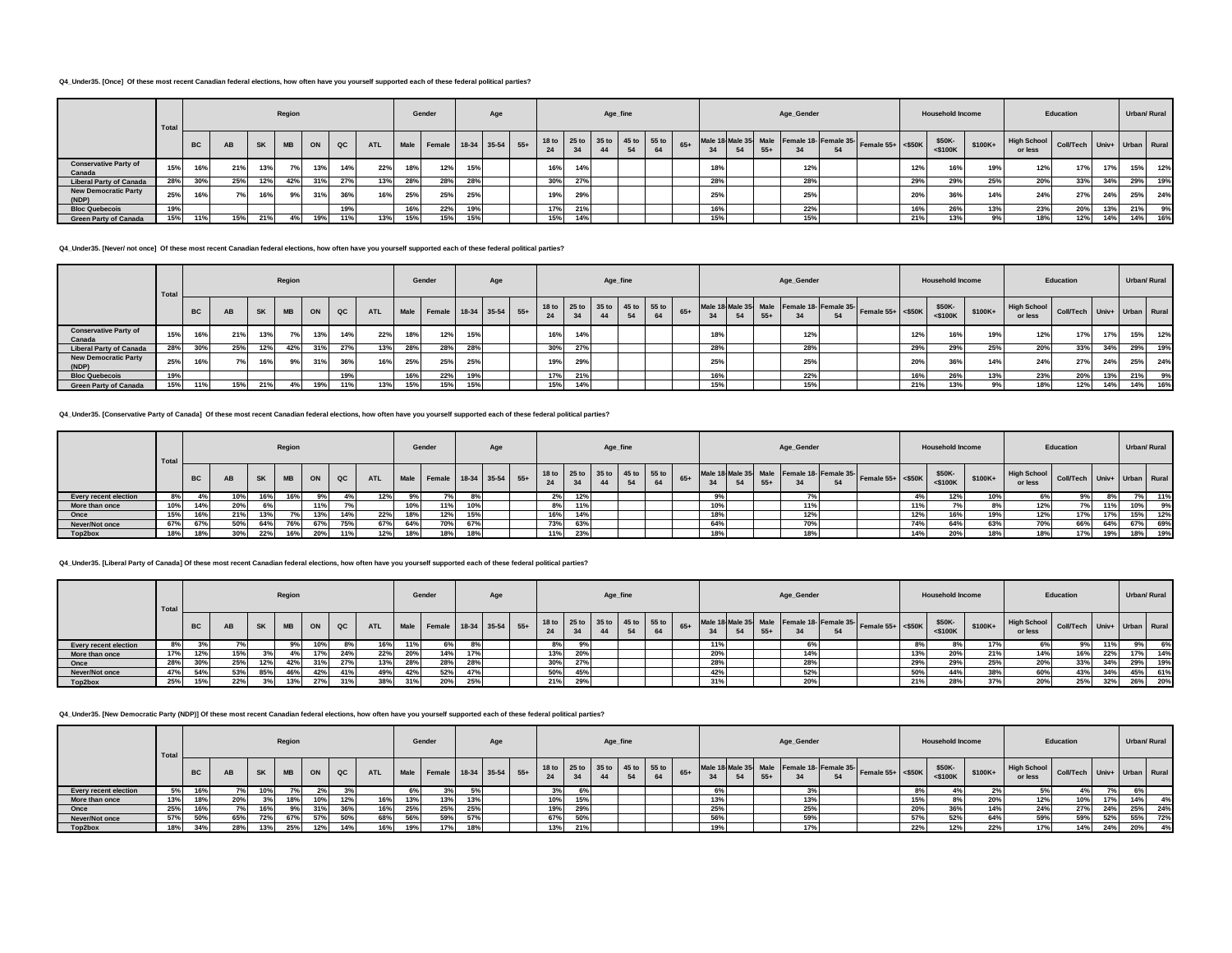**Q4_Under35. [Once] Of these most recent Canadian federal elections, how often have you yourself supported each of these federal political parties?**

| | Total | Region | | | | | | | Gender | | Age | | | Age_fine | | | | | | Age_Gender | | | | | | Household Income | | | Education | | | Urban/ Rural | |
|---|---|---|---|---|---|---|---|---|---|---|---|---|---|---|---|---|---|---|---|---|---|---|---|---|---|---|---|---|---|---|---|---|---|
| | | BC | AB | SK | MB | ON | QC | ATL | Male | Female | 18-34 | 35-54 | 55+ | 18 to 24 | 25 to 34 | 35 to 44 | 45 to 54 | 55 to 64 | 65+ | Male 18-34 | Male 35-54 | Male 55+ | Female 18-34 | Female 35-54 | Female 55+ | <$50K | $50K-<$100K | $100K+ | High School or less | Coll/Tech | Univ+ | Urban | Rural |
| Conservative Party of Canada | 15% | 16% | 21% | 13% | 7% | 13% | 14% | 22% | 18% | 12% | 15% | | | 16% | 14% | | | | | 18% | | | 12% | | | 12% | 16% | 19% | 12% | 17% | 17% | 15% | 12% |
| Liberal Party of Canada | 28% | 30% | 25% | 12% | 42% | 31% | 27% | 13% | 28% | 28% | 28% | | | 30% | 27% | | | | | 28% | | | 28% | | | 29% | 29% | 25% | 20% | 33% | 34% | 29% | 19% |
| New Democratic Party (NDP) | 25% | 16% | 7% | 16% | 9% | 31% | 36% | 16% | 25% | 25% | 25% | | | 19% | 29% | | | | | 25% | | | 25% | | | 20% | 36% | 14% | 24% | 27% | 24% | 25% | 24% |
| Bloc Quebecois | 19% | | | | | | 19% | | 16% | 22% | 19% | | | 17% | 21% | | | | | 16% | | | 22% | | | 16% | 26% | 13% | 23% | 20% | 13% | 21% | 9% |
| Green Party of Canada | 15% | 11% | 15% | 21% | 4% | 19% | 11% | 13% | 15% | 15% | 15% | | | 15% | 14% | | | | | 15% | | | 15% | | | 21% | 13% | 9% | 18% | 12% | 14% | 14% | 16% |

**Q4_Under35. [Never/ not once] Of these most recent Canadian federal elections, how often have you yourself supported each of these federal political parties?**

| | Total | Region | | | | | | | Gender | | Age | | | Age_fine | | | | | | Age_Gender | | | | | | Household Income | | | Education | | | Urban/ Rural | |
|---|---|---|---|---|---|---|---|---|---|---|---|---|---|---|---|---|---|---|---|---|---|---|---|---|---|---|---|---|---|---|---|---|---|
| | | BC | AB | SK | MB | ON | QC | ATL | Male | Female | 18-34 | 35-54 | 55+ | 18 to 24 | 25 to 34 | 35 to 44 | 45 to 54 | 55 to 64 | 65+ | Male 18-34 | Male 35-54 | Male 55+ | Female 18-34 | Female 35-54 | Female 55+ | <$50K | $50K-<$100K | $100K+ | High School or less | Coll/Tech | Univ+ | Urban | Rural |
| Conservative Party of Canada | 15% | 16% | 21% | 13% | 7% | 13% | 14% | 22% | 18% | 12% | 15% | | | 16% | 14% | | | | | 18% | | | 12% | | | 12% | 16% | 19% | 12% | 17% | 17% | 15% | 12% |
| Liberal Party of Canada | 28% | 30% | 25% | 12% | 42% | 31% | 27% | 13% | 28% | 28% | 28% | | | 30% | 27% | | | | | 28% | | | 28% | | | 29% | 29% | 25% | 20% | 33% | 34% | 29% | 19% |
| New Democratic Party (NDP) | 25% | 16% | 7% | 16% | 9% | 31% | 36% | 16% | 25% | 25% | 25% | | | 19% | 29% | | | | | 25% | | | 25% | | | 20% | 36% | 14% | 24% | 27% | 24% | 25% | 24% |
| Bloc Quebecois | 19% | | | | | | 19% | | 16% | 22% | 19% | | | 17% | 21% | | | | | 16% | | | 22% | | | 16% | 26% | 13% | 23% | 20% | 13% | 21% | 9% |
| Green Party of Canada | 15% | 11% | 15% | 21% | 4% | 19% | 11% | 13% | 15% | 15% | 15% | | | 15% | 14% | | | | | 15% | | | 15% | | | 21% | 13% | 9% | 18% | 12% | 14% | 14% | 16% |

**Q4_Under35. [Conservative Party of Canada] Of these most recent Canadian federal elections, how often have you yourself supported each of these federal political parties?**

| | Total | Region | | | | | | | Gender | | Age | | | Age_fine | | | | | | Age_Gender | | | | | | Household Income | | | Education | | | Urban/ Rural | |
|---|---|---|---|---|---|---|---|---|---|---|---|---|---|---|---|---|---|---|---|---|---|---|---|---|---|---|---|---|---|---|---|---|---|
| | | BC | AB | SK | MB | ON | QC | ATL | Male | Female | 18-34 | 35-54 | 55+ | 18 to 24 | 25 to 34 | 35 to 44 | 45 to 54 | 55 to 64 | 65+ | Male 18-34 | Male 35-54 | Male 55+ | Female 18-34 | Female 35-54 | Female 55+ | <$50K | $50K-<$100K | $100K+ | High School or less | Coll/Tech | Univ+ | Urban | Rural |
| Every recent election | 8% | 4% | 10% | 16% | 16% | 9% | 4% | 12% | 9% | 7% | 8% | | | 2% | 12% | | | | | 9% | | | 7% | | | 4% | 12% | 10% | 6% | 9% | 8% | 7% | 11% |
| More than once | 10% | 14% | 20% | 6% | | 11% | 7% | | 10% | 11% | 10% | | | 8% | 11% | | | | | 10% | | | 11% | | | 11% | 7% | 8% | 12% | 7% | 11% | 10% | 9% |
| Once | 15% | 16% | 21% | 13% | 7% | 13% | 14% | 22% | 18% | 12% | 15% | | | 16% | 14% | | | | | 18% | | | 12% | | | 12% | 16% | 19% | 12% | 17% | 17% | 15% | 12% |
| Never/Not once | 67% | 67% | 50% | 64% | 76% | 67% | 75% | 67% | 64% | 70% | 67% | | | 73% | 63% | | | | | 64% | | | 70% | | | 74% | 64% | 63% | 70% | 66% | 64% | 67% | 69% |
| Top2box | 18% | 18% | 30% | 22% | 16% | 20% | 11% | 12% | 18% | 18% | 18% | | | 11% | 23% | | | | | 18% | | | 18% | | | 14% | 20% | 18% | 18% | 17% | 19% | 18% | 19% |

**Q4_Under35. [Liberal Party of Canada] Of these most recent Canadian federal elections, how often have you yourself supported each of these federal political parties?**

| | Total | Region | | | | | | | Gender | | Age | | | Age_fine | | | | | | Age_Gender | | | | | | Household Income | | | Education | | | Urban/ Rural | |
|---|---|---|---|---|---|---|---|---|---|---|---|---|---|---|---|---|---|---|---|---|---|---|---|---|---|---|---|---|---|---|---|---|---|
| | | BC | AB | SK | MB | ON | QC | ATL | Male | Female | 18-34 | 35-54 | 55+ | 18 to 24 | 25 to 34 | 35 to 44 | 45 to 54 | 55 to 64 | 65+ | Male 18-34 | Male 35-54 | Male 55+ | Female 18-34 | Female 35-54 | Female 55+ | <$50K | $50K-<$100K | $100K+ | High School or less | Coll/Tech | Univ+ | Urban | Rural |
| Every recent election | 8% | 3% | 7% | | 9% | 10% | 8% | 16% | 11% | 6% | 8% | | | 8% | 9% | | | | | 11% | | | 6% | | | 8% | 8% | 17% | 6% | 9% | 11% | 9% | 6% |
| More than once | 17% | 12% | 15% | 3% | 4% | 17% | 24% | 22% | 20% | 14% | 17% | | | 13% | 20% | | | | | 20% | | | 14% | | | 13% | 20% | 21% | 14% | 16% | 22% | 17% | 14% |
| Once | 28% | 30% | 25% | 12% | 42% | 31% | 27% | 13% | 28% | 28% | 28% | | | 30% | 27% | | | | | 28% | | | 28% | | | 29% | 29% | 25% | 20% | 33% | 34% | 29% | 19% |
| Never/Not once | 47% | 54% | 53% | 85% | 46% | 42% | 41% | 49% | 42% | 52% | 47% | | | 50% | 45% | | | | | 42% | | | 52% | | | 50% | 44% | 38% | 60% | 43% | 34% | 45% | 61% |
| Top2box | 25% | 15% | 22% | 3% | 13% | 27% | 31% | 38% | 31% | 20% | 25% | | | 21% | 29% | | | | | 31% | | | 20% | | | 21% | 28% | 37% | 20% | 25% | 32% | 26% | 20% |

**Q4_Under35. [New Democratic Party (NDP)] Of these most recent Canadian federal elections, how often have you yourself supported each of these federal political parties?**

| | Total | Region | | | | | | | Gender | | Age | | | Age_fine | | | | | | Age_Gender | | | | | | Household Income | | | Education | | | Urban/ Rural | |
|---|---|---|---|---|---|---|---|---|---|---|---|---|---|---|---|---|---|---|---|---|---|---|---|---|---|---|---|---|---|---|---|---|---|
| | | BC | AB | SK | MB | ON | QC | ATL | Male | Female | 18-34 | 35-54 | 55+ | 18 to 24 | 25 to 34 | 35 to 44 | 45 to 54 | 55 to 64 | 65+ | Male 18-34 | Male 35-54 | Male 55+ | Female 18-34 | Female 35-54 | Female 55+ | <$50K | $50K-<$100K | $100K+ | High School or less | Coll/Tech | Univ+ | Urban | Rural |
| Every recent election | 5% | 16% | 7% | 10% | 7% | 2% | 3% | | 6% | 3% | 5% | | | 3% | 6% | | | | | 6% | | | 3% | | | 8% | 4% | 2% | 5% | 4% | 7% | 6% | |
| More than once | 13% | 18% | 20% | 3% | 18% | 10% | 12% | 16% | 13% | 13% | 13% | | | 10% | 15% | | | | | 13% | | | 13% | | | 15% | 8% | 20% | 12% | 10% | 17% | 14% | 4% |
| Once | 25% | 16% | 7% | 16% | 9% | 31% | 36% | 16% | 25% | 25% | 25% | | | 19% | 29% | | | | | 25% | | | 25% | | | 20% | 36% | 14% | 24% | 27% | 24% | 25% | 24% |
| Never/Not once | 57% | 50% | 65% | 72% | 67% | 57% | 50% | 68% | 56% | 59% | 57% | | | 67% | 50% | | | | | 56% | | | 59% | | | 57% | 52% | 64% | 59% | 59% | 52% | 55% | 72% |
| Top2box | 18% | 34% | 28% | 13% | 25% | 12% | 14% | 16% | 19% | 17% | 18% | | | 13% | 21% | | | | | 19% | | | 17% | | | 22% | 12% | 22% | 17% | 14% | 24% | 20% | 4% |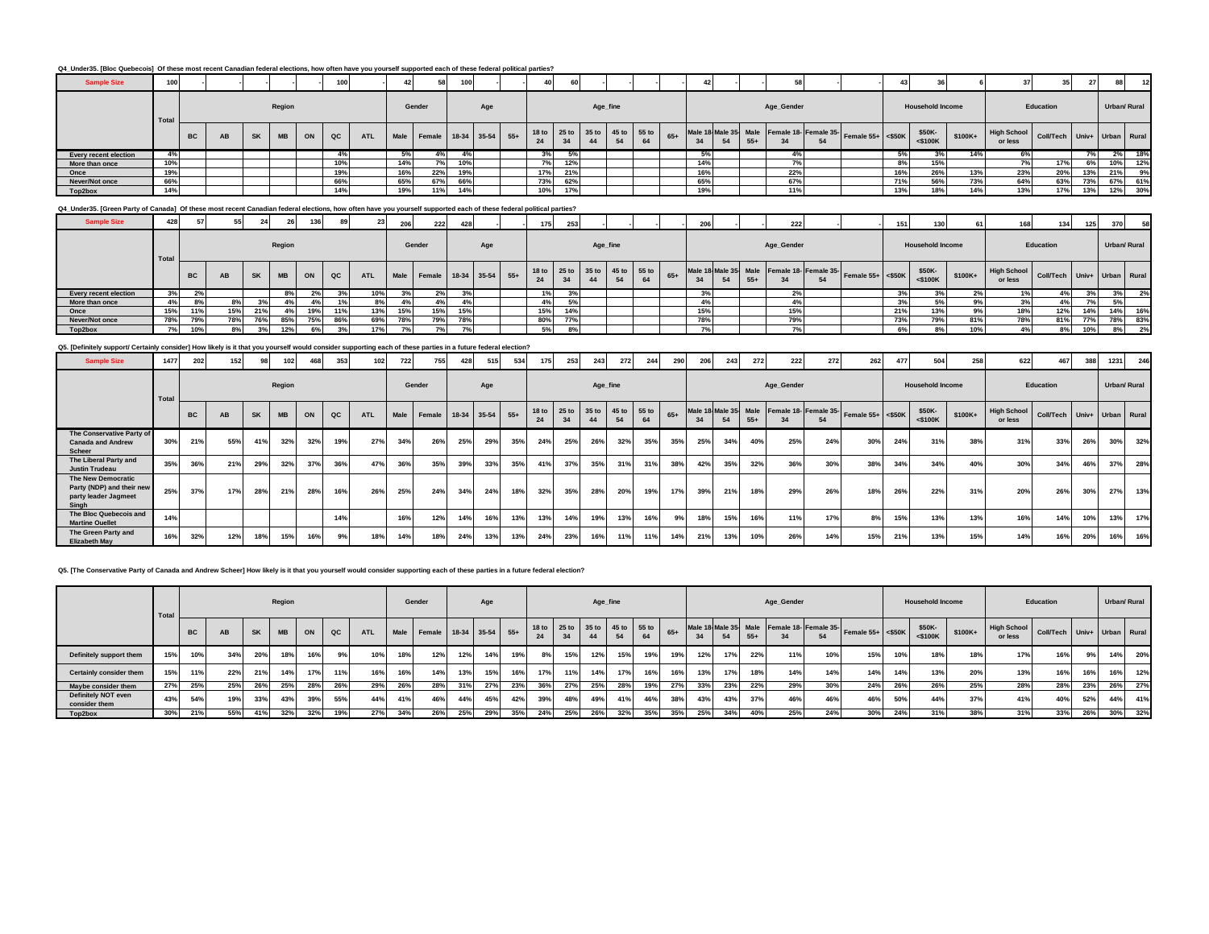**Q4_Under35. [Bloc Quebecois] Of these most recent Canadian federal elections, how often have you yourself supported each of these federal political parties?**

| | Total | Region | | | | | | | Gender | | Age | | | Age_fine | | | | | | Age_Gender | | | | | | Household Income | | | Education | | | Urban/ Rural | |
|---|---|---|---|---|---|---|---|---|---|---|---|---|---|---|---|---|---|---|---|---|---|---|---|---|---|---|---|---|---|---|---|---|---|
| | | BC | AB | SK | MB | ON | QC | ATL | Male | Female | 18-34 | 35-54 | 55+ | 18 to 24 | 25 to 34 | 35 to 44 | 45 to 54 | 55 to 64 | 65+ | Male 18-34 | Male 35-54 | Male 55+ | Female 18-34 | Female 35-54 | Female 55+ | <$50K | $50K-<$100K | $100K+ | High School or less | Coll/Tech | Univ+ | Urban | Rural |
| **Sample Size** | 100 | - | - | - | - | - | 100 | | 42 | 58 | 100 | - | - | 40 | 60 | - | - | - | - | 42 | - | - | 58 | - | - | 43 | 36 | 6 | 37 | 35 | 27 | 88 | 12 |
| Every recent election | 4% | | | | | | 4% | | 5% | 4% | 4% | | | 3% | 5% | | | | | 5% | | | 4% | | | 5% | 3% | 14% | 6% | | 7% | 2% | 18% |
| More than once | 10% | | | | | | 10% | | 14% | 7% | 10% | | | 7% | 12% | | | | | 14% | | | 7% | | | 8% | 15% | | 7% | 17% | 6% | 10% | 12% |
| Once | 19% | | | | | | 19% | | 16% | 22% | 19% | | | 17% | 21% | | | | | 16% | | | 22% | | | 16% | 26% | 13% | 23% | 20% | 13% | 21% | 9% |
| Never/Not once | 66% | | | | | | 66% | | 65% | 67% | 66% | | | 73% | 62% | | | | | 65% | | | 67% | | | 71% | 56% | 73% | 64% | 63% | 73% | 67% | 61% |
| Top2box | 14% | | | | | | 14% | | 19% | 11% | 14% | | | 10% | 17% | | | | | 19% | | | 11% | | | 13% | 18% | 14% | 13% | 17% | 13% | 12% | 30% |

**Q4_Under35. [Green Party of Canada] Of these most recent Canadian federal elections, how often have you yourself supported each of these federal political parties?**

| | Total | Region | | | | | | | Gender | | Age | | | Age_fine | | | | | | Age_Gender | | | | | | Household Income | | | Education | | | Urban/ Rural | |
|---|---|---|---|---|---|---|---|---|---|---|---|---|---|---|---|---|---|---|---|---|---|---|---|---|---|---|---|---|---|---|---|---|---|
| | | BC | AB | SK | MB | ON | QC | ATL | Male | Female | 18-34 | 35-54 | 55+ | 18 to 24 | 25 to 34 | 35 to 44 | 45 to 54 | 55 to 64 | 65+ | Male 18-34 | Male 35-54 | Male 55+ | Female 18-34 | Female 35-54 | Female 55+ | <$50K | $50K-<$100K | $100K+ | High School or less | Coll/Tech | Univ+ | Urban | Rural |
| **Sample Size** | 428 | 57 | 55 | 24 | 26 | 136 | 89 | 23 | 206 | 222 | 428 | - | - | 175 | 253 | - | - | - | - | 206 | - | - | 222 | - | - | 151 | 130 | 61 | 168 | 134 | 125 | 370 | 58 |
| Every recent election | 3% | 2% | | | 8% | 2% | 3% | 10% | 3% | 2% | 3% | | | 1% | 3% | | | | | 3% | | | 2% | | | 3% | 3% | 2% | 1% | 4% | 3% | 3% | 2% |
| More than once | 4% | | 8% | 3% | 4% | 4% | 1% | 8% | 4% | 4% | 4% | | | 4% | 5% | | | | | 4% | | | 4% | | | 3% | 5% | 9% | 3% | 4% | 7% | 5% | |
| Once | 15% | 11% | 15% | 21% | 4% | 19% | 11% | 13% | 15% | 15% | 15% | | | 15% | 14% | | | | | 15% | | | 15% | | | 21% | 13% | 9% | 18% | 12% | 14% | 14% | 16% |
| Never/Not once | 78% | 79% | 78% | 76% | 85% | 75% | 86% | 69% | 78% | 79% | 78% | | | 80% | 77% | | | | | 78% | | | 79% | | | 73% | 79% | 81% | 78% | 81% | 77% | 78% | 83% |
| Top2box | 7% | 10% | 8% | 3% | 12% | 6% | 3% | 17% | 7% | 7% | 7% | | | 5% | 8% | | | | | 7% | | | 7% | | | 6% | 8% | 10% | 4% | 8% | 10% | 8% | 2% |

**Q5. [Definitely support/ Certainly consider] How likely is it that you yourself would consider supporting each of these parties in a future federal election?**

| | Total | Region | | | | | | | Gender | | Age | | | Age_fine | | | | | | Age_Gender | | | | | | Household Income | | | Education | | | Urban/ Rural | |
|---|---|---|---|---|---|---|---|---|---|---|---|---|---|---|---|---|---|---|---|---|---|---|---|---|---|---|---|---|---|---|---|---|---|
| | | BC | AB | SK | MB | ON | QC | ATL | Male | Female | 18-34 | 35-54 | 55+ | 18 to 24 | 25 to 34 | 35 to 44 | 45 to 54 | 55 to 64 | 65+ | Male 18-34 | Male 35-54 | Male 55+ | Female 18-34 | Female 35-54 | Female 55+ | <$50K | $50K-<$100K | $100K+ | High School or less | Coll/Tech | Univ+ | Urban | Rural |
| **Sample Size** | 1477 | 202 | 152 | 98 | 102 | 468 | 353 | 102 | 722 | 755 | 428 | 515 | 534 | 175 | 253 | 243 | 272 | 244 | 290 | 206 | 243 | 272 | 222 | 272 | 262 | 477 | 504 | 258 | 622 | 467 | 388 | 1231 | 246 |
| The Conservative Party of Canada and Andrew Scheer | 30% | 21% | 55% | 41% | 32% | 32% | 19% | 27% | 34% | 26% | 25% | 29% | 35% | 24% | 25% | 26% | 32% | 35% | 35% | 25% | 34% | 40% | 25% | 24% | 30% | 24% | 31% | 38% | 31% | 33% | 26% | 30% | 32% |
| The Liberal Party and Justin Trudeau | 35% | 36% | 21% | 29% | 32% | 37% | 36% | 47% | 36% | 35% | 39% | 33% | 35% | 41% | 37% | 35% | 31% | 31% | 38% | 42% | 35% | 32% | 36% | 30% | 38% | 34% | 34% | 40% | 30% | 34% | 46% | 37% | 28% |
| The New Democratic Party (NDP) and their new party leader Jagmeet Singh | 25% | 37% | 17% | 28% | 21% | 28% | 16% | 26% | 25% | 24% | 34% | 24% | 18% | 32% | 35% | 28% | 20% | 19% | 17% | 39% | 21% | 18% | 29% | 26% | 18% | 26% | 22% | 31% | 20% | 26% | 30% | 27% | 13% |
| The Bloc Quebecois and Martine Ouellet | 14% | | | | | | 14% | | 16% | 12% | 14% | 16% | 13% | 13% | 14% | 19% | 13% | 16% | 9% | 18% | 15% | 16% | 11% | 17% | 8% | 15% | 13% | 13% | 16% | 14% | 10% | 13% | 17% |
| The Green Party and Elizabeth May | 16% | 32% | 12% | 18% | 15% | 16% | 9% | 18% | 14% | 18% | 24% | 13% | 13% | 24% | 23% | 16% | 11% | 11% | 14% | 21% | 13% | 10% | 26% | 14% | 15% | 21% | 13% | 15% | 14% | 16% | 20% | 16% | 16% |

**Q5. [The Conservative Party of Canada and Andrew Scheer] How likely is it that you yourself would consider supporting each of these parties in a future federal election?**

| | Total | Region | | | | | | | Gender | | Age | | | Age_fine | | | | | | Age_Gender | | | | | | Household Income | | | Education | | | Urban/ Rural | |
|---|---|---|---|---|---|---|---|---|---|---|---|---|---|---|---|---|---|---|---|---|---|---|---|---|---|---|---|---|---|---|---|---|---|
| | | BC | AB | SK | MB | ON | QC | ATL | Male | Female | 18-34 | 35-54 | 55+ | 18 to 24 | 25 to 34 | 35 to 44 | 45 to 54 | 55 to 64 | 65+ | Male 18-34 | Male 35-54 | Male 55+ | Female 18-34 | Female 35-54 | Female 55+ | <$50K | $50K-<$100K | $100K+ | High School or less | Coll/Tech | Univ+ | Urban | Rural |
| Definitely support them | 15% | 10% | 34% | 20% | 18% | 16% | 9% | 10% | 18% | 12% | 12% | 14% | 19% | 8% | 15% | 12% | 15% | 19% | 19% | 12% | 17% | 22% | 11% | 10% | 15% | 10% | 18% | 18% | 17% | 16% | 9% | 14% | 20% |
| Certainly consider them | 15% | 11% | 22% | 21% | 14% | 17% | 11% | 16% | 16% | 14% | 13% | 15% | 16% | 17% | 11% | 14% | 17% | 16% | 16% | 13% | 17% | 18% | 14% | 14% | 14% | 14% | 13% | 20% | 13% | 16% | 16% | 16% | 12% |
| Maybe consider them | 27% | 25% | 25% | 26% | 25% | 28% | 26% | 29% | 26% | 28% | 31% | 27% | 23% | 36% | 27% | 25% | 28% | 19% | 27% | 33% | 23% | 22% | 29% | 30% | 24% | 26% | 26% | 25% | 28% | 28% | 23% | 26% | 27% |
| Definitely NOT even consider them | 43% | 54% | 19% | 33% | 43% | 39% | 55% | 44% | 41% | 46% | 44% | 45% | 42% | 39% | 48% | 49% | 41% | 46% | 38% | 43% | 43% | 37% | 46% | 46% | 46% | 50% | 44% | 37% | 41% | 40% | 52% | 44% | 41% |
| Top2box | 30% | 21% | 55% | 41% | 32% | 32% | 19% | 27% | 34% | 26% | 25% | 29% | 35% | 24% | 25% | 26% | 32% | 35% | 35% | 25% | 34% | 40% | 25% | 24% | 30% | 24% | 31% | 38% | 31% | 33% | 26% | 30% | 32% |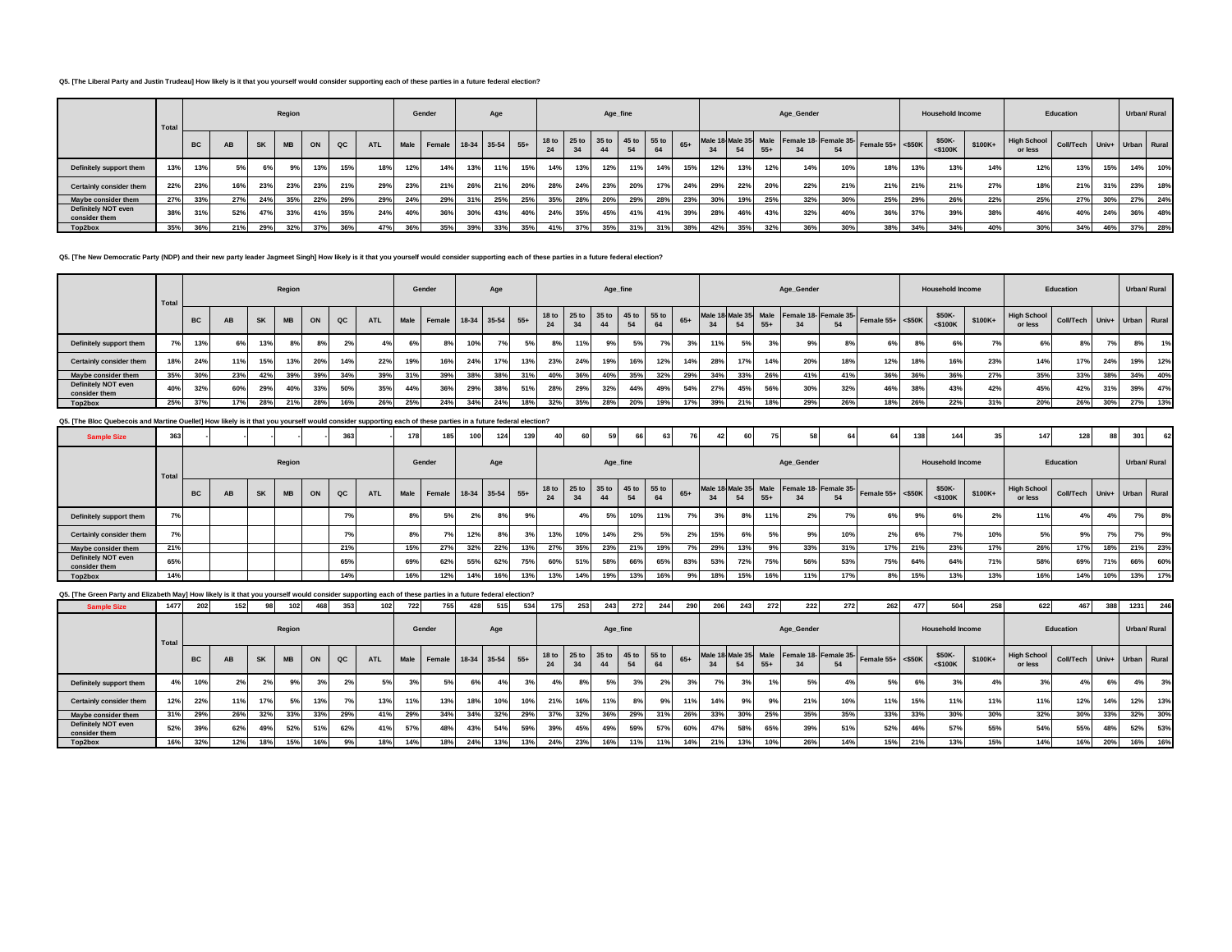**Q5. [The Liberal Party and Justin Trudeau] How likely is it that you yourself would consider supporting each of these parties in a future federal election?**

| | Total | Region | | | | | | | Gender | | Age | | | Age_fine | | | | | | Age_Gender | | | | | | Household Income | | | Education | | | Urban/ Rural | |
|---|---|---|---|---|---|---|---|---|---|---|---|---|---|---|---|---|---|---|---|---|---|---|---|---|---|---|---|---|---|---|---|---|---|
| | | BC | AB | SK | MB | ON | QC | ATL | Male | Female | 18-34 | 35-54 | 55+ | 18 to 24 | 25 to 34 | 35 to 44 | 45 to 54 | 55 to 64 | 65+ | Male 18-34 | Male 35-54 | Male 55+ | Female 18-34 | Female 35-54 | Female 55+ | <$50K | $50K-<$100K | $100K+ | High School or less | Coll/Tech | Univ+ | Urban | Rural |
| Definitely support them | 13% | 13% | 5% | 6% | 9% | 13% | 15% | 18% | 12% | 14% | 13% | 11% | 15% | 14% | 13% | 12% | 11% | 14% | 15% | 12% | 13% | 12% | 14% | 10% | 18% | 13% | 13% | 14% | 12% | 13% | 15% | 14% | 10% |
| Certainly consider them | 22% | 23% | 16% | 23% | 23% | 23% | 21% | 29% | 23% | 21% | 26% | 21% | 20% | 28% | 24% | 23% | 20% | 17% | 24% | 29% | 22% | 20% | 22% | 21% | 21% | 21% | 21% | 27% | 18% | 21% | 31% | 23% | 18% |
| Maybe consider them | 27% | 33% | 27% | 24% | 35% | 22% | 29% | 29% | 24% | 29% | 31% | 25% | 25% | 35% | 28% | 20% | 29% | 28% | 23% | 30% | 19% | 25% | 32% | 30% | 25% | 29% | 26% | 22% | 25% | 27% | 30% | 27% | 24% |
| Definitely NOT even consider them | 38% | 31% | 52% | 47% | 33% | 41% | 35% | 24% | 40% | 36% | 30% | 43% | 40% | 24% | 35% | 45% | 41% | 41% | 39% | 28% | 46% | 43% | 32% | 40% | 36% | 37% | 39% | 38% | 46% | 40% | 24% | 36% | 48% |
| Top2box | 35% | 36% | 21% | 29% | 32% | 37% | 36% | 47% | 36% | 35% | 39% | 33% | 35% | 41% | 37% | 35% | 31% | 31% | 38% | 42% | 35% | 32% | 36% | 30% | 38% | 34% | 34% | 40% | 30% | 34% | 46% | 37% | 28% |

**Q5. [The New Democratic Party (NDP) and their new party leader Jagmeet Singh] How likely is it that you yourself would consider supporting each of these parties in a future federal election?**

| | Total | Region | | | | | | | Gender | | Age | | | Age_fine | | | | | | Age_Gender | | | | | | Household Income | | | Education | | | Urban/ Rural | |
|---|---|---|---|---|---|---|---|---|---|---|---|---|---|---|---|---|---|---|---|---|---|---|---|---|---|---|---|---|---|---|---|---|---|
| | | BC | AB | SK | MB | ON | QC | ATL | Male | Female | 18-34 | 35-54 | 55+ | 18 to 24 | 25 to 34 | 35 to 44 | 45 to 54 | 55 to 64 | 65+ | Male 18-34 | Male 35-54 | Male 55+ | Female 18-34 | Female 35-54 | Female 55+ | <$50K | $50K-<$100K | $100K+ | High School or less | Coll/Tech | Univ+ | Urban | Rural |
| Definitely support them | 7% | 13% | 6% | 13% | 8% | 8% | 2% | 4% | 6% | 8% | 10% | 7% | 5% | 8% | 11% | 9% | 5% | 7% | 3% | 11% | 5% | 3% | 9% | 8% | 6% | 8% | 6% | 7% | 6% | 8% | 7% | 8% | 1% |
| Certainly consider them | 18% | 24% | 11% | 15% | 13% | 20% | 14% | 22% | 19% | 16% | 24% | 17% | 13% | 23% | 24% | 19% | 16% | 12% | 14% | 28% | 17% | 14% | 20% | 18% | 12% | 18% | 16% | 23% | 14% | 17% | 24% | 19% | 12% |
| Maybe consider them | 35% | 30% | 23% | 42% | 39% | 39% | 34% | 39% | 31% | 39% | 38% | 38% | 31% | 40% | 36% | 40% | 35% | 32% | 29% | 34% | 33% | 26% | 41% | 41% | 36% | 36% | 36% | 27% | 35% | 33% | 38% | 34% | 40% |
| Definitely NOT even consider them | 40% | 32% | 60% | 29% | 40% | 33% | 50% | 35% | 44% | 36% | 29% | 38% | 51% | 28% | 29% | 32% | 44% | 49% | 54% | 27% | 45% | 56% | 30% | 32% | 46% | 38% | 43% | 42% | 45% | 42% | 31% | 39% | 47% |
| Top2box | 25% | 37% | 17% | 28% | 21% | 28% | 16% | 26% | 25% | 24% | 34% | 24% | 18% | 32% | 35% | 28% | 20% | 19% | 17% | 39% | 21% | 18% | 29% | 26% | 18% | 26% | 22% | 31% | 20% | 26% | 30% | 27% | 13% |

**Q5. [The Bloc Quebecois and Martine Ouellet] How likely is it that you yourself would consider supporting each of these parties in a future federal election?**

| Sample Size | 363 | - | - | - | - | - | 363 | - | 178 | 185 | 100 | 124 | 139 | 40 | 60 | 59 | 66 | 63 | 76 | 42 | 60 | 75 | 58 | 64 | 64 | 138 | 144 | 35 | 147 | 128 | 88 | 301 | 62 |
|---|---|---|---|---|---|---|---|---|---|---|---|---|---|---|---|---|---|---|---|---|---|---|---|---|---|---|---|---|---|---|---|---|---|
| | Total | Region | | | | | | | Gender | | Age | | | Age_fine | | | | | | Age_Gender | | | | | | Household Income | | | Education | | | Urban/ Rural | |
| | | BC | AB | SK | MB | ON | QC | ATL | Male | Female | 18-34 | 35-54 | 55+ | 18 to 24 | 25 to 34 | 35 to 44 | 45 to 54 | 55 to 64 | 65+ | Male 18-34 | Male 35-54 | Male 55+ | Female 18-34 | Female 35-54 | Female 55+ | <$50K | $50K-<$100K | $100K+ | High School or less | Coll/Tech | Univ+ | Urban | Rural |
| Definitely support them | 7% | | | | | | 7% | | 8% | 5% | 2% | 8% | 9% | | 4% | 5% | 10% | 11% | 7% | 3% | 8% | 11% | 2% | 7% | 6% | 9% | 6% | 2% | 11% | 4% | 4% | 7% | 8% |
| Certainly consider them | 7% | | | | | | 7% | | 8% | 7% | 12% | 8% | 3% | 13% | 10% | 14% | 2% | 5% | 2% | 15% | 6% | 5% | 9% | 10% | 2% | 6% | 7% | 10% | 5% | 9% | 7% | 7% | 9% |
| Maybe consider them | 21% | | | | | | 21% | | 15% | 27% | 32% | 22% | 13% | 27% | 35% | 23% | 21% | 19% | 7% | 29% | 13% | 9% | 33% | 31% | 17% | 21% | 23% | 17% | 26% | 17% | 18% | 21% | 23% |
| Definitely NOT even consider them | 65% | | | | | | 65% | | 69% | 62% | 55% | 62% | 75% | 60% | 51% | 58% | 66% | 65% | 83% | 53% | 72% | 75% | 56% | 53% | 75% | 64% | 64% | 71% | 58% | 69% | 71% | 66% | 60% |
| Top2box | 14% | | | | | | 14% | | 16% | 12% | 14% | 16% | 13% | 13% | 14% | 19% | 13% | 16% | 9% | 18% | 15% | 16% | 11% | 17% | 8% | 15% | 13% | 13% | 16% | 14% | 10% | 13% | 17% |

**Q5. [The Green Party and Elizabeth May] How likely is it that you yourself would consider supporting each of these parties in a future federal election?**

| Sample Size | 1477 | 202 | 152 | 98 | 102 | 468 | 353 | 102 | 722 | 755 | 428 | 515 | 534 | 175 | 253 | 243 | 272 | 244 | 290 | 206 | 243 | 272 | 222 | 272 | 262 | 477 | 504 | 258 | 622 | 467 | 388 | 1231 | 246 |
|---|---|---|---|---|---|---|---|---|---|---|---|---|---|---|---|---|---|---|---|---|---|---|---|---|---|---|---|---|---|---|---|---|---|
| | Total | Region | | | | | | | Gender | | Age | | | Age_fine | | | | | | Age_Gender | | | | | | Household Income | | | Education | | | Urban/ Rural | |
| | | BC | AB | SK | MB | ON | QC | ATL | Male | Female | 18-34 | 35-54 | 55+ | 18 to 24 | 25 to 34 | 35 to 44 | 45 to 54 | 55 to 64 | 65+ | Male 18-34 | Male 35-54 | Male 55+ | Female 18-34 | Female 35-54 | Female 55+ | <$50K | $50K-<$100K | $100K+ | High School or less | Coll/Tech | Univ+ | Urban | Rural |
| Definitely support them | 4% | 10% | 2% | 2% | 9% | 3% | 2% | 5% | 3% | 5% | 6% | 4% | 3% | 4% | 8% | 5% | 3% | 2% | 3% | 7% | 3% | 1% | 5% | 4% | 5% | 6% | 3% | 4% | 3% | 4% | 6% | 4% | 3% |
| Certainly consider them | 12% | 22% | 11% | 17% | 5% | 13% | 7% | 13% | 11% | 13% | 18% | 10% | 10% | 21% | 16% | 11% | 8% | 9% | 11% | 14% | 9% | 9% | 21% | 10% | 11% | 15% | 11% | 11% | 11% | 12% | 14% | 12% | 13% |
| Maybe consider them | 31% | 29% | 26% | 32% | 33% | 33% | 29% | 41% | 29% | 34% | 34% | 32% | 29% | 37% | 32% | 36% | 29% | 31% | 26% | 33% | 30% | 25% | 35% | 35% | 33% | 33% | 30% | 30% | 32% | 30% | 33% | 32% | 30% |
| Definitely NOT even consider them | 52% | 39% | 62% | 49% | 52% | 51% | 62% | 41% | 57% | 48% | 43% | 54% | 59% | 39% | 45% | 49% | 59% | 57% | 60% | 47% | 58% | 65% | 39% | 51% | 52% | 46% | 57% | 55% | 54% | 55% | 48% | 52% | 53% |
| Top2box | 16% | 32% | 12% | 18% | 15% | 16% | 9% | 18% | 14% | 18% | 24% | 13% | 13% | 24% | 23% | 16% | 11% | 11% | 14% | 21% | 13% | 10% | 26% | 14% | 15% | 21% | 13% | 15% | 14% | 16% | 20% | 16% | 16% |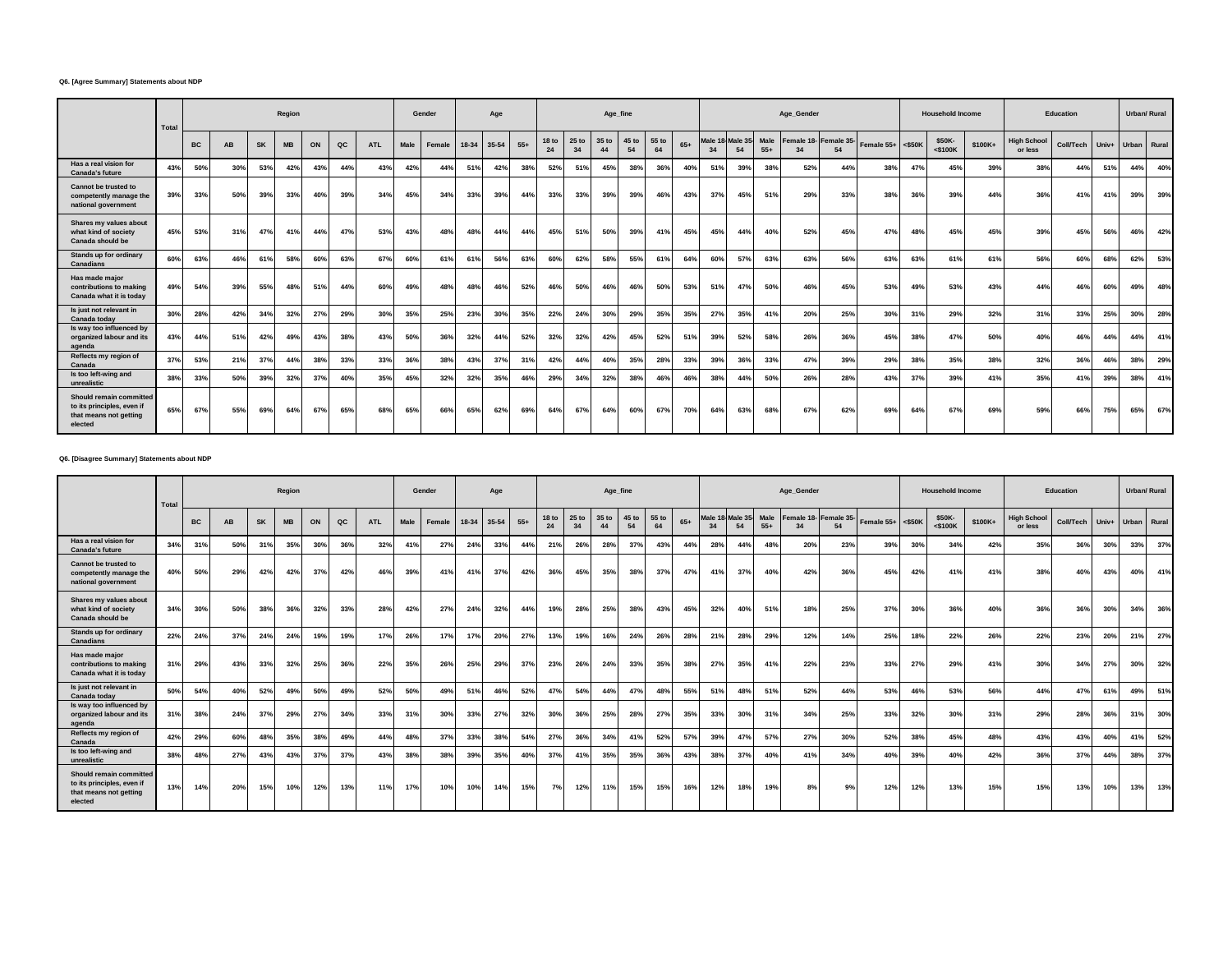**Q6. [Agree Summary] Statements about NDP**

| | Total | Region | | | | | | | Gender | | Age | | | Age_fine | | | | | | Age_Gender | | | | | | Household Income | | | Education | | | Urban/ Rural | |
|---|---|---|---|---|---|---|---|---|---|---|---|---|---|---|---|---|---|---|---|---|---|---|---|---|---|---|---|---|---|---|---|---|---|
| | | BC | AB | SK | MB | ON | QC | ATL | Male | Female | 18-34 | 35-54 | 55+ | 18 to 24 | 25 to 34 | 35 to 44 | 45 to 54 | 55 to 64 | 65+ | Male 18-34 | Male 35-54 | Male 55+ | Female 18-34 | Female 35-54 | Female 55+ | <$50K | $50K-<$100K | $100K+ | High School or less | Coll/Tech | Univ+ | Urban | Rural |
| Has a real vision for Canada's future | 43% | 50% | 30% | 53% | 42% | 43% | 44% | 43% | 42% | 44% | 51% | 42% | 38% | 52% | 51% | 45% | 38% | 36% | 40% | 51% | 39% | 38% | 52% | 44% | 38% | 47% | 45% | 39% | 38% | 44% | 51% | 44% | 40% |
| Cannot be trusted to competently manage the national government | 39% | 33% | 50% | 39% | 33% | 40% | 39% | 34% | 45% | 34% | 33% | 39% | 44% | 33% | 33% | 39% | 39% | 46% | 43% | 37% | 45% | 51% | 29% | 33% | 38% | 36% | 39% | 44% | 36% | 41% | 41% | 39% | 39% |
| Shares my values about what kind of society Canada should be | 45% | 53% | 31% | 47% | 41% | 44% | 47% | 53% | 43% | 48% | 48% | 44% | 44% | 45% | 51% | 50% | 39% | 41% | 45% | 45% | 44% | 40% | 52% | 45% | 47% | 48% | 45% | 45% | 39% | 45% | 56% | 46% | 42% |
| Stands up for ordinary Canadians | 60% | 63% | 46% | 61% | 58% | 60% | 63% | 67% | 60% | 61% | 61% | 56% | 63% | 60% | 62% | 58% | 55% | 61% | 64% | 60% | 57% | 63% | 63% | 56% | 63% | 63% | 61% | 61% | 56% | 60% | 68% | 62% | 53% |
| Has made major contributions to making Canada what it is today | 49% | 54% | 39% | 55% | 48% | 51% | 44% | 60% | 49% | 48% | 48% | 46% | 52% | 46% | 50% | 46% | 46% | 50% | 53% | 51% | 47% | 50% | 46% | 45% | 53% | 49% | 53% | 43% | 44% | 46% | 60% | 49% | 48% |
| Is just not relevant in Canada today | 30% | 28% | 42% | 34% | 32% | 27% | 29% | 30% | 35% | 25% | 23% | 30% | 35% | 22% | 24% | 30% | 29% | 35% | 35% | 27% | 35% | 41% | 20% | 25% | 30% | 31% | 29% | 32% | 31% | 33% | 25% | 30% | 28% |
| Is way too influenced by organized labour and its agenda | 43% | 44% | 51% | 42% | 49% | 43% | 38% | 43% | 50% | 36% | 32% | 44% | 52% | 32% | 32% | 42% | 45% | 52% | 51% | 39% | 52% | 58% | 26% | 36% | 45% | 38% | 47% | 50% | 40% | 46% | 44% | 44% | 41% |
| Reflects my region of Canada | 37% | 53% | 21% | 37% | 44% | 38% | 33% | 33% | 36% | 38% | 43% | 37% | 31% | 42% | 44% | 40% | 35% | 28% | 33% | 39% | 36% | 33% | 47% | 39% | 29% | 38% | 35% | 38% | 32% | 36% | 46% | 38% | 29% |
| Is too left-wing and unrealistic | 38% | 33% | 50% | 39% | 32% | 37% | 40% | 35% | 45% | 32% | 32% | 35% | 46% | 29% | 34% | 32% | 38% | 46% | 46% | 38% | 44% | 50% | 26% | 28% | 43% | 37% | 39% | 41% | 35% | 41% | 39% | 38% | 41% |
| Should remain committed to its principles, even if that means not getting elected | 65% | 67% | 55% | 69% | 64% | 67% | 65% | 68% | 65% | 66% | 65% | 62% | 69% | 64% | 67% | 64% | 60% | 67% | 70% | 64% | 63% | 68% | 67% | 62% | 69% | 64% | 67% | 69% | 59% | 66% | 75% | 65% | 67% |

**Q6. [Disagree Summary] Statements about NDP**

| | Total | Region | | | | | | | Gender | | Age | | | Age_fine | | | | | | Age_Gender | | | | | | Household Income | | | Education | | | Urban/ Rural | |
|---|---|---|---|---|---|---|---|---|---|---|---|---|---|---|---|---|---|---|---|---|---|---|---|---|---|---|---|---|---|---|---|---|---|
| | | BC | AB | SK | MB | ON | QC | ATL | Male | Female | 18-34 | 35-54 | 55+ | 18 to 24 | 25 to 34 | 35 to 44 | 45 to 54 | 55 to 64 | 65+ | Male 18-34 | Male 35-54 | Male 55+ | Female 18-34 | Female 35-54 | Female 55+ | <$50K | $50K-<$100K | $100K+ | High School or less | Coll/Tech | Univ+ | Urban | Rural |
| Has a real vision for Canada's future | 34% | 31% | 50% | 31% | 35% | 30% | 36% | 32% | 41% | 27% | 24% | 33% | 44% | 21% | 26% | 28% | 37% | 43% | 44% | 28% | 44% | 48% | 20% | 23% | 39% | 30% | 34% | 42% | 35% | 36% | 30% | 33% | 37% |
| Cannot be trusted to competently manage the national government | 40% | 50% | 29% | 42% | 42% | 37% | 42% | 46% | 39% | 41% | 41% | 37% | 42% | 36% | 45% | 35% | 38% | 37% | 47% | 41% | 37% | 40% | 42% | 36% | 45% | 42% | 41% | 41% | 38% | 40% | 43% | 40% | 41% |
| Shares my values about what kind of society Canada should be | 34% | 30% | 50% | 38% | 36% | 32% | 33% | 28% | 42% | 27% | 24% | 32% | 44% | 19% | 28% | 25% | 38% | 43% | 45% | 32% | 40% | 51% | 18% | 25% | 37% | 30% | 36% | 40% | 36% | 36% | 30% | 34% | 36% |
| Stands up for ordinary Canadians | 22% | 24% | 37% | 24% | 24% | 19% | 19% | 17% | 26% | 17% | 17% | 20% | 27% | 13% | 19% | 16% | 24% | 26% | 28% | 21% | 28% | 29% | 12% | 14% | 25% | 18% | 22% | 26% | 22% | 23% | 20% | 21% | 27% |
| Has made major contributions to making Canada what it is today | 31% | 29% | 43% | 33% | 32% | 25% | 36% | 22% | 35% | 26% | 25% | 29% | 37% | 23% | 26% | 24% | 33% | 35% | 38% | 27% | 35% | 41% | 22% | 23% | 33% | 27% | 29% | 41% | 30% | 34% | 27% | 30% | 32% |
| Is just not relevant in Canada today | 50% | 54% | 40% | 52% | 49% | 50% | 49% | 52% | 50% | 49% | 51% | 46% | 52% | 47% | 54% | 44% | 47% | 48% | 55% | 51% | 48% | 51% | 52% | 44% | 53% | 46% | 53% | 56% | 44% | 47% | 61% | 49% | 51% |
| Is way too influenced by organized labour and its agenda | 31% | 38% | 24% | 37% | 29% | 27% | 34% | 33% | 31% | 30% | 33% | 27% | 32% | 30% | 36% | 25% | 28% | 27% | 35% | 33% | 30% | 31% | 34% | 25% | 33% | 32% | 30% | 31% | 29% | 28% | 36% | 31% | 30% |
| Reflects my region of Canada | 42% | 29% | 60% | 48% | 35% | 38% | 49% | 44% | 48% | 37% | 33% | 38% | 54% | 27% | 36% | 34% | 41% | 52% | 57% | 39% | 47% | 57% | 27% | 30% | 52% | 38% | 45% | 48% | 43% | 43% | 40% | 41% | 52% |
| Is too left-wing and unrealistic | 38% | 48% | 27% | 43% | 43% | 37% | 37% | 43% | 38% | 38% | 39% | 35% | 40% | 37% | 41% | 35% | 35% | 36% | 43% | 38% | 37% | 40% | 41% | 34% | 40% | 39% | 40% | 42% | 36% | 37% | 44% | 38% | 37% |
| Should remain committed to its principles, even if that means not getting elected | 13% | 14% | 20% | 15% | 10% | 12% | 13% | 11% | 17% | 10% | 10% | 14% | 15% | 7% | 12% | 11% | 15% | 15% | 16% | 12% | 18% | 19% | 8% | 9% | 12% | 12% | 13% | 15% | 15% | 13% | 10% | 13% | 13% |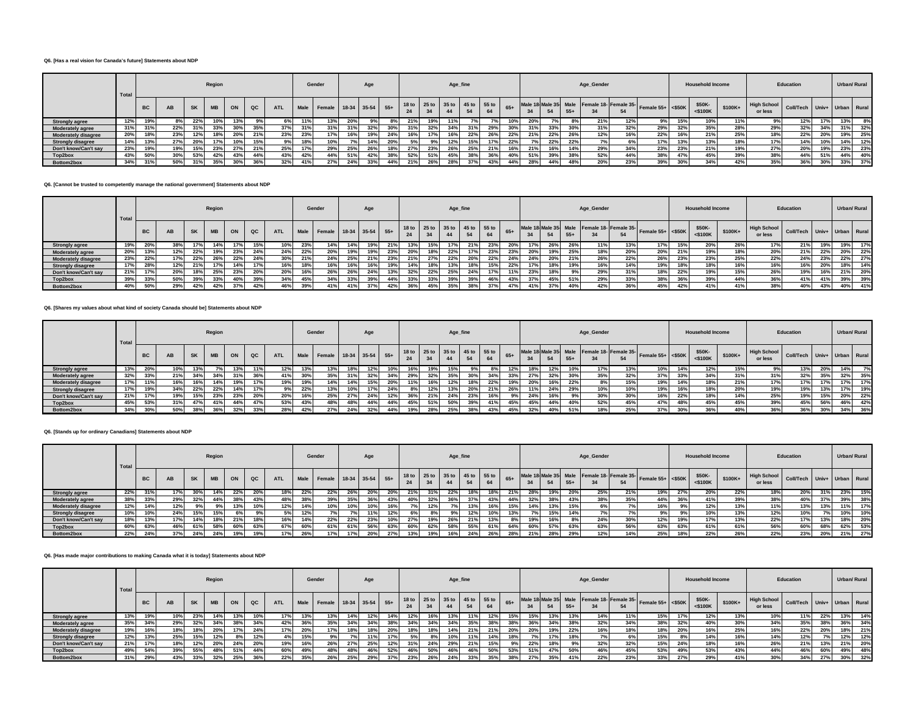**Q6. [Has a real vision for Canada's future] Statements about NDP**

| | Total | Region | | | | | | | Gender | | Age | | | Age_fine | | | | | | Age_Gender | | | | | | Household Income | | | Education | | | Urban/ Rural | |
|---|---|---|---|---|---|---|---|---|---|---|---|---|---|---|---|---|---|---|---|---|---|---|---|---|---|---|---|---|---|---|---|---|---|
| | | BC | AB | SK | MB | ON | QC | ATL | Male | Female | 18-34 | 35-54 | 55+ | 18 to 24 | 25 to 34 | 35 to 44 | 45 to 54 | 55 to 64 | 65+ | Male 18-34 | Male 35-54 | Male 55+ | Female 18-34 | Female 35-54 | Female 55+ | <$50K | $50K-<$100K | $100K+ | High School or less | Coll/Tech | Univ+ | Urban | Rural |
| Strongly agree | 12% | 19% | 8% | 22% | 10% | 13% | 9% | 6% | 11% | 13% | 20% | 9% | 8% | 21% | 19% | 11% | 7% | 7% | 10% | 20% | 7% | 8% | 21% | 12% | 9% | 15% | 10% | 11% | 9% | 12% | 17% | 13% | 8% |
| Moderately agree | 31% | 31% | 22% | 31% | 33% | 30% | 35% | 37% | 31% | 31% | 31% | 32% | 30% | 31% | 32% | 34% | 31% | 29% | 30% | 31% | 33% | 30% | 31% | 32% | 29% | 32% | 35% | 28% | 29% | 32% | 34% | 31% | 32% |
| Moderately disagree | 20% | 18% | 23% | 12% | 18% | 20% | 21% | 23% | 23% | 17% | 16% | 19% | 24% | 16% | 17% | 16% | 22% | 26% | 22% | 21% | 22% | 26% | 12% | 16% | 22% | 16% | 21% | 25% | 18% | 22% | 20% | 19% | 25% |
| Strongly disagree | 14% | 13% | 27% | 20% | 17% | 10% | 15% | 9% | 18% | 10% | 7% | 14% | 20% | 5% | 9% | 12% | 15% | 17% | 22% | 7% | 22% | 22% | 7% | 6% | 17% | 13% | 13% | 18% | 17% | 14% | 10% | 14% | 12% |
| Don't know/Can't say | 23% | 19% | 19% | 15% | 23% | 27% | 21% | 25% | 17% | 29% | 25% | 26% | 18% | 27% | 23% | 26% | 25% | 21% | 16% | 21% | 16% | 14% | 29% | 34% | 23% | 23% | 21% | 19% | 27% | 20% | 19% | 23% | 23% |
| Top2box | 43% | 50% | 30% | 53% | 42% | 43% | 44% | 43% | 42% | 44% | 51% | 42% | 38% | 52% | 51% | 45% | 38% | 36% | 40% | 51% | 39% | 38% | 52% | 44% | 38% | 47% | 45% | 39% | 38% | 44% | 51% | 44% | 40% |
| Bottom2box | 34% | 31% | 50% | 31% | 35% | 30% | 36% | 32% | 41% | 27% | 24% | 33% | 44% | 21% | 26% | 28% | 37% | 43% | 44% | 28% | 44% | 48% | 20% | 23% | 39% | 30% | 34% | 42% | 35% | 36% | 30% | 33% | 37% |

**Q6. [Cannot be trusted to competently manage the national government] Statements about NDP**

| | Total | Region | | | | | | | Gender | | Age | | | Age_fine | | | | | | Age_Gender | | | | | | Household Income | | | Education | | | Urban/ Rural | |
|---|---|---|---|---|---|---|---|---|---|---|---|---|---|---|---|---|---|---|---|---|---|---|---|---|---|---|---|---|---|---|---|---|---|
| | | BC | AB | SK | MB | ON | QC | ATL | Male | Female | 18-34 | 35-54 | 55+ | 18 to 24 | 25 to 34 | 35 to 44 | 45 to 54 | 55 to 64 | 65+ | Male 18-34 | Male 35-54 | Male 55+ | Female 18-34 | Female 35-54 | Female 55+ | <$50K | $50K-<$100K | $100K+ | High School or less | Coll/Tech | Univ+ | Urban | Rural |
| Strongly agree | 19% | 20% | 38% | 17% | 14% | 17% | 15% | 10% | 23% | 14% | 14% | 19% | 21% | 13% | 15% | 17% | 21% | 23% | 20% | 17% | 26% | 26% | 11% | 13% | 17% | 15% | 20% | 26% | 17% | 21% | 19% | 19% | 17% |
| Moderately agree | 20% | 13% | 12% | 22% | 19% | 23% | 24% | 24% | 22% | 20% | 19% | 19% | 23% | 20% | 18% | 22% | 17% | 23% | 23% | 20% | 19% | 25% | 18% | 20% | 20% | 21% | 19% | 18% | 20% | 21% | 22% | 20% | 22% |
| Moderately disagree | 23% | 22% | 17% | 22% | 26% | 22% | 24% | 30% | 21% | 24% | 25% | 21% | 23% | 21% | 27% | 22% | 20% | 22% | 24% | 24% | 20% | 21% | 26% | 22% | 26% | 23% | 23% | 25% | 22% | 24% | 23% | 22% | 27% |
| Strongly disagree | 17% | 28% | 12% | 21% | 17% | 14% | 17% | 16% | 18% | 16% | 16% | 16% | 19% | 14% | 18% | 13% | 18% | 15% | 22% | 17% | 18% | 19% | 16% | 14% | 19% | 18% | 18% | 16% | 16% | 16% | 20% | 18% | 14% |
| Don't know/Can't say | 21% | 17% | 20% | 18% | 25% | 23% | 20% | 20% | 16% | 26% | 26% | 24% | 13% | 32% | 22% | 25% | 24% | 17% | 11% | 23% | 18% | 9% | 29% | 31% | 18% | 22% | 19% | 15% | 26% | 19% | 16% | 21% | 20% |
| Top2box | 39% | 33% | 50% | 39% | 33% | 40% | 39% | 34% | 45% | 34% | 33% | 39% | 44% | 33% | 33% | 39% | 39% | 46% | 43% | 37% | 45% | 51% | 29% | 33% | 38% | 36% | 39% | 44% | 36% | 41% | 41% | 39% | 39% |
| Bottom2box | 40% | 50% | 29% | 42% | 42% | 37% | 42% | 46% | 39% | 41% | 41% | 37% | 42% | 36% | 45% | 35% | 38% | 37% | 47% | 41% | 37% | 40% | 42% | 36% | 45% | 42% | 41% | 41% | 38% | 40% | 43% | 40% | 41% |

**Q6. [Shares my values about what kind of society Canada should be] Statements about NDP**

| | Total | Region | | | | | | | Gender | | Age | | | Age_fine | | | | | | Age_Gender | | | | | | Household Income | | | Education | | | Urban/ Rural | |
|---|---|---|---|---|---|---|---|---|---|---|---|---|---|---|---|---|---|---|---|---|---|---|---|---|---|---|---|---|---|---|---|---|---|
| | | BC | AB | SK | MB | ON | QC | ATL | Male | Female | 18-34 | 35-54 | 55+ | 18 to 24 | 25 to 34 | 35 to 44 | 45 to 54 | 55 to 64 | 65+ | Male 18-34 | Male 35-54 | Male 55+ | Female 18-34 | Female 35-54 | Female 55+ | <$50K | $50K-<$100K | $100K+ | High School or less | Coll/Tech | Univ+ | Urban | Rural |
| Strongly agree | 13% | 20% | 10% | 13% | 7% | 13% | 11% | 12% | 13% | 13% | 18% | 12% | 10% | 16% | 19% | 15% | 9% | 8% | 12% | 18% | 12% | 10% | 17% | 13% | 10% | 14% | 12% | 15% | 9% | 13% | 20% | 14% | 7% |
| Moderately agree | 32% | 33% | 21% | 34% | 34% | 31% | 36% | 41% | 30% | 35% | 31% | 32% | 34% | 29% | 32% | 35% | 30% | 34% | 33% | 27% | 32% | 30% | 35% | 32% | 37% | 33% | 34% | 31% | 31% | 32% | 35% | 32% | 35% |
| Moderately disagree | 17% | 11% | 16% | 16% | 14% | 19% | 17% | 19% | 19% | 14% | 14% | 15% | 20% | 11% | 16% | 12% | 18% | 22% | 19% | 20% | 16% | 22% | 8% | 15% | 19% | 14% | 18% | 21% | 17% | 17% | 17% | 17% | 17% |
| Strongly disagree | 17% | 19% | 34% | 22% | 22% | 14% | 17% | 9% | 22% | 13% | 10% | 17% | 24% | 8% | 12% | 13% | 20% | 21% | 26% | 11% | 24% | 29% | 10% | 10% | 19% | 16% | 18% | 20% | 19% | 19% | 13% | 17% | 19% |
| Don't know/Can't say | 21% | 17% | 19% | 15% | 23% | 23% | 20% | 20% | 16% | 25% | 27% | 24% | 12% | 36% | 21% | 24% | 23% | 16% | 9% | 24% | 16% | 9% | 30% | 30% | 16% | 22% | 18% | 14% | 25% | 19% | 15% | 20% | 22% |
| Top2box | 45% | 53% | 31% | 47% | 41% | 44% | 47% | 53% | 43% | 48% | 48% | 44% | 44% | 45% | 51% | 50% | 39% | 41% | 45% | 45% | 44% | 40% | 52% | 45% | 47% | 48% | 45% | 45% | 39% | 45% | 56% | 46% | 42% |
| Bottom2box | 34% | 30% | 50% | 38% | 36% | 32% | 33% | 28% | 42% | 27% | 24% | 32% | 44% | 19% | 28% | 25% | 38% | 43% | 45% | 32% | 40% | 51% | 18% | 25% | 37% | 30% | 36% | 40% | 36% | 36% | 30% | 34% | 36% |

**Q6. [Stands up for ordinary Canadians] Statements about NDP**

| | Total | Region | | | | | | | Gender | | Age | | | Age_fine | | | | | | Age_Gender | | | | | | Household Income | | | Education | | | Urban/ Rural | |
|---|---|---|---|---|---|---|---|---|---|---|---|---|---|---|---|---|---|---|---|---|---|---|---|---|---|---|---|---|---|---|---|---|---|
| | | BC | AB | SK | MB | ON | QC | ATL | Male | Female | 18-34 | 35-54 | 55+ | 18 to 24 | 25 to 34 | 35 to 44 | 45 to 54 | 55 to 64 | 65+ | Male 18-34 | Male 35-54 | Male 55+ | Female 18-34 | Female 35-54 | Female 55+ | <$50K | $50K-<$100K | $100K+ | High School or less | Coll/Tech | Univ+ | Urban | Rural |
| Strongly agree | 22% | 31% | 17% | 30% | 14% | 22% | 20% | 18% | 22% | 22% | 26% | 20% | 20% | 21% | 31% | 22% | 18% | 18% | 21% | 28% | 19% | 20% | 25% | 21% | 19% | 27% | 20% | 22% | 18% | 20% | 31% | 23% | 15% |
| Moderately agree | 38% | 33% | 29% | 32% | 44% | 38% | 43% | 48% | 38% | 39% | 35% | 36% | 43% | 40% | 32% | 36% | 37% | 43% | 44% | 32% | 38% | 43% | 38% | 35% | 44% | 36% | 41% | 39% | 38% | 40% | 37% | 39% | 38% |
| Moderately disagree | 12% | 14% | 12% | 9% | 9% | 13% | 10% | 12% | 14% | 10% | 10% | 10% | 16% | 7% | 12% | 7% | 13% | 16% | 15% | 14% | 13% | 15% | 6% | 7% | 16% | 9% | 12% | 13% | 11% | 13% | 13% | 11% | 17% |
| Strongly disagree | 10% | 10% | 24% | 15% | 15% | 6% | 9% | 5% | 12% | 7% | 7% | 11% | 12% | 6% | 8% | 9% | 12% | 10% | 13% | 7% | 15% | 14% | 7% | 7% | 9% | 9% | 10% | 13% | 12% | 10% | 7% | 10% | 10% |
| Don't know/Can't say | 18% | 13% | 17% | 14% | 18% | 21% | 18% | 16% | 14% | 22% | 22% | 23% | 10% | 27% | 19% | 26% | 21% | 13% | 8% | 19% | 16% | 8% | 24% | 30% | 12% | 19% | 17% | 13% | 22% | 17% | 13% | 18% | 20% |
| Top2box | 60% | 63% | 46% | 61% | 58% | 60% | 63% | 67% | 60% | 61% | 61% | 56% | 63% | 60% | 62% | 58% | 55% | 61% | 64% | 60% | 57% | 63% | 63% | 56% | 63% | 63% | 61% | 61% | 56% | 60% | 68% | 62% | 53% |
| Bottom2box | 22% | 24% | 37% | 24% | 24% | 19% | 19% | 17% | 26% | 17% | 17% | 20% | 27% | 13% | 19% | 16% | 24% | 26% | 28% | 21% | 28% | 29% | 12% | 14% | 25% | 18% | 22% | 26% | 22% | 23% | 20% | 21% | 27% |

**Q6. [Has made major contributions to making Canada what it is today] Statements about NDP**

| | Total | Region | | | | | | | Gender | | Age | | | Age_fine | | | | | | Age_Gender | | | | | | Household Income | | | Education | | | Urban/ Rural | |
|---|---|---|---|---|---|---|---|---|---|---|---|---|---|---|---|---|---|---|---|---|---|---|---|---|---|---|---|---|---|---|---|---|---|
| | | BC | AB | SK | MB | ON | QC | ATL | Male | Female | 18-34 | 35-54 | 55+ | 18 to 24 | 25 to 34 | 35 to 44 | 45 to 54 | 55 to 64 | 65+ | Male 18-34 | Male 35-54 | Male 55+ | Female 18-34 | Female 35-54 | Female 55+ | <$50K | $50K-<$100K | $100K+ | High School or less | Coll/Tech | Univ+ | Urban | Rural |
| Strongly agree | 13% | 19% | 10% | 23% | 14% | 13% | 10% | 17% | 13% | 13% | 14% | 12% | 14% | 12% | 16% | 13% | 11% | 12% | 15% | 15% | 13% | 13% | 14% | 11% | 15% | 17% | 12% | 13% | 10% | 11% | 22% | 13% | 14% |
| Moderately agree | 35% | 34% | 29% | 32% | 34% | 38% | 34% | 42% | 36% | 35% | 34% | 34% | 38% | 34% | 34% | 34% | 35% | 38% | 38% | 36% | 34% | 38% | 32% | 34% | 38% | 32% | 40% | 30% | 34% | 35% | 38% | 36% | 34% |
| Moderately disagree | 19% | 16% | 18% | 18% | 20% | 17% | 24% | 17% | 20% | 17% | 18% | 18% | 20% | 18% | 18% | 14% | 21% | 21% | 20% | 20% | 19% | 22% | 16% | 18% | 18% | 20% | 16% | 25% | 16% | 22% | 20% | 18% | 21% |
| Strongly disagree | 12% | 13% | 25% | 15% | 12% | 8% | 12% | 4% | 15% | 9% | 7% | 11% | 17% | 5% | 8% | 10% | 11% | 14% | 18% | 7% | 17% | 18% | 7% | 6% | 15% | 8% | 14% | 16% | 14% | 12% | 7% | 12% | 12% |
| Don't know/Can't say | 21% | 17% | 18% | 12% | 20% | 24% | 20% | 19% | 16% | 26% | 27% | 25% | 12% | 31% | 24% | 29% | 21% | 15% | 9% | 22% | 18% | 9% | 32% | 32% | 15% | 24% | 18% | 16% | 26% | 21% | 13% | 21% | 20% |
| Top2box | 49% | 54% | 39% | 55% | 48% | 51% | 44% | 60% | 49% | 48% | 48% | 46% | 52% | 46% | 50% | 46% | 46% | 50% | 53% | 51% | 47% | 50% | 46% | 45% | 53% | 49% | 53% | 43% | 44% | 46% | 60% | 49% | 48% |
| Bottom2box | 31% | 29% | 43% | 33% | 32% | 25% | 36% | 22% | 35% | 26% | 25% | 29% | 37% | 23% | 26% | 24% | 33% | 35% | 38% | 27% | 35% | 41% | 22% | 23% | 33% | 27% | 29% | 41% | 30% | 34% | 27% | 30% | 32% |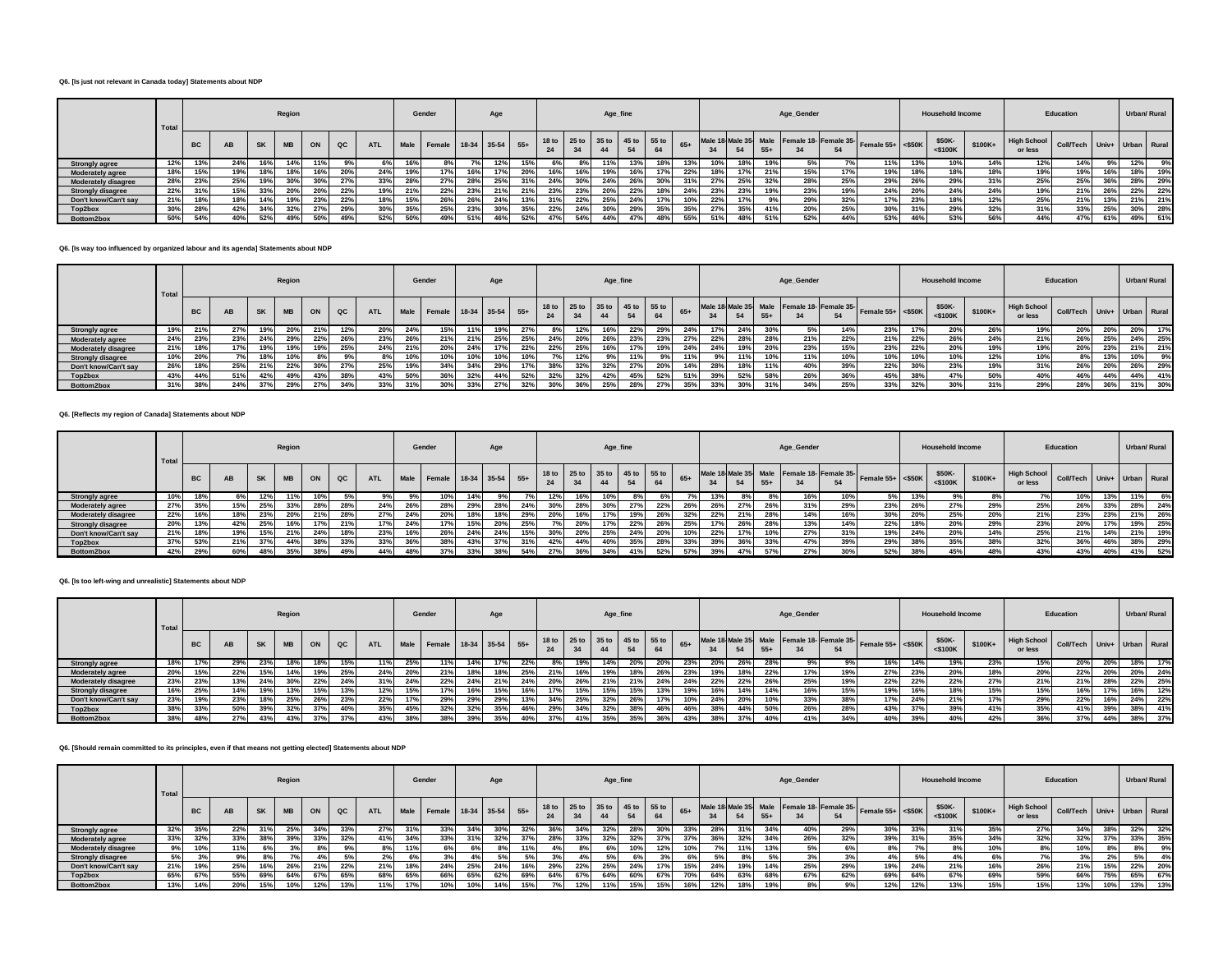**Q6. [Is just not relevant in Canada today] Statements about NDP**

| | Total | Region | | | | | | | Gender | | Age | | | Age_fine | | | | | | Age_Gender | | | | | | Household Income | | | Education | | | Urban/ Rural | |
|---|---|---|---|---|---|---|---|---|---|---|---|---|---|---|---|---|---|---|---|---|---|---|---|---|---|---|---|---|---|---|---|---|---|
| | | BC | AB | SK | MB | ON | QC | ATL | Male | Female | 18-34 | 35-54 | 55+ | 18 to 24 | 25 to 34 | 35 to 44 | 45 to 54 | 55 to 64 | 65+ | Male 18-34 | Male 35-54 | Male 55+ | Female 18-34 | Female 35-54 | Female 55+ | <$50K | $50K-<$100K | $100K+ | High School or less | Coll/Tech | Univ+ | Urban | Rural |
| Strongly agree | 12% | 13% | 24% | 16% | 14% | 11% | 9% | 6% | 16% | 8% | 7% | 12% | 15% | 6% | 8% | 11% | 13% | 18% | 13% | 10% | 18% | 19% | 5% | 7% | 11% | 13% | 10% | 14% | 12% | 14% | 9% | 12% | 9% |
| Moderately agree | 18% | 15% | 19% | 18% | 18% | 16% | 20% | 24% | 19% | 17% | 16% | 17% | 20% | 16% | 16% | 19% | 16% | 17% | 22% | 18% | 17% | 21% | 15% | 17% | 19% | 18% | 18% | 18% | 19% | 19% | 16% | 18% | 19% |
| Moderately disagree | 28% | 23% | 25% | 19% | 30% | 30% | 27% | 33% | 28% | 27% | 28% | 25% | 31% | 24% | 30% | 24% | 26% | 30% | 31% | 27% | 25% | 32% | 28% | 25% | 29% | 26% | 29% | 31% | 25% | 25% | 36% | 28% | 29% |
| Strongly disagree | 22% | 31% | 15% | 33% | 20% | 20% | 22% | 19% | 21% | 22% | 23% | 21% | 21% | 23% | 23% | 20% | 22% | 18% | 24% | 23% | 23% | 19% | 23% | 19% | 24% | 20% | 24% | 24% | 19% | 21% | 26% | 22% | 22% |
| Don't know/Can't say | 21% | 18% | 18% | 14% | 19% | 23% | 22% | 18% | 15% | 26% | 26% | 24% | 13% | 31% | 22% | 25% | 24% | 17% | 10% | 22% | 17% | 9% | 29% | 32% | 17% | 23% | 18% | 12% | 25% | 21% | 13% | 21% | 21% |
| Top2box | 30% | 28% | 42% | 34% | 32% | 27% | 29% | 30% | 35% | 25% | 23% | 30% | 35% | 22% | 24% | 30% | 29% | 35% | 35% | 27% | 35% | 41% | 20% | 25% | 30% | 31% | 29% | 32% | 31% | 33% | 25% | 30% | 28% |
| Bottom2box | 50% | 54% | 40% | 52% | 49% | 50% | 49% | 52% | 50% | 49% | 51% | 46% | 52% | 47% | 54% | 44% | 47% | 48% | 55% | 51% | 48% | 51% | 52% | 44% | 53% | 46% | 53% | 56% | 44% | 47% | 61% | 49% | 51% |

**Q6. [Is way too influenced by organized labour and its agenda] Statements about NDP**

| | Total | Region | | | | | | | Gender | | Age | | | Age_fine | | | | | | Age_Gender | | | | | | Household Income | | | Education | | | Urban/ Rural | |
|---|---|---|---|---|---|---|---|---|---|---|---|---|---|---|---|---|---|---|---|---|---|---|---|---|---|---|---|---|---|---|---|---|---|
| | | BC | AB | SK | MB | ON | QC | ATL | Male | Female | 18-34 | 35-54 | 55+ | 18 to 24 | 25 to 34 | 35 to 44 | 45 to 54 | 55 to 64 | 65+ | Male 18-34 | Male 35-54 | Male 55+ | Female 18-34 | Female 35-54 | Female 55+ | <$50K | $50K-<$100K | $100K+ | High School or less | Coll/Tech | Univ+ | Urban | Rural |
| Strongly agree | 19% | 21% | 27% | 19% | 20% | 21% | 12% | 20% | 24% | 15% | 11% | 19% | 27% | 8% | 12% | 16% | 22% | 29% | 24% | 17% | 24% | 30% | 5% | 14% | 23% | 17% | 20% | 26% | 19% | 20% | 20% | 20% | 17% |
| Moderately agree | 24% | 23% | 23% | 24% | 29% | 22% | 26% | 23% | 26% | 21% | 21% | 25% | 25% | 24% | 20% | 26% | 23% | 23% | 27% | 22% | 28% | 28% | 21% | 22% | 21% | 22% | 26% | 24% | 21% | 26% | 25% | 24% | 25% |
| Moderately disagree | 21% | 18% | 17% | 19% | 19% | 19% | 25% | 24% | 21% | 20% | 24% | 17% | 22% | 22% | 25% | 16% | 17% | 19% | 24% | 24% | 19% | 20% | 23% | 15% | 23% | 22% | 20% | 19% | 19% | 20% | 23% | 21% | 21% |
| Strongly disagree | 10% | 20% | 7% | 18% | 10% | 8% | 9% | 8% | 10% | 10% | 10% | 10% | 10% | 7% | 12% | 9% | 11% | 9% | 11% | 9% | 11% | 10% | 11% | 10% | 10% | 10% | 10% | 12% | 10% | 8% | 13% | 10% | 9% |
| Don't know/Can't say | 26% | 18% | 25% | 21% | 22% | 30% | 27% | 25% | 19% | 34% | 34% | 29% | 17% | 38% | 32% | 32% | 27% | 20% | 14% | 28% | 18% | 11% | 40% | 39% | 22% | 30% | 23% | 19% | 31% | 26% | 20% | 26% | 29% |
| Top2box | 43% | 44% | 51% | 42% | 49% | 43% | 38% | 43% | 50% | 36% | 32% | 44% | 52% | 32% | 32% | 42% | 45% | 52% | 51% | 39% | 52% | 58% | 26% | 36% | 45% | 38% | 47% | 50% | 40% | 46% | 44% | 44% | 41% |
| Bottom2box | 31% | 38% | 24% | 37% | 29% | 27% | 34% | 33% | 31% | 30% | 33% | 27% | 32% | 30% | 36% | 25% | 28% | 27% | 35% | 33% | 30% | 31% | 34% | 25% | 33% | 32% | 30% | 31% | 29% | 28% | 36% | 31% | 30% |

**Q6. [Reflects my region of Canada] Statements about NDP**

| | Total | Region | | | | | | | Gender | | Age | | | Age_fine | | | | | | Age_Gender | | | | | | Household Income | | | Education | | | Urban/ Rural | |
|---|---|---|---|---|---|---|---|---|---|---|---|---|---|---|---|---|---|---|---|---|---|---|---|---|---|---|---|---|---|---|---|---|---|
| | | BC | AB | SK | MB | ON | QC | ATL | Male | Female | 18-34 | 35-54 | 55+ | 18 to 24 | 25 to 34 | 35 to 44 | 45 to 54 | 55 to 64 | 65+ | Male 18-34 | Male 35-54 | Male 55+ | Female 18-34 | Female 35-54 | Female 55+ | <$50K | $50K-<$100K | $100K+ | High School or less | Coll/Tech | Univ+ | Urban | Rural |
| Strongly agree | 10% | 18% | 6% | 12% | 11% | 10% | 5% | 9% | 9% | 10% | 14% | 9% | 7% | 12% | 16% | 10% | 8% | 6% | 7% | 13% | 8% | 8% | 16% | 10% | 5% | 13% | 9% | 8% | 7% | 10% | 13% | 11% | 6% |
| Moderately agree | 27% | 35% | 15% | 25% | 33% | 28% | 28% | 24% | 26% | 28% | 29% | 28% | 24% | 30% | 28% | 30% | 27% | 22% | 26% | 26% | 27% | 26% | 31% | 29% | 23% | 26% | 27% | 29% | 25% | 26% | 33% | 28% | 24% |
| Moderately disagree | 22% | 16% | 18% | 23% | 20% | 21% | 28% | 27% | 24% | 20% | 18% | 18% | 29% | 20% | 16% | 17% | 19% | 26% | 32% | 22% | 21% | 28% | 14% | 16% | 30% | 20% | 25% | 20% | 21% | 23% | 23% | 21% | 26% |
| Strongly disagree | 20% | 13% | 42% | 25% | 16% | 17% | 21% | 17% | 24% | 17% | 15% | 20% | 25% | 7% | 20% | 17% | 22% | 26% | 25% | 17% | 26% | 28% | 13% | 14% | 22% | 18% | 20% | 29% | 23% | 20% | 17% | 19% | 25% |
| Don't know/Can't say | 21% | 18% | 19% | 15% | 21% | 24% | 18% | 23% | 16% | 26% | 24% | 24% | 15% | 30% | 20% | 25% | 24% | 20% | 10% | 22% | 17% | 10% | 27% | 31% | 19% | 24% | 20% | 14% | 25% | 21% | 14% | 21% | 19% |
| Top2box | 37% | 53% | 21% | 37% | 44% | 38% | 33% | 33% | 36% | 38% | 43% | 37% | 31% | 42% | 44% | 40% | 35% | 28% | 33% | 39% | 36% | 33% | 47% | 39% | 29% | 38% | 35% | 38% | 32% | 36% | 46% | 38% | 29% |
| Bottom2box | 42% | 29% | 60% | 48% | 35% | 38% | 49% | 44% | 48% | 37% | 33% | 38% | 54% | 27% | 36% | 34% | 41% | 52% | 57% | 39% | 47% | 57% | 27% | 30% | 52% | 38% | 45% | 48% | 43% | 43% | 40% | 41% | 52% |

**Q6. [Is too left-wing and unrealistic] Statements about NDP**

| | Total | Region | | | | | | | Gender | | Age | | | Age_fine | | | | | | Age_Gender | | | | | | Household Income | | | Education | | | Urban/ Rural | |
|---|---|---|---|---|---|---|---|---|---|---|---|---|---|---|---|---|---|---|---|---|---|---|---|---|---|---|---|---|---|---|---|---|---|
| | | BC | AB | SK | MB | ON | QC | ATL | Male | Female | 18-34 | 35-54 | 55+ | 18 to 24 | 25 to 34 | 35 to 44 | 45 to 54 | 55 to 64 | 65+ | Male 18-34 | Male 35-54 | Male 55+ | Female 18-34 | Female 35-54 | Female 55+ | <$50K | $50K-<$100K | $100K+ | High School or less | Coll/Tech | Univ+ | Urban | Rural |
| Strongly agree | 18% | 17% | 29% | 23% | 18% | 18% | 15% | 11% | 25% | 11% | 14% | 17% | 22% | 8% | 19% | 14% | 20% | 20% | 23% | 20% | 26% | 28% | 9% | 9% | 16% | 14% | 19% | 23% | 15% | 20% | 20% | 18% | 17% |
| Moderately agree | 20% | 15% | 22% | 15% | 14% | 19% | 25% | 24% | 20% | 21% | 18% | 18% | 25% | 21% | 16% | 19% | 18% | 26% | 23% | 19% | 18% | 22% | 17% | 19% | 27% | 23% | 20% | 18% | 20% | 22% | 20% | 20% | 24% |
| Moderately disagree | 23% | 23% | 13% | 24% | 30% | 22% | 24% | 31% | 24% | 22% | 24% | 21% | 24% | 20% | 26% | 21% | 21% | 24% | 24% | 22% | 22% | 26% | 25% | 19% | 22% | 22% | 22% | 27% | 21% | 21% | 28% | 22% | 25% |
| Strongly disagree | 16% | 25% | 14% | 19% | 13% | 15% | 13% | 12% | 15% | 17% | 16% | 15% | 16% | 17% | 15% | 15% | 15% | 13% | 19% | 16% | 14% | 14% | 16% | 15% | 19% | 16% | 18% | 15% | 15% | 16% | 17% | 16% | 12% |
| Don't know/Can't say | 23% | 19% | 23% | 18% | 25% | 26% | 23% | 22% | 17% | 29% | 29% | 29% | 13% | 34% | 25% | 32% | 26% | 17% | 10% | 24% | 20% | 10% | 33% | 38% | 17% | 24% | 21% | 17% | 29% | 22% | 16% | 24% | 22% |
| Top2box | 38% | 33% | 50% | 39% | 32% | 37% | 40% | 35% | 45% | 32% | 32% | 35% | 46% | 29% | 34% | 32% | 38% | 46% | 46% | 38% | 44% | 50% | 26% | 28% | 43% | 37% | 39% | 41% | 35% | 41% | 39% | 38% | 41% |
| Bottom2box | 38% | 48% | 27% | 43% | 43% | 37% | 37% | 43% | 38% | 38% | 39% | 35% | 40% | 37% | 41% | 35% | 35% | 36% | 43% | 38% | 37% | 40% | 41% | 34% | 40% | 39% | 40% | 42% | 36% | 37% | 44% | 38% | 37% |

**Q6. [Should remain committed to its principles, even if that means not getting elected] Statements about NDP**

| | Total | Region | | | | | | | Gender | | Age | | | Age_fine | | | | | | Age_Gender | | | | | | Household Income | | | Education | | | Urban/ Rural | |
|---|---|---|---|---|---|---|---|---|---|---|---|---|---|---|---|---|---|---|---|---|---|---|---|---|---|---|---|---|---|---|---|---|---|
| | | BC | AB | SK | MB | ON | QC | ATL | Male | Female | 18-34 | 35-54 | 55+ | 18 to 24 | 25 to 34 | 35 to 44 | 45 to 54 | 55 to 64 | 65+ | Male 18-34 | Male 35-54 | Male 55+ | Female 18-34 | Female 35-54 | Female 55+ | <$50K | $50K-<$100K | $100K+ | High School or less | Coll/Tech | Univ+ | Urban | Rural |
| Strongly agree | 32% | 35% | 22% | 31% | 25% | 34% | 33% | 27% | 31% | 33% | 34% | 30% | 32% | 36% | 34% | 32% | 28% | 30% | 33% | 28% | 31% | 34% | 40% | 29% | 30% | 33% | 31% | 35% | 27% | 34% | 38% | 32% | 32% |
| Moderately agree | 33% | 32% | 33% | 38% | 39% | 33% | 32% | 41% | 34% | 33% | 31% | 32% | 37% | 28% | 33% | 32% | 32% | 37% | 37% | 36% | 32% | 34% | 26% | 32% | 39% | 31% | 35% | 34% | 32% | 32% | 37% | 33% | 35% |
| Moderately disagree | 9% | 10% | 11% | 6% | 3% | 8% | 9% | 8% | 11% | 6% | 6% | 8% | 11% | 4% | 8% | 6% | 10% | 12% | 10% | 7% | 11% | 13% | 5% | 6% | 8% | 7% | 8% | 10% | 8% | 10% | 8% | 8% | 9% |
| Strongly disagree | 5% | 3% | 9% | 8% | 7% | 4% | 5% | 2% | 6% | 3% | 4% | 5% | 5% | 3% | 4% | 5% | 6% | 3% | 6% | 5% | 8% | 5% | 3% | 3% | 4% | 5% | 4% | 6% | 7% | 3% | 2% | 5% | 4% |
| Don't know/Can't say | 21% | 19% | 25% | 16% | 26% | 21% | 22% | 21% | 18% | 24% | 25% | 24% | 16% | 29% | 22% | 25% | 24% | 17% | 15% | 24% | 19% | 14% | 25% | 29% | 19% | 24% | 21% | 16% | 26% | 21% | 15% | 22% | 20% |
| Top2box | 65% | 67% | 55% | 69% | 64% | 67% | 65% | 68% | 65% | 66% | 65% | 62% | 69% | 64% | 67% | 64% | 60% | 67% | 70% | 64% | 63% | 68% | 67% | 62% | 69% | 64% | 67% | 69% | 59% | 66% | 75% | 65% | 67% |
| Bottom2box | 13% | 14% | 20% | 15% | 10% | 12% | 13% | 11% | 17% | 10% | 10% | 14% | 15% | 7% | 12% | 11% | 15% | 15% | 16% | 12% | 18% | 19% | 8% | 9% | 12% | 12% | 13% | 15% | 15% | 13% | 10% | 13% | 13% |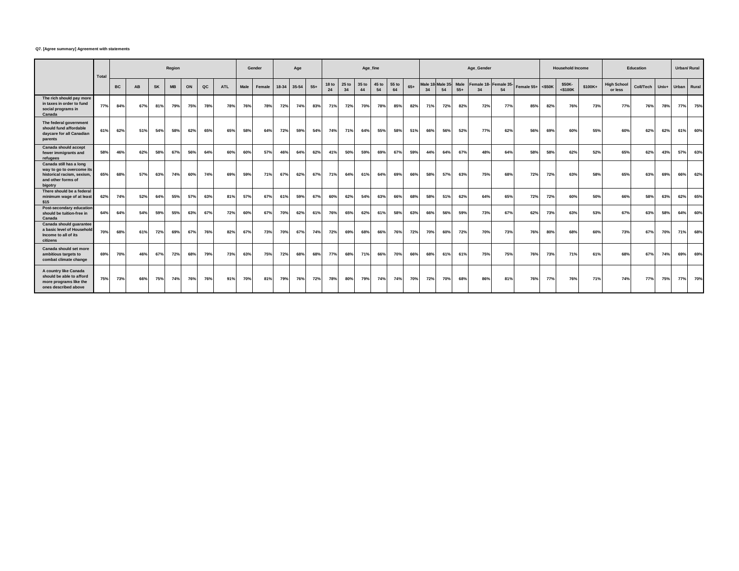**Q7. [Agree summary] Agreement with statements**

| | Total | Region | | | | | | | Gender | | Age | | | Age_fine | | | | | | Age_Gender | | | | | | Household Income | | | Education | | | Urban/ Rural | |
|---|---|---|---|---|---|---|---|---|---|---|---|---|---|---|---|---|---|---|---|---|---|---|---|---|---|---|---|---|---|---|---|---|---|
| | | BC | AB | SK | MB | ON | QC | ATL | Male | Female | 18-34 | 35-54 | 55+ | 18 to 24 | 25 to 34 | 35 to 44 | 45 to 54 | 55 to 64 | 65+ | Male 18-34 | Male 35-54 | Male 55+ | Female 18-34 | Female 35-54 | Female 55+ | <$50K | $50K-<$100K | $100K+ | High School or less | Coll/Tech | Univ+ | Urban | Rural |
| The rich should pay more in taxes in order to fund social programs in Canada | 77% | 84% | 67% | 81% | 79% | 75% | 78% | 78% | 76% | 78% | 72% | 74% | 83% | 71% | 72% | 70% | 78% | 85% | 82% | 71% | 72% | 82% | 72% | 77% | 85% | 82% | 76% | 73% | 77% | 76% | 78% | 77% | 75% |
| The federal government should fund affordable daycare for all Canadian parents | 61% | 62% | 51% | 54% | 58% | 62% | 65% | 65% | 58% | 64% | 72% | 59% | 54% | 74% | 71% | 64% | 55% | 58% | 51% | 66% | 56% | 52% | 77% | 62% | 56% | 69% | 60% | 55% | 60% | 62% | 62% | 61% | 60% |
| Canada should accept fewer immigrants and refugees | 58% | 46% | 62% | 58% | 67% | 56% | 64% | 60% | 60% | 57% | 46% | 64% | 62% | 41% | 50% | 59% | 69% | 67% | 59% | 44% | 64% | 67% | 48% | 64% | 58% | 58% | 62% | 52% | 65% | 62% | 43% | 57% | 63% |
| Canada still has a long way to go to overcome its historical racism, sexism, and other forms of bigotry | 65% | 68% | 57% | 63% | 74% | 60% | 74% | 69% | 59% | 71% | 67% | 62% | 67% | 71% | 64% | 61% | 64% | 69% | 66% | 58% | 57% | 63% | 75% | 68% | 72% | 72% | 63% | 58% | 65% | 63% | 69% | 66% | 62% |
| There should be a federal minimum wage of at least $15 | 62% | 74% | 52% | 64% | 55% | 57% | 63% | 81% | 57% | 67% | 61% | 59% | 67% | 60% | 62% | 54% | 63% | 66% | 68% | 58% | 51% | 62% | 64% | 65% | 72% | 72% | 60% | 50% | 66% | 58% | 63% | 62% | 65% |
| Post-secondary education should be tuition-free in Canada | 64% | 64% | 54% | 59% | 55% | 63% | 67% | 72% | 60% | 67% | 70% | 62% | 61% | 76% | 65% | 62% | 61% | 58% | 63% | 66% | 56% | 59% | 73% | 67% | 62% | 73% | 63% | 53% | 67% | 63% | 58% | 64% | 60% |
| Canada should guarantee a basic level of Household Income to all of its citizens | 70% | 68% | 61% | 72% | 69% | 67% | 76% | 82% | 67% | 73% | 70% | 67% | 74% | 72% | 69% | 68% | 66% | 76% | 72% | 70% | 60% | 72% | 70% | 73% | 76% | 80% | 68% | 60% | 73% | 67% | 70% | 71% | 68% |
| Canada should set more ambitious targets to combat climate change | 69% | 70% | 46% | 67% | 72% | 68% | 79% | 73% | 63% | 75% | 72% | 68% | 68% | 77% | 68% | 71% | 66% | 70% | 66% | 68% | 61% | 61% | 75% | 75% | 76% | 73% | 71% | 61% | 68% | 67% | 74% | 69% | 69% |
| A country like Canada should be able to afford more programs like the ones described above | 75% | 73% | 66% | 75% | 74% | 76% | 76% | 91% | 70% | 81% | 79% | 76% | 72% | 78% | 80% | 79% | 74% | 74% | 70% | 72% | 70% | 68% | 86% | 81% | 76% | 77% | 76% | 71% | 74% | 77% | 75% | 77% | 70% |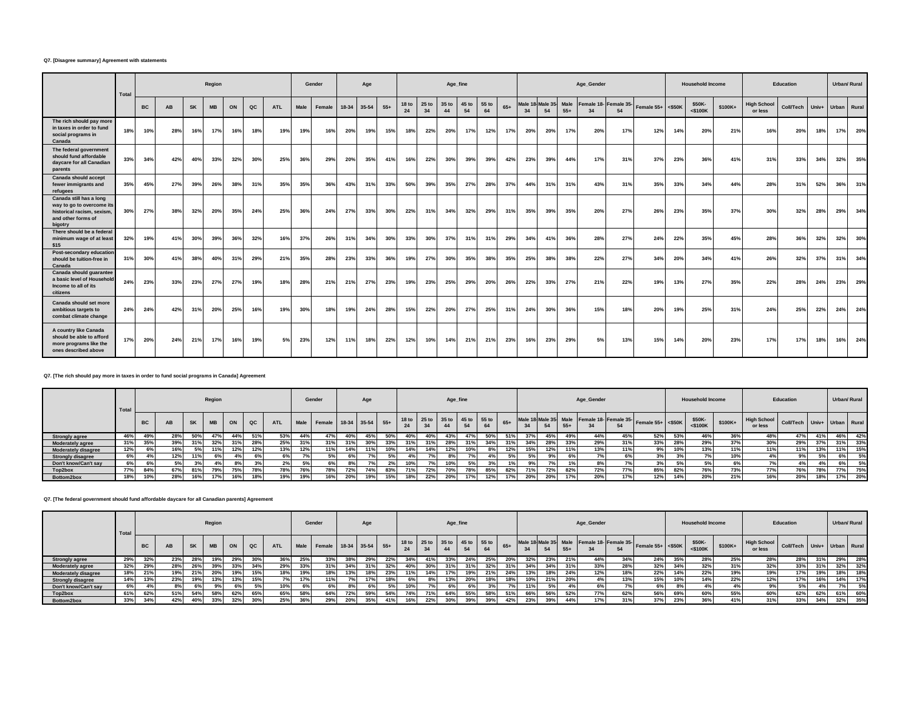**Q7. [Disagree summary] Agreement with statements**

| | Total | Region | | | | | | | Gender | | Age | | | Age_fine | | | | | | Age_Gender | | | | | | Household Income | | | Education | | | Urban/ Rural | |
|---|---|---|---|---|---|---|---|---|---|---|---|---|---|---|---|---|---|---|---|---|---|---|---|---|---|---|---|---|---|---|---|---|---|
| | | BC | AB | SK | MB | ON | QC | ATL | Male | Female | 18-34 | 35-54 | 55+ | 18 to 24 | 25 to 34 | 35 to 44 | 45 to 54 | 55 to 64 | 65+ | Male 18-34 | Male 35-54 | Male 55+ | Female 18-34 | Female 35-54 | Female 55+ | <$50K | $50K-<$100K | $100K+ | High School or less | Coll/Tech | Univ+ | Urban | Rural |
| The rich should pay more in taxes in order to fund social programs in Canada | 18% | 10% | 28% | 16% | 17% | 16% | 18% | 19% | 19% | 16% | 20% | 19% | 15% | 18% | 22% | 20% | 17% | 12% | 17% | 20% | 20% | 17% | 20% | 17% | 12% | 14% | 20% | 21% | 16% | 20% | 18% | 17% | 20% |
| The federal government should fund affordable daycare for all Canadian parents | 33% | 34% | 42% | 40% | 33% | 32% | 30% | 25% | 36% | 29% | 20% | 35% | 41% | 16% | 22% | 30% | 39% | 39% | 42% | 23% | 39% | 44% | 17% | 31% | 37% | 23% | 36% | 41% | 31% | 33% | 34% | 32% | 35% |
| Canada should accept fewer immigrants and refugees | 35% | 45% | 27% | 39% | 26% | 38% | 31% | 35% | 35% | 36% | 43% | 31% | 33% | 50% | 39% | 35% | 27% | 28% | 37% | 44% | 31% | 31% | 43% | 31% | 35% | 33% | 34% | 44% | 28% | 31% | 52% | 36% | 31% |
| Canada still has a long way to go to overcome its historical racism, sexism, and other forms of bigotry | 30% | 27% | 38% | 32% | 20% | 35% | 24% | 25% | 36% | 24% | 27% | 33% | 30% | 22% | 31% | 34% | 32% | 29% | 31% | 35% | 39% | 35% | 20% | 27% | 26% | 23% | 35% | 37% | 30% | 32% | 28% | 29% | 34% |
| There should be a federal minimum wage of at least $15 | 32% | 19% | 41% | 30% | 39% | 36% | 32% | 16% | 37% | 26% | 31% | 34% | 30% | 33% | 30% | 37% | 31% | 31% | 29% | 34% | 41% | 36% | 28% | 27% | 24% | 22% | 35% | 45% | 28% | 36% | 32% | 32% | 30% |
| Post-secondary education should be tuition-free in Canada | 31% | 30% | 41% | 38% | 40% | 31% | 29% | 21% | 35% | 28% | 23% | 33% | 36% | 19% | 27% | 30% | 35% | 38% | 35% | 25% | 38% | 38% | 22% | 27% | 34% | 20% | 34% | 41% | 26% | 32% | 37% | 31% | 34% |
| Canada should guarantee a basic level of Household Income to all of its citizens | 24% | 23% | 33% | 23% | 27% | 27% | 19% | 18% | 28% | 21% | 21% | 27% | 23% | 19% | 23% | 25% | 29% | 20% | 26% | 22% | 33% | 27% | 21% | 22% | 19% | 13% | 27% | 35% | 22% | 28% | 24% | 23% | 29% |
| Canada should set more ambitious targets to combat climate change | 24% | 24% | 42% | 31% | 20% | 25% | 16% | 19% | 30% | 18% | 19% | 24% | 28% | 15% | 22% | 20% | 27% | 25% | 31% | 24% | 30% | 36% | 15% | 18% | 20% | 19% | 25% | 31% | 24% | 25% | 22% | 24% | 24% |
| A country like Canada should be able to afford more programs like the ones described above | 17% | 20% | 24% | 21% | 17% | 16% | 19% | 5% | 23% | 12% | 11% | 18% | 22% | 12% | 10% | 14% | 21% | 21% | 23% | 16% | 23% | 29% | 5% | 13% | 15% | 14% | 20% | 23% | 17% | 17% | 18% | 16% | 24% |

**Q7. [The rich should pay more in taxes in order to fund social programs in Canada] Agreement**

| | Total | Region | | | | | | | Gender | | Age | | | Age_fine | | | | | | Age_Gender | | | | | | Household Income | | | Education | | | Urban/ Rural | |
|---|---|---|---|---|---|---|---|---|---|---|---|---|---|---|---|---|---|---|---|---|---|---|---|---|---|---|---|---|---|---|---|---|---|
| | | BC | AB | SK | MB | ON | QC | ATL | Male | Female | 18-34 | 35-54 | 55+ | 18 to 24 | 25 to 34 | 35 to 44 | 45 to 54 | 55 to 64 | 65+ | Male 18-34 | Male 35-54 | Male 55+ | Female 18-34 | Female 35-54 | Female 55+ | <$50K | $50K-<$100K | $100K+ | High School or less | Coll/Tech | Univ+ | Urban | Rural |
| Strongly agree | 46% | 49% | 28% | 50% | 47% | 44% | 51% | 53% | 44% | 47% | 40% | 45% | 50% | 40% | 40% | 43% | 47% | 50% | 51% | 37% | 45% | 49% | 44% | 45% | 52% | 53% | 46% | 36% | 48% | 47% | 41% | 46% | 42% |
| Moderately agree | 31% | 35% | 39% | 31% | 32% | 31% | 28% | 25% | 31% | 31% | 31% | 30% | 33% | 31% | 31% | 28% | 31% | 34% | 31% | 34% | 28% | 33% | 29% | 31% | 33% | 28% | 29% | 37% | 30% | 29% | 37% | 31% | 33% |
| Moderately disagree | 12% | 6% | 16% | 5% | 11% | 12% | 12% | 13% | 12% | 11% | 14% | 11% | 10% | 14% | 14% | 12% | 10% | 8% | 12% | 15% | 12% | 11% | 13% | 11% | 9% | 10% | 13% | 11% | 11% | 11% | 13% | 11% | 15% |
| Strongly disagree | 6% | 4% | 12% | 11% | 6% | 4% | 6% | 6% | 7% | 5% | 6% | 7% | 5% | 4% | 7% | 8% | 7% | 4% | 5% | 5% | 9% | 6% | 7% | 6% | 3% | 3% | 7% | 10% | 4% | 9% | 5% | 6% | 5% |
| Don't know/Can't say | 6% | 6% | 5% | 3% | 4% | 8% | 3% | 2% | 5% | 6% | 8% | 7% | 2% | 10% | 7% | 10% | 5% | 3% | 1% | 9% | 7% | 1% | 8% | 7% | 3% | 5% | 5% | 6% | 7% | 4% | 4% | 6% | 5% |
| Top2box | 77% | 84% | 67% | 81% | 79% | 75% | 78% | 78% | 76% | 78% | 72% | 74% | 83% | 71% | 72% | 70% | 78% | 85% | 82% | 71% | 72% | 82% | 72% | 77% | 85% | 82% | 76% | 73% | 77% | 76% | 78% | 77% | 75% |
| Bottom2box | 18% | 10% | 28% | 16% | 17% | 16% | 18% | 19% | 19% | 16% | 20% | 19% | 15% | 18% | 22% | 20% | 17% | 12% | 17% | 20% | 20% | 17% | 20% | 17% | 12% | 14% | 20% | 21% | 16% | 20% | 18% | 17% | 20% |

**Q7. [The federal government should fund affordable daycare for all Canadian parents] Agreement**

| | Total | Region | | | | | | | Gender | | Age | | | Age_fine | | | | | | Age_Gender | | | | | | Household Income | | | Education | | | Urban/ Rural | |
|---|---|---|---|---|---|---|---|---|---|---|---|---|---|---|---|---|---|---|---|---|---|---|---|---|---|---|---|---|---|---|---|---|---|
| | | BC | AB | SK | MB | ON | QC | ATL | Male | Female | 18-34 | 35-54 | 55+ | 18 to 24 | 25 to 34 | 35 to 44 | 45 to 54 | 55 to 64 | 65+ | Male 18-34 | Male 35-54 | Male 55+ | Female 18-34 | Female 35-54 | Female 55+ | <$50K | $50K-<$100K | $100K+ | High School or less | Coll/Tech | Univ+ | Urban | Rural |
| Strongly agree | 29% | 32% | 23% | 28% | 19% | 29% | 30% | 36% | 25% | 33% | 38% | 29% | 22% | 34% | 41% | 33% | 24% | 25% | 20% | 32% | 23% | 21% | 44% | 34% | 24% | 35% | 28% | 25% | 28% | 28% | 31% | 29% | 28% |
| Moderately agree | 32% | 29% | 28% | 26% | 39% | 33% | 34% | 29% | 33% | 31% | 34% | 31% | 32% | 40% | 30% | 31% | 31% | 32% | 31% | 34% | 34% | 31% | 33% | 28% | 32% | 34% | 32% | 31% | 32% | 33% | 31% | 32% | 32% |
| Moderately disagree | 18% | 21% | 19% | 21% | 20% | 19% | 15% | 18% | 19% | 18% | 13% | 18% | 23% | 11% | 14% | 17% | 19% | 21% | 24% | 13% | 18% | 24% | 12% | 18% | 22% | 14% | 22% | 19% | 19% | 17% | 19% | 18% | 18% |
| Strongly disagree | 14% | 13% | 23% | 19% | 13% | 13% | 15% | 7% | 17% | 11% | 7% | 17% | 18% | 6% | 8% | 13% | 20% | 18% | 18% | 10% | 21% | 20% | 4% | 13% | 15% | 10% | 14% | 22% | 12% | 17% | 16% | 14% | 17% |
| Don't know/Can't say | 6% | 4% | 8% | 6% | 9% | 6% | 5% | 10% | 6% | 6% | 8% | 6% | 5% | 10% | 7% | 6% | 6% | 3% | 7% | 11% | 5% | 4% | 6% | 7% | 6% | 8% | 4% | 4% | 9% | 5% | 4% | 7% | 5% |
| Top2box | 61% | 62% | 51% | 54% | 58% | 62% | 65% | 65% | 58% | 64% | 72% | 59% | 54% | 74% | 71% | 64% | 55% | 58% | 51% | 66% | 56% | 52% | 77% | 62% | 56% | 69% | 60% | 55% | 60% | 62% | 62% | 61% | 60% |
| Bottom2box | 33% | 34% | 42% | 40% | 33% | 32% | 30% | 25% | 36% | 29% | 20% | 35% | 41% | 16% | 22% | 30% | 39% | 39% | 42% | 23% | 39% | 44% | 17% | 31% | 37% | 23% | 36% | 41% | 31% | 33% | 34% | 32% | 35% |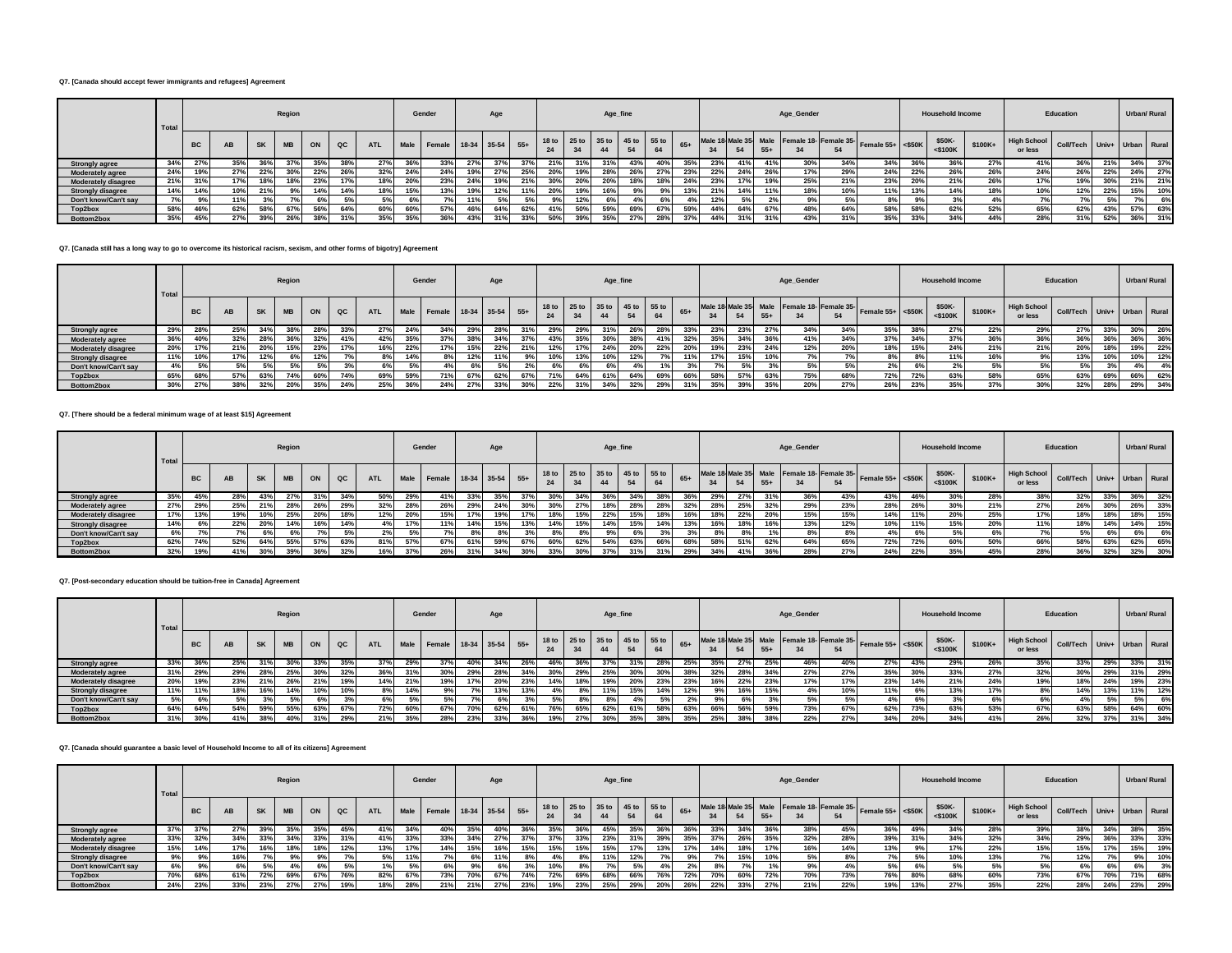**Q7. [Canada should accept fewer immigrants and refugees] Agreement**

| | Total | Region | | | | | | | Gender | | Age | | | Age_fine | | | | | | Age_Gender | | | | | | Household Income | | | Education | | | Urban/ Rural | |
|---|---|---|---|---|---|---|---|---|---|---|---|---|---|---|---|---|---|---|---|---|---|---|---|---|---|---|---|---|---|---|---|---|---|
| | | BC | AB | SK | MB | ON | QC | ATL | Male | Female | 18-34 | 35-54 | 55+ | 18 to 24 | 25 to 34 | 35 to 44 | 45 to 54 | 55 to 64 | 65+ | Male 18-34 | Male 35-54 | Male 55+ | Female 18-34 | Female 35-54 | Female 55+ | <$50K | $50K-<$100K | $100K+ | High School or less | Coll/Tech | Univ+ | Urban | Rural |
| Strongly agree | 34% | 27% | 35% | 36% | 37% | 35% | 38% | 27% | 36% | 33% | 27% | 37% | 37% | 21% | 31% | 31% | 43% | 40% | 35% | 23% | 41% | 41% | 30% | 34% | 34% | 36% | 36% | 27% | 41% | 36% | 21% | 34% | 37% |
| Moderately agree | 24% | 19% | 27% | 22% | 30% | 22% | 26% | 32% | 24% | 24% | 19% | 27% | 25% | 20% | 19% | 28% | 26% | 27% | 23% | 22% | 24% | 26% | 17% | 29% | 24% | 22% | 26% | 26% | 24% | 26% | 22% | 24% | 27% |
| Moderately disagree | 21% | 31% | 17% | 18% | 18% | 23% | 17% | 18% | 20% | 23% | 24% | 19% | 21% | 30% | 20% | 20% | 18% | 18% | 24% | 23% | 17% | 19% | 25% | 21% | 23% | 20% | 21% | 26% | 17% | 19% | 30% | 21% | 21% |
| Strongly disagree | 14% | 14% | 10% | 21% | 9% | 14% | 14% | 18% | 15% | 13% | 19% | 12% | 11% | 20% | 19% | 16% | 9% | 9% | 13% | 21% | 14% | 11% | 18% | 10% | 11% | 13% | 14% | 18% | 10% | 12% | 22% | 15% | 10% |
| Don't know/Can't say | 7% | 9% | 11% | 3% | 7% | 6% | 5% | 5% | 6% | 7% | 11% | 5% | 5% | 9% | 12% | 6% | 4% | 6% | 4% | 12% | 5% | 2% | 9% | 5% | 8% | 9% | 3% | 4% | 7% | 7% | 5% | 7% | 6% |
| Top2box | 58% | 46% | 62% | 58% | 67% | 56% | 64% | 60% | 60% | 57% | 46% | 64% | 62% | 41% | 50% | 59% | 69% | 67% | 59% | 44% | 64% | 67% | 48% | 64% | 58% | 58% | 62% | 52% | 65% | 62% | 43% | 57% | 63% |
| Bottom2box | 35% | 45% | 27% | 39% | 26% | 38% | 31% | 35% | 35% | 36% | 43% | 31% | 33% | 50% | 39% | 35% | 27% | 28% | 37% | 44% | 31% | 31% | 43% | 31% | 35% | 33% | 34% | 44% | 28% | 31% | 52% | 36% | 31% |

**Q7. [Canada still has a long way to go to overcome its historical racism, sexism, and other forms of bigotry] Agreement**

| | Total | Region | | | | | | | Gender | | Age | | | Age_fine | | | | | | Age_Gender | | | | | | Household Income | | | Education | | | Urban/ Rural | |
|---|---|---|---|---|---|---|---|---|---|---|---|---|---|---|---|---|---|---|---|---|---|---|---|---|---|---|---|---|---|---|---|---|---|
| | | BC | AB | SK | MB | ON | QC | ATL | Male | Female | 18-34 | 35-54 | 55+ | 18 to 24 | 25 to 34 | 35 to 44 | 45 to 54 | 55 to 64 | 65+ | Male 18-34 | Male 35-54 | Male 55+ | Female 18-34 | Female 35-54 | Female 55+ | <$50K | $50K-<$100K | $100K+ | High School or less | Coll/Tech | Univ+ | Urban | Rural |
| Strongly agree | 29% | 28% | 25% | 34% | 38% | 28% | 33% | 27% | 24% | 34% | 29% | 28% | 31% | 29% | 29% | 31% | 26% | 28% | 33% | 23% | 23% | 27% | 34% | 34% | 35% | 38% | 27% | 22% | 29% | 27% | 33% | 30% | 26% |
| Moderately agree | 36% | 40% | 32% | 28% | 36% | 32% | 41% | 42% | 35% | 37% | 38% | 34% | 37% | 43% | 35% | 30% | 38% | 41% | 32% | 35% | 34% | 36% | 41% | 34% | 37% | 34% | 37% | 36% | 36% | 36% | 36% | 36% | 36% |
| Moderately disagree | 20% | 17% | 21% | 20% | 15% | 23% | 17% | 16% | 22% | 17% | 15% | 22% | 21% | 12% | 17% | 24% | 20% | 22% | 20% | 19% | 23% | 24% | 12% | 20% | 18% | 15% | 24% | 21% | 21% | 20% | 18% | 19% | 22% |
| Strongly disagree | 11% | 10% | 17% | 12% | 6% | 12% | 7% | 8% | 14% | 8% | 12% | 11% | 9% | 10% | 13% | 10% | 12% | 7% | 11% | 17% | 15% | 10% | 7% | 7% | 8% | 8% | 11% | 16% | 9% | 13% | 10% | 10% | 12% |
| Don't know/Can't say | 4% | 5% | 5% | 5% | 5% | 5% | 3% | 6% | 5% | 4% | 6% | 5% | 2% | 6% | 6% | 6% | 4% | 1% | 3% | 7% | 5% | 3% | 5% | 5% | 2% | 6% | 2% | 5% | 5% | 5% | 3% | 4% | 4% |
| Top2box | 65% | 68% | 57% | 63% | 74% | 60% | 74% | 69% | 59% | 71% | 67% | 62% | 67% | 71% | 64% | 61% | 64% | 69% | 66% | 58% | 57% | 63% | 75% | 68% | 72% | 72% | 63% | 58% | 65% | 63% | 69% | 66% | 62% |
| Bottom2box | 30% | 27% | 38% | 32% | 20% | 35% | 24% | 25% | 36% | 24% | 27% | 33% | 30% | 22% | 31% | 34% | 32% | 29% | 31% | 35% | 39% | 35% | 20% | 27% | 26% | 23% | 35% | 37% | 30% | 32% | 28% | 29% | 34% |

**Q7. [There should be a federal minimum wage of at least $15] Agreement**

| | Total | Region | | | | | | | Gender | | Age | | | Age_fine | | | | | | Age_Gender | | | | | | Household Income | | | Education | | | Urban/ Rural | |
|---|---|---|---|---|---|---|---|---|---|---|---|---|---|---|---|---|---|---|---|---|---|---|---|---|---|---|---|---|---|---|---|---|---|
| | | BC | AB | SK | MB | ON | QC | ATL | Male | Female | 18-34 | 35-54 | 55+ | 18 to 24 | 25 to 34 | 35 to 44 | 45 to 54 | 55 to 64 | 65+ | Male 18-34 | Male 35-54 | Male 55+ | Female 18-34 | Female 35-54 | Female 55+ | <$50K | $50K-<$100K | $100K+ | High School or less | Coll/Tech | Univ+ | Urban | Rural |
| Strongly agree | 35% | 45% | 28% | 43% | 27% | 31% | 34% | 50% | 29% | 41% | 33% | 35% | 37% | 30% | 34% | 36% | 34% | 38% | 36% | 29% | 27% | 31% | 36% | 43% | 43% | 46% | 30% | 28% | 38% | 32% | 33% | 36% | 32% |
| Moderately agree | 27% | 29% | 25% | 21% | 28% | 26% | 29% | 32% | 28% | 26% | 29% | 24% | 30% | 30% | 27% | 18% | 28% | 28% | 32% | 28% | 25% | 32% | 29% | 23% | 28% | 26% | 30% | 21% | 27% | 26% | 30% | 26% | 33% |
| Moderately disagree | 17% | 13% | 19% | 10% | 25% | 20% | 18% | 12% | 20% | 15% | 17% | 19% | 17% | 18% | 15% | 22% | 15% | 18% | 16% | 18% | 22% | 20% | 15% | 15% | 14% | 11% | 20% | 25% | 17% | 18% | 18% | 18% | 15% |
| Strongly disagree | 14% | 6% | 22% | 20% | 14% | 16% | 14% | 4% | 17% | 11% | 14% | 15% | 13% | 14% | 15% | 14% | 15% | 14% | 13% | 16% | 18% | 16% | 13% | 12% | 10% | 11% | 15% | 20% | 11% | 18% | 14% | 14% | 15% |
| Don't know/Can't say | 6% | 7% | 7% | 6% | 6% | 7% | 5% | 2% | 5% | 7% | 8% | 8% | 3% | 8% | 8% | 9% | 6% | 3% | 3% | 8% | 8% | 1% | 8% | 8% | 4% | 6% | 5% | 6% | 7% | 5% | 6% | 6% | 6% |
| Top2box | 62% | 74% | 52% | 64% | 55% | 57% | 63% | 81% | 57% | 67% | 61% | 59% | 67% | 60% | 62% | 54% | 63% | 66% | 68% | 58% | 51% | 62% | 64% | 65% | 72% | 72% | 60% | 50% | 66% | 58% | 63% | 62% | 65% |
| Bottom2box | 32% | 19% | 41% | 30% | 39% | 36% | 32% | 16% | 37% | 26% | 31% | 34% | 30% | 33% | 30% | 37% | 31% | 31% | 29% | 34% | 41% | 36% | 28% | 27% | 24% | 22% | 35% | 45% | 28% | 36% | 32% | 32% | 30% |

**Q7. [Post-secondary education should be tuition-free in Canada] Agreement**

| | Total | Region | | | | | | | Gender | | Age | | | Age_fine | | | | | | Age_Gender | | | | | | Household Income | | | Education | | | Urban/ Rural | |
|---|---|---|---|---|---|---|---|---|---|---|---|---|---|---|---|---|---|---|---|---|---|---|---|---|---|---|---|---|---|---|---|---|---|
| | | BC | AB | SK | MB | ON | QC | ATL | Male | Female | 18-34 | 35-54 | 55+ | 18 to 24 | 25 to 34 | 35 to 44 | 45 to 54 | 55 to 64 | 65+ | Male 18-34 | Male 35-54 | Male 55+ | Female 18-34 | Female 35-54 | Female 55+ | <$50K | $50K-<$100K | $100K+ | High School or less | Coll/Tech | Univ+ | Urban | Rural |
| Strongly agree | 33% | 36% | 25% | 31% | 30% | 33% | 35% | 37% | 29% | 37% | 40% | 34% | 26% | 46% | 36% | 37% | 31% | 28% | 25% | 35% | 27% | 25% | 46% | 40% | 27% | 43% | 29% | 26% | 35% | 33% | 29% | 33% | 31% |
| Moderately agree | 31% | 29% | 29% | 28% | 25% | 30% | 32% | 36% | 31% | 30% | 29% | 28% | 34% | 30% | 29% | 25% | 30% | 30% | 38% | 32% | 28% | 34% | 27% | 27% | 35% | 30% | 33% | 27% | 32% | 30% | 29% | 31% | 29% |
| Moderately disagree | 20% | 19% | 23% | 21% | 26% | 21% | 19% | 14% | 21% | 19% | 17% | 20% | 23% | 14% | 18% | 19% | 20% | 23% | 23% | 16% | 22% | 23% | 17% | 17% | 23% | 14% | 21% | 24% | 19% | 18% | 24% | 19% | 23% |
| Strongly disagree | 11% | 11% | 18% | 16% | 14% | 10% | 10% | 8% | 14% | 9% | 7% | 13% | 13% | 4% | 8% | 11% | 15% | 14% | 12% | 9% | 16% | 15% | 4% | 10% | 11% | 6% | 13% | 17% | 8% | 14% | 13% | 11% | 12% |
| Don't know/Can't say | 5% | 6% | 5% | 3% | 5% | 6% | 3% | 6% | 5% | 5% | 7% | 6% | 3% | 5% | 8% | 8% | 4% | 5% | 2% | 9% | 6% | 3% | 5% | 5% | 4% | 6% | 3% | 6% | 6% | 4% | 5% | 5% | 6% |
| Top2box | 64% | 64% | 54% | 59% | 55% | 63% | 67% | 72% | 60% | 67% | 70% | 62% | 61% | 76% | 65% | 62% | 61% | 58% | 63% | 66% | 56% | 59% | 73% | 67% | 62% | 73% | 63% | 53% | 67% | 63% | 58% | 64% | 60% |
| Bottom2box | 31% | 30% | 41% | 38% | 40% | 31% | 29% | 21% | 35% | 28% | 23% | 33% | 36% | 19% | 27% | 30% | 35% | 38% | 35% | 25% | 38% | 38% | 22% | 27% | 34% | 20% | 34% | 41% | 26% | 32% | 37% | 31% | 34% |

**Q7. [Canada should guarantee a basic level of Household Income to all of its citizens] Agreement**

| | Total | Region | | | | | | | Gender | | Age | | | Age_fine | | | | | | Age_Gender | | | | | | Household Income | | | Education | | | Urban/ Rural | |
|---|---|---|---|---|---|---|---|---|---|---|---|---|---|---|---|---|---|---|---|---|---|---|---|---|---|---|---|---|---|---|---|---|---|
| | | BC | AB | SK | MB | ON | QC | ATL | Male | Female | 18-34 | 35-54 | 55+ | 18 to 24 | 25 to 34 | 35 to 44 | 45 to 54 | 55 to 64 | 65+ | Male 18-34 | Male 35-54 | Male 55+ | Female 18-34 | Female 35-54 | Female 55+ | <$50K | $50K-<$100K | $100K+ | High School or less | Coll/Tech | Univ+ | Urban | Rural |
| Strongly agree | 37% | 37% | 27% | 39% | 35% | 35% | 45% | 41% | 34% | 40% | 35% | 40% | 36% | 35% | 36% | 45% | 35% | 36% | 36% | 33% | 34% | 36% | 38% | 45% | 36% | 49% | 34% | 28% | 39% | 38% | 34% | 38% | 35% |
| Moderately agree | 33% | 32% | 34% | 33% | 34% | 33% | 31% | 41% | 33% | 33% | 34% | 27% | 37% | 37% | 33% | 23% | 31% | 39% | 35% | 37% | 26% | 35% | 32% | 28% | 39% | 31% | 34% | 32% | 34% | 29% | 36% | 33% | 33% |
| Moderately disagree | 15% | 14% | 17% | 16% | 18% | 18% | 12% | 13% | 17% | 14% | 15% | 16% | 15% | 15% | 15% | 15% | 17% | 13% | 17% | 14% | 18% | 17% | 16% | 14% | 13% | 9% | 17% | 22% | 15% | 15% | 17% | 15% | 19% |
| Strongly disagree | 9% | 9% | 16% | 7% | 9% | 9% | 7% | 5% | 11% | 7% | 6% | 11% | 8% | 4% | 8% | 11% | 12% | 7% | 9% | 7% | 15% | 10% | 5% | 8% | 7% | 5% | 10% | 13% | 7% | 12% | 7% | 9% | 10% |
| Don't know/Can't say | 6% | 9% | 6% | 5% | 4% | 6% | 5% | 1% | 5% | 6% | 9% | 6% | 3% | 10% | 8% | 7% | 5% | 4% | 2% | 8% | 7% | 1% | 9% | 4% | 5% | 6% | 5% | 5% | 5% | 6% | 6% | 6% | 3% |
| Top2box | 70% | 68% | 61% | 72% | 69% | 67% | 76% | 82% | 67% | 73% | 70% | 67% | 74% | 72% | 69% | 68% | 66% | 76% | 72% | 70% | 60% | 72% | 70% | 73% | 76% | 80% | 68% | 60% | 73% | 67% | 70% | 71% | 68% |
| Bottom2box | 24% | 23% | 33% | 23% | 27% | 27% | 19% | 18% | 28% | 21% | 21% | 27% | 23% | 19% | 23% | 25% | 29% | 20% | 26% | 22% | 33% | 27% | 21% | 22% | 19% | 13% | 27% | 35% | 22% | 28% | 24% | 23% | 29% |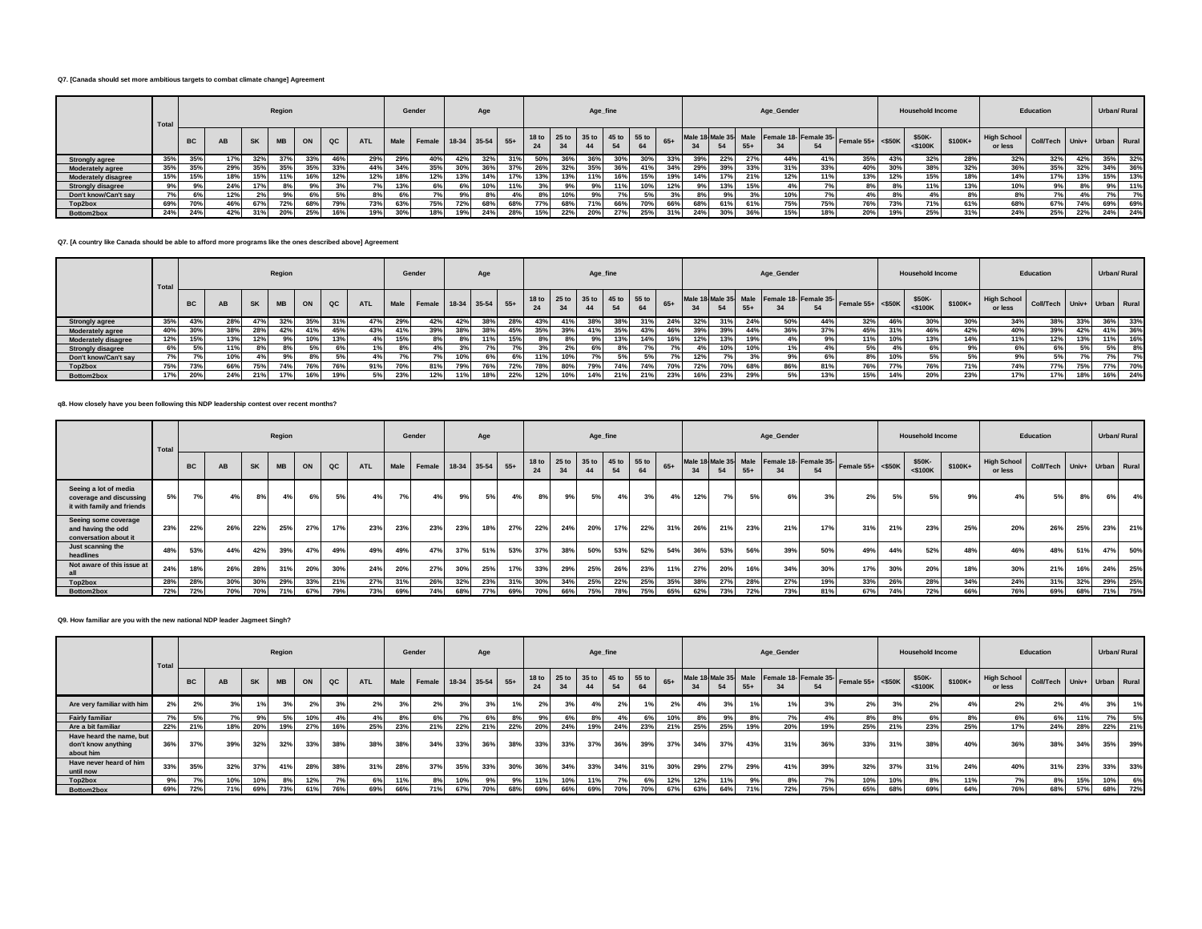**Q7. [Canada should set more ambitious targets to combat climate change] Agreement**

| | Total | Region | | | | | | | Gender | | Age | | | Age_fine | | | | | | Age_Gender | | | | | | Household Income | | | Education | | | Urban/ Rural | |
|---|---|---|---|---|---|---|---|---|---|---|---|---|---|---|---|---|---|---|---|---|---|---|---|---|---|---|---|---|---|---|---|---|---|
| | | BC | AB | SK | MB | ON | QC | ATL | Male | Female | 18-34 | 35-54 | 55+ | 18 to 24 | 25 to 34 | 35 to 44 | 45 to 54 | 55 to 64 | 65+ | Male 18-34 | Male 35-54 | Male 55+ | Female 18-34 | Female 35-54 | Female 55+ | <$50K | $50K-<$100K | $100K+ | High School or less | Coll/Tech | Univ+ | Urban | Rural |
| Strongly agree | 35% | 35% | 17% | 32% | 37% | 33% | 46% | 29% | 29% | 40% | 42% | 32% | 31% | 50% | 36% | 36% | 30% | 30% | 33% | 39% | 22% | 27% | 44% | 41% | 35% | 43% | 32% | 28% | 32% | 32% | 42% | 35% | 32% |
| Moderately agree | 35% | 35% | 29% | 35% | 35% | 35% | 33% | 44% | 34% | 35% | 30% | 36% | 37% | 26% | 32% | 35% | 36% | 41% | 34% | 29% | 39% | 33% | 31% | 33% | 40% | 30% | 38% | 32% | 36% | 35% | 32% | 34% | 36% |
| Moderately disagree | 15% | 15% | 18% | 15% | 11% | 16% | 12% | 12% | 18% | 12% | 13% | 14% | 17% | 13% | 13% | 11% | 16% | 15% | 19% | 14% | 17% | 21% | 12% | 11% | 13% | 12% | 15% | 18% | 14% | 17% | 13% | 15% | 13% |
| Strongly disagree | 9% | 9% | 24% | 17% | 8% | 9% | 3% | 7% | 13% | 6% | 6% | 10% | 11% | 3% | 9% | 9% | 11% | 10% | 12% | 9% | 13% | 15% | 4% | 7% | 8% | 8% | 11% | 13% | 10% | 9% | 8% | 9% | 11% |
| Don't know/Can't say | 7% | 6% | 12% | 2% | 9% | 6% | 5% | 8% | 6% | 7% | 9% | 8% | 4% | 8% | 10% | 9% | 7% | 5% | 3% | 8% | 9% | 3% | 10% | 7% | 4% | 8% | 4% | 8% | 8% | 7% | 4% | 7% | 7% |
| Top2box | 69% | 70% | 46% | 67% | 72% | 68% | 79% | 73% | 63% | 75% | 72% | 68% | 68% | 77% | 68% | 71% | 66% | 70% | 66% | 68% | 61% | 61% | 75% | 75% | 76% | 73% | 71% | 61% | 68% | 67% | 74% | 69% | 69% |
| Bottom2box | 24% | 24% | 42% | 31% | 20% | 25% | 16% | 19% | 30% | 18% | 19% | 24% | 28% | 15% | 22% | 20% | 27% | 25% | 31% | 24% | 30% | 36% | 15% | 18% | 20% | 19% | 25% | 31% | 24% | 25% | 22% | 24% | 24% |

**Q7. [A country like Canada should be able to afford more programs like the ones described above] Agreement**

| | Total | Region | | | | | | | Gender | | Age | | | Age_fine | | | | | | Age_Gender | | | | | | Household Income | | | Education | | | Urban/ Rural | |
|---|---|---|---|---|---|---|---|---|---|---|---|---|---|---|---|---|---|---|---|---|---|---|---|---|---|---|---|---|---|---|---|---|---|
| | | BC | AB | SK | MB | ON | QC | ATL | Male | Female | 18-34 | 35-54 | 55+ | 18 to 24 | 25 to 34 | 35 to 44 | 45 to 54 | 55 to 64 | 65+ | Male 18-34 | Male 35-54 | Male 55+ | Female 18-34 | Female 35-54 | Female 55+ | <$50K | $50K-<$100K | $100K+ | High School or less | Coll/Tech | Univ+ | Urban | Rural |
| Strongly agree | 35% | 43% | 28% | 47% | 32% | 35% | 31% | 47% | 29% | 42% | 42% | 38% | 28% | 43% | 41% | 38% | 38% | 31% | 24% | 32% | 31% | 24% | 50% | 44% | 32% | 46% | 30% | 30% | 34% | 38% | 33% | 36% | 33% |
| Moderately agree | 40% | 30% | 38% | 28% | 42% | 41% | 45% | 43% | 41% | 39% | 38% | 38% | 45% | 35% | 39% | 41% | 35% | 43% | 46% | 39% | 39% | 44% | 36% | 37% | 45% | 31% | 46% | 42% | 40% | 39% | 42% | 41% | 36% |
| Moderately disagree | 12% | 15% | 13% | 12% | 9% | 10% | 13% | 4% | 15% | 8% | 8% | 11% | 15% | 8% | 8% | 9% | 13% | 14% | 16% | 12% | 13% | 19% | 4% | 9% | 11% | 10% | 13% | 14% | 11% | 12% | 13% | 11% | 16% |
| Strongly disagree | 6% | 5% | 11% | 8% | 8% | 5% | 6% | 1% | 8% | 4% | 3% | 7% | 7% | 3% | 2% | 6% | 8% | 7% | 7% | 4% | 10% | 10% | 1% | 4% | 5% | 4% | 6% | 9% | 6% | 6% | 5% | 5% | 8% |
| Don't know/Can't say | 7% | 7% | 10% | 4% | 9% | 8% | 5% | 4% | 7% | 7% | 10% | 6% | 6% | 11% | 10% | 7% | 5% | 5% | 7% | 12% | 7% | 3% | 9% | 6% | 8% | 10% | 5% | 5% | 9% | 5% | 7% | 7% | 7% |
| Top2box | 75% | 73% | 66% | 75% | 74% | 76% | 76% | 91% | 70% | 81% | 79% | 76% | 72% | 78% | 80% | 79% | 74% | 74% | 70% | 72% | 70% | 68% | 86% | 81% | 76% | 77% | 76% | 71% | 74% | 77% | 75% | 77% | 70% |
| Bottom2box | 17% | 20% | 24% | 21% | 17% | 16% | 19% | 5% | 23% | 12% | 11% | 18% | 22% | 12% | 10% | 14% | 21% | 21% | 23% | 16% | 23% | 29% | 5% | 13% | 15% | 14% | 20% | 23% | 17% | 17% | 18% | 16% | 24% |

**q8. How closely have you been following this NDP leadership contest over recent months?**

| | Total | Region | | | | | | | Gender | | Age | | | Age_fine | | | | | | Age_Gender | | | | | | Household Income | | | Education | | | Urban/ Rural | |
|---|---|---|---|---|---|---|---|---|---|---|---|---|---|---|---|---|---|---|---|---|---|---|---|---|---|---|---|---|---|---|---|---|---|
| | | BC | AB | SK | MB | ON | QC | ATL | Male | Female | 18-34 | 35-54 | 55+ | 18 to 24 | 25 to 34 | 35 to 44 | 45 to 54 | 55 to 64 | 65+ | Male 18-34 | Male 35-54 | Male 55+ | Female 18-34 | Female 35-54 | Female 55+ | <$50K | $50K-<$100K | $100K+ | High School or less | Coll/Tech | Univ+ | Urban | Rural |
| Seeing a lot of media coverage and discussing it with family and friends | 5% | 7% | 4% | 8% | 4% | 6% | 5% | 4% | 7% | 4% | 9% | 5% | 4% | 8% | 9% | 5% | 4% | 3% | 4% | 12% | 7% | 5% | 6% | 3% | 2% | 5% | 5% | 9% | 4% | 5% | 8% | 6% | 4% |
| Seeing some coverage and having the odd conversation about it | 23% | 22% | 26% | 22% | 25% | 27% | 17% | 23% | 23% | 23% | 23% | 18% | 27% | 22% | 24% | 20% | 17% | 22% | 31% | 26% | 21% | 23% | 21% | 17% | 31% | 21% | 23% | 25% | 20% | 26% | 25% | 23% | 21% |
| Just scanning the headlines | 48% | 53% | 44% | 42% | 39% | 47% | 49% | 49% | 49% | 47% | 37% | 51% | 53% | 37% | 38% | 50% | 53% | 52% | 54% | 36% | 53% | 56% | 39% | 50% | 49% | 44% | 52% | 48% | 46% | 48% | 51% | 47% | 50% |
| Not aware of this issue at all | 24% | 18% | 26% | 28% | 31% | 20% | 30% | 24% | 20% | 27% | 30% | 25% | 17% | 33% | 29% | 25% | 26% | 23% | 11% | 27% | 20% | 16% | 34% | 30% | 17% | 30% | 20% | 18% | 30% | 21% | 16% | 24% | 25% |
| Top2box | 28% | 28% | 30% | 30% | 29% | 33% | 21% | 27% | 31% | 26% | 32% | 23% | 31% | 30% | 34% | 25% | 22% | 25% | 35% | 38% | 27% | 28% | 27% | 19% | 33% | 26% | 28% | 34% | 24% | 31% | 32% | 29% | 25% |
| Bottom2box | 72% | 72% | 70% | 70% | 71% | 67% | 79% | 73% | 69% | 74% | 68% | 77% | 69% | 70% | 66% | 75% | 78% | 75% | 65% | 62% | 73% | 72% | 73% | 81% | 67% | 74% | 72% | 66% | 76% | 69% | 68% | 71% | 75% |

**Q9. How familiar are you with the new national NDP leader Jagmeet Singh?**

| | Total | Region | | | | | | | Gender | | Age | | | Age_fine | | | | | | Age_Gender | | | | | | Household Income | | | Education | | | Urban/ Rural | |
|---|---|---|---|---|---|---|---|---|---|---|---|---|---|---|---|---|---|---|---|---|---|---|---|---|---|---|---|---|---|---|---|---|---|
| | | BC | AB | SK | MB | ON | QC | ATL | Male | Female | 18-34 | 35-54 | 55+ | 18 to 24 | 25 to 34 | 35 to 44 | 45 to 54 | 55 to 64 | 65+ | Male 18-34 | Male 35-54 | Male 55+ | Female 18-34 | Female 35-54 | Female 55+ | <$50K | $50K-<$100K | $100K+ | High School or less | Coll/Tech | Univ+ | Urban | Rural |
| Are very familiar with him | 2% | 2% | 3% | 1% | 3% | 2% | 3% | 2% | 3% | 2% | 3% | 3% | 1% | 2% | 3% | 4% | 2% | 1% | 2% | 4% | 3% | 1% | 1% | 3% | 2% | 3% | 2% | 4% | 2% | 2% | 4% | 3% | 1% |
| Fairly familiar | 7% | 5% | 7% | 9% | 5% | 10% | 4% | 4% | 8% | 6% | 7% | 6% | 8% | 9% | 6% | 8% | 4% | 6% | 10% | 8% | 9% | 8% | 7% | 4% | 8% | 8% | 6% | 8% | 6% | 6% | 11% | 7% | 5% |
| Are a bit familiar | 22% | 21% | 18% | 20% | 19% | 27% | 16% | 25% | 23% | 21% | 22% | 21% | 22% | 20% | 24% | 19% | 24% | 23% | 21% | 25% | 25% | 19% | 20% | 19% | 25% | 21% | 23% | 25% | 17% | 24% | 28% | 22% | 21% |
| Have heard the name, but don't know anything about him | 36% | 37% | 39% | 32% | 32% | 33% | 38% | 38% | 38% | 34% | 33% | 36% | 38% | 33% | 33% | 37% | 36% | 39% | 37% | 34% | 37% | 43% | 31% | 36% | 33% | 31% | 38% | 40% | 36% | 38% | 34% | 35% | 39% |
| Have never heard of him until now | 33% | 35% | 32% | 37% | 41% | 28% | 38% | 31% | 28% | 37% | 35% | 33% | 30% | 36% | 34% | 33% | 34% | 31% | 30% | 29% | 27% | 29% | 41% | 39% | 32% | 37% | 31% | 24% | 40% | 31% | 23% | 33% | 33% |
| Top2box | 9% | 7% | 10% | 10% | 8% | 12% | 7% | 6% | 11% | 8% | 10% | 9% | 9% | 11% | 10% | 11% | 7% | 6% | 12% | 12% | 11% | 9% | 8% | 7% | 10% | 10% | 8% | 11% | 7% | 8% | 15% | 10% | 6% |
| Bottom2box | 69% | 72% | 71% | 69% | 73% | 61% | 76% | 69% | 66% | 71% | 67% | 70% | 68% | 69% | 66% | 69% | 70% | 70% | 67% | 63% | 64% | 71% | 72% | 75% | 65% | 68% | 69% | 64% | 76% | 68% | 57% | 68% | 72% |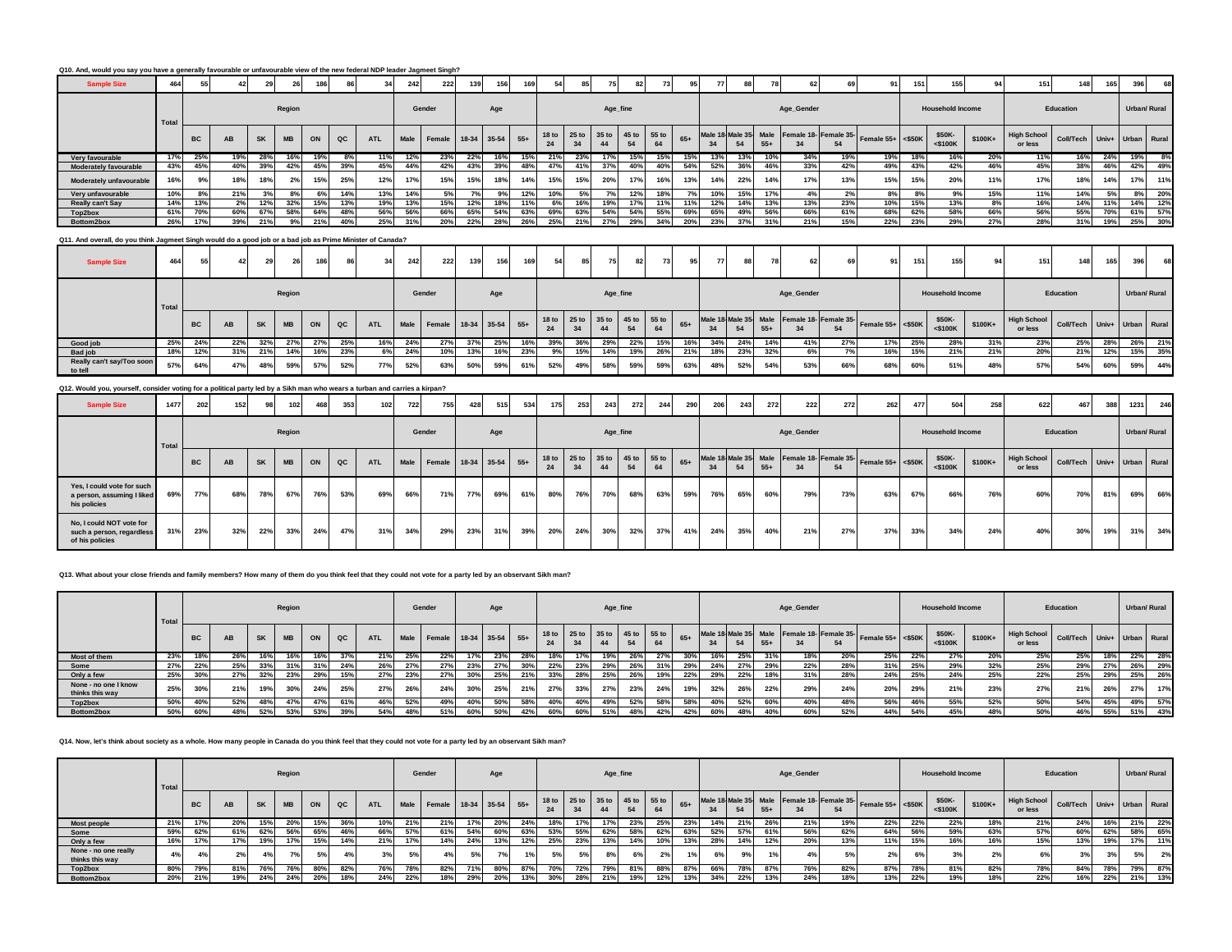**Q10. And, would you say you have a generally favourable or unfavourable view of the new federal NDP leader Jagmeet Singh?**

| Sample Size | 464 | 55 | 42 | 29 | 26 | 186 | 86 | 34 | 242 | 222 | 139 | 156 | 169 | 54 | 85 | 75 | 82 | 73 | 95 | 77 | 88 | 78 | 62 | 69 | 91 | 151 | 155 | 94 | 151 | 148 | 165 | 396 | 68 |
|---|---|---|---|---|---|---|---|---|---|---|---|---|---|---|---|---|---|---|---|---|---|---|---|---|---|---|---|---|---|---|---|---|---|
| | Total | Region | | | | | | | Gender | | Age | | | Age_fine | | | | | | Age_Gender | | | | | | Household Income | | | Education | | | Urban/ Rural | |
| | | BC | AB | SK | MB | ON | QC | ATL | Male | Female | 18-34 | 35-54 | 55+ | 18 to 24 | 25 to 34 | 35 to 44 | 45 to 54 | 55 to 64 | 65+ | Male 18-34 | Male 35-54 | Male 55+ | Female 18-34 | Female 35-54 | Female 55+ | <$50K | $50K-<$100K | $100K+ | High School or less | Coll/Tech | Univ+ | Urban | Rural |
| Very favourable | 17% | 25% | 19% | 28% | 16% | 19% | 8% | 11% | 12% | 23% | 22% | 16% | 15% | 21% | 23% | 17% | 15% | 15% | 15% | 13% | 13% | 10% | 34% | 19% | 19% | 18% | 16% | 20% | 11% | 16% | 24% | 19% | 8% |
| Moderately favourable | 43% | 45% | 40% | 39% | 42% | 45% | 39% | 45% | 44% | 42% | 43% | 39% | 48% | 47% | 41% | 37% | 40% | 40% | 54% | 52% | 36% | 46% | 33% | 42% | 49% | 43% | 42% | 46% | 45% | 38% | 46% | 42% | 49% |
| Moderately unfavourable | 16% | 9% | 18% | 18% | 2% | 15% | 25% | 12% | 17% | 15% | 15% | 18% | 14% | 15% | 15% | 20% | 17% | 16% | 13% | 14% | 22% | 14% | 17% | 13% | 15% | 15% | 20% | 11% | 17% | 18% | 14% | 17% | 11% |
| Very unfavourable | 10% | 8% | 21% | 3% | 8% | 6% | 14% | 13% | 14% | 5% | 7% | 9% | 12% | 10% | 5% | 7% | 12% | 18% | 7% | 10% | 15% | 17% | 4% | 2% | 8% | 8% | 9% | 15% | 11% | 14% | 5% | 8% | 20% |
| Really can't Say | 14% | 13% | 2% | 12% | 32% | 15% | 13% | 19% | 13% | 15% | 12% | 18% | 11% | 6% | 16% | 19% | 17% | 11% | 11% | 12% | 14% | 13% | 13% | 23% | 10% | 15% | 13% | 8% | 16% | 14% | 11% | 14% | 12% |
| Top2box | 61% | 70% | 60% | 67% | 58% | 64% | 48% | 56% | 56% | 66% | 65% | 54% | 63% | 69% | 63% | 54% | 54% | 55% | 69% | 65% | 49% | 56% | 66% | 61% | 68% | 62% | 58% | 66% | 56% | 55% | 70% | 61% | 57% |
| Bottom2box | 26% | 17% | 39% | 21% | 9% | 21% | 40% | 25% | 31% | 20% | 22% | 28% | 26% | 25% | 21% | 27% | 29% | 34% | 20% | 23% | 37% | 31% | 21% | 15% | 22% | 23% | 29% | 27% | 28% | 31% | 19% | 25% | 30% |

**Q11. And overall, do you think Jagmeet Singh would do a good job or a bad job as Prime Minister of Canada?**

| Sample Size | 464 | 55 | 42 | 29 | 26 | 186 | 86 | 34 | 242 | 222 | 139 | 156 | 169 | 54 | 85 | 75 | 82 | 73 | 95 | 77 | 88 | 78 | 62 | 69 | 91 | 151 | 155 | 94 | 151 | 148 | 165 | 396 | 68 |
|---|---|---|---|---|---|---|---|---|---|---|---|---|---|---|---|---|---|---|---|---|---|---|---|---|---|---|---|---|---|---|---|---|---|
| | Total | Region | | | | | | | Gender | | Age | | | Age_fine | | | | | | Age_Gender | | | | | | Household Income | | | Education | | | Urban/ Rural | |
| | | BC | AB | SK | MB | ON | QC | ATL | Male | Female | 18-34 | 35-54 | 55+ | 18 to 24 | 25 to 34 | 35 to 44 | 45 to 54 | 55 to 64 | 65+ | Male 18-34 | Male 35-54 | Male 55+ | Female 18-34 | Female 35-54 | Female 55+ | <$50K | $50K-<$100K | $100K+ | High School or less | Coll/Tech | Univ+ | Urban | Rural |
| Good job | 25% | 24% | 22% | 32% | 27% | 27% | 25% | 16% | 24% | 27% | 37% | 25% | 16% | 39% | 36% | 29% | 22% | 15% | 16% | 34% | 24% | 14% | 41% | 27% | 17% | 25% | 28% | 31% | 23% | 25% | 28% | 26% | 21% |
| Bad job | 18% | 12% | 31% | 21% | 14% | 16% | 23% | 6% | 24% | 10% | 13% | 16% | 23% | 9% | 15% | 14% | 19% | 26% | 21% | 18% | 23% | 32% | 6% | 7% | 16% | 15% | 21% | 21% | 20% | 21% | 12% | 15% | 35% |
| Really can't say/Too soon to tell | 57% | 64% | 47% | 48% | 59% | 57% | 52% | 77% | 52% | 63% | 50% | 59% | 61% | 52% | 49% | 58% | 59% | 59% | 63% | 48% | 52% | 54% | 53% | 66% | 68% | 60% | 51% | 48% | 57% | 54% | 60% | 59% | 44% |

**Q12. Would you, yourself, consider voting for a political party led by a Sikh man who wears a turban and carries a kirpan?**

| Sample Size | 1477 | 202 | 152 | 98 | 102 | 468 | 353 | 102 | 722 | 755 | 428 | 515 | 534 | 175 | 253 | 243 | 272 | 244 | 290 | 206 | 243 | 272 | 222 | 272 | 262 | 477 | 504 | 258 | 622 | 467 | 388 | 1231 | 246 |
|---|---|---|---|---|---|---|---|---|---|---|---|---|---|---|---|---|---|---|---|---|---|---|---|---|---|---|---|---|---|---|---|---|---|
| | Total | Region | | | | | | | Gender | | Age | | | Age_fine | | | | | | Age_Gender | | | | | | Household Income | | | Education | | | Urban/ Rural | |
| | | BC | AB | SK | MB | ON | QC | ATL | Male | Female | 18-34 | 35-54 | 55+ | 18 to 24 | 25 to 34 | 35 to 44 | 45 to 54 | 55 to 64 | 65+ | Male 18-34 | Male 35-54 | Male 55+ | Female 18-34 | Female 35-54 | Female 55+ | <$50K | $50K-<$100K | $100K+ | High School or less | Coll/Tech | Univ+ | Urban | Rural |
| Yes, I could vote for such a person, assuming I liked his policies | 69% | 77% | 68% | 78% | 67% | 76% | 53% | 69% | 66% | 71% | 77% | 69% | 61% | 80% | 76% | 70% | 68% | 63% | 59% | 76% | 65% | 60% | 79% | 73% | 63% | 67% | 66% | 76% | 60% | 70% | 81% | 69% | 66% |
| No, I could NOT vote for such a person, regardless of his policies | 31% | 23% | 32% | 22% | 33% | 24% | 47% | 31% | 34% | 29% | 23% | 31% | 39% | 20% | 24% | 30% | 32% | 37% | 41% | 24% | 35% | 40% | 21% | 27% | 37% | 33% | 34% | 24% | 40% | 30% | 19% | 31% | 34% |

**Q13. What about your close friends and family members? How many of them do you think feel that they could not vote for a party led by an observant Sikh man?**

| | Total | Region | | | | | | | Gender | | Age | | | Age_fine | | | | | | Age_Gender | | | | | | Household Income | | | Education | | | Urban/ Rural | |
|---|---|---|---|---|---|---|---|---|---|---|---|---|---|---|---|---|---|---|---|---|---|---|---|---|---|---|---|---|---|---|---|---|---|
| | | BC | AB | SK | MB | ON | QC | ATL | Male | Female | 18-34 | 35-54 | 55+ | 18 to 24 | 25 to 34 | 35 to 44 | 45 to 54 | 55 to 64 | 65+ | Male 18-34 | Male 35-54 | Male 55+ | Female 18-34 | Female 35-54 | Female 55+ | <$50K | $50K-<$100K | $100K+ | High School or less | Coll/Tech | Univ+ | Urban | Rural |
| Most of them | 23% | 18% | 26% | 16% | 16% | 16% | 37% | 21% | 25% | 22% | 17% | 23% | 28% | 18% | 17% | 19% | 26% | 27% | 30% | 16% | 25% | 31% | 18% | 20% | 25% | 22% | 27% | 20% | 25% | 25% | 18% | 22% | 28% |
| Some | 27% | 22% | 25% | 33% | 31% | 31% | 24% | 26% | 27% | 27% | 23% | 27% | 30% | 22% | 23% | 29% | 26% | 31% | 29% | 24% | 27% | 29% | 22% | 28% | 31% | 25% | 29% | 32% | 25% | 29% | 27% | 26% | 29% |
| Only a few | 25% | 30% | 27% | 32% | 23% | 29% | 15% | 27% | 23% | 27% | 30% | 25% | 21% | 33% | 28% | 25% | 26% | 19% | 22% | 29% | 22% | 18% | 31% | 28% | 24% | 25% | 24% | 25% | 22% | 25% | 29% | 25% | 26% |
| None - no one I know thinks this way | 25% | 30% | 21% | 19% | 30% | 24% | 25% | 27% | 26% | 24% | 30% | 25% | 21% | 27% | 33% | 27% | 23% | 24% | 19% | 32% | 26% | 22% | 29% | 24% | 20% | 29% | 21% | 23% | 27% | 21% | 26% | 27% | 17% |
| Top2box | 50% | 40% | 52% | 48% | 47% | 47% | 61% | 46% | 52% | 49% | 40% | 50% | 58% | 40% | 40% | 49% | 52% | 58% | 58% | 40% | 52% | 60% | 40% | 48% | 56% | 46% | 55% | 52% | 50% | 54% | 45% | 49% | 57% |
| Bottom2box | 50% | 60% | 48% | 52% | 53% | 53% | 39% | 54% | 48% | 51% | 60% | 50% | 42% | 60% | 60% | 51% | 48% | 42% | 42% | 60% | 48% | 40% | 60% | 52% | 44% | 54% | 45% | 48% | 50% | 46% | 55% | 51% | 43% |

**Q14. Now, let's think about society as a whole. How many people in Canada do you think feel that they could not vote for a party led by an observant Sikh man?**

| | Total | Region | | | | | | | Gender | | Age | | | Age_fine | | | | | | Age_Gender | | | | | | Household Income | | | Education | | | Urban/ Rural | |
|---|---|---|---|---|---|---|---|---|---|---|---|---|---|---|---|---|---|---|---|---|---|---|---|---|---|---|---|---|---|---|---|---|---|
| | | BC | AB | SK | MB | ON | QC | ATL | Male | Female | 18-34 | 35-54 | 55+ | 18 to 24 | 25 to 34 | 35 to 44 | 45 to 54 | 55 to 64 | 65+ | Male 18-34 | Male 35-54 | Male 55+ | Female 18-34 | Female 35-54 | Female 55+ | <$50K | $50K-<$100K | $100K+ | High School or less | Coll/Tech | Univ+ | Urban | Rural |
| Most people | 21% | 17% | 20% | 15% | 20% | 15% | 36% | 10% | 21% | 21% | 17% | 20% | 24% | 18% | 17% | 17% | 23% | 25% | 23% | 14% | 21% | 26% | 21% | 19% | 22% | 22% | 22% | 18% | 21% | 24% | 16% | 21% | 22% |
| Some | 59% | 62% | 61% | 62% | 56% | 65% | 46% | 66% | 57% | 61% | 54% | 60% | 63% | 53% | 55% | 62% | 58% | 62% | 63% | 52% | 57% | 61% | 56% | 62% | 64% | 56% | 59% | 63% | 57% | 60% | 62% | 58% | 65% |
| Only a few | 16% | 17% | 17% | 19% | 17% | 15% | 14% | 21% | 17% | 14% | 24% | 13% | 12% | 25% | 23% | 13% | 14% | 10% | 13% | 28% | 14% | 12% | 20% | 13% | 11% | 15% | 16% | 16% | 15% | 13% | 19% | 17% | 11% |
| None - no one really thinks this way | 4% | 4% | 2% | 4% | 7% | 5% | 4% | 3% | 5% | 4% | 5% | 7% | 1% | 5% | 5% | 8% | 6% | 2% | 1% | 6% | 9% | 1% | 4% | 5% | 2% | 6% | 3% | 2% | 6% | 3% | 3% | 5% | 2% |
| Top2box | 80% | 79% | 81% | 76% | 76% | 80% | 82% | 76% | 78% | 82% | 71% | 80% | 87% | 70% | 72% | 79% | 81% | 88% | 87% | 66% | 78% | 87% | 76% | 82% | 87% | 78% | 81% | 82% | 78% | 84% | 78% | 79% | 87% |
| Bottom2box | 20% | 21% | 19% | 24% | 24% | 20% | 18% | 24% | 22% | 18% | 29% | 20% | 13% | 30% | 28% | 21% | 19% | 12% | 13% | 34% | 22% | 13% | 24% | 18% | 13% | 22% | 19% | 18% | 22% | 16% | 22% | 21% | 13% |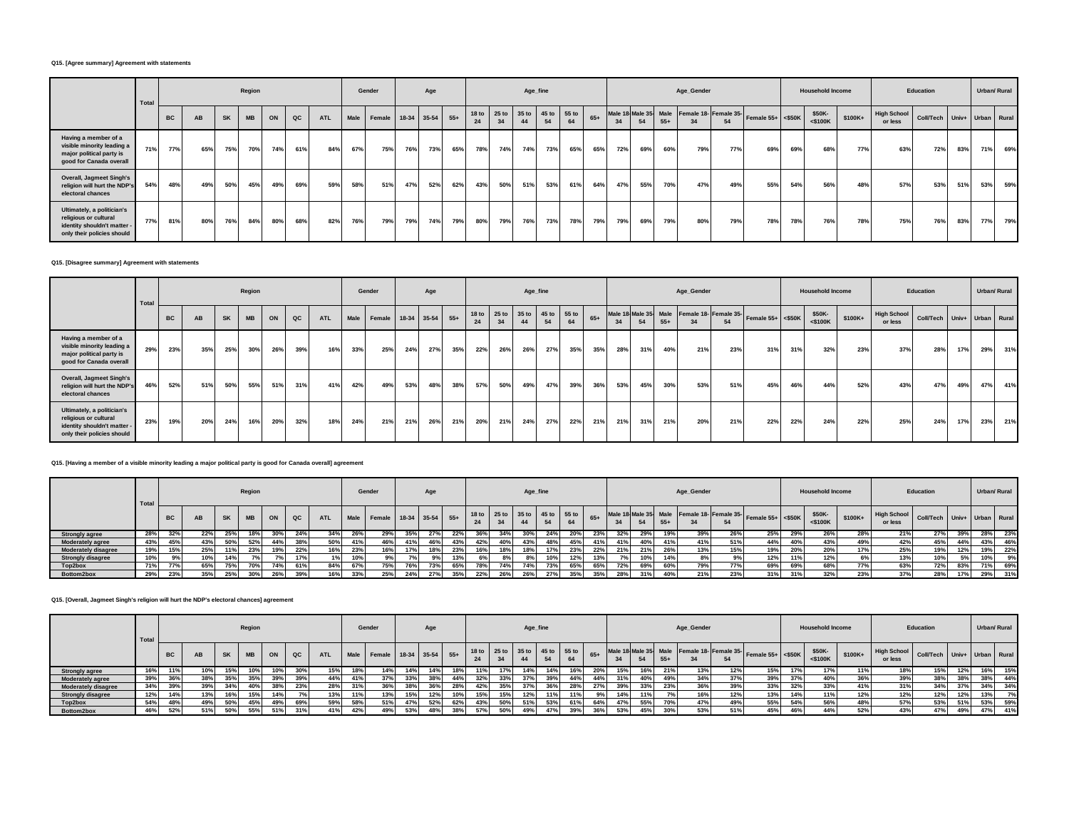**Q15. [Agree summary] Agreement with statements**

| | Total | Region | | | | | | | Gender | | Age | | | Age_fine | | | | | | Age_Gender | | | | | | Household Income | | | Education | | | Urban/ Rural | |
|---|---|---|---|---|---|---|---|---|---|---|---|---|---|---|---|---|---|---|---|---|---|---|---|---|---|---|---|---|---|---|---|---|---|
| | | BC | AB | SK | MB | ON | QC | ATL | Male | Female | 18-34 | 35-54 | 55+ | 18 to 24 | 25 to 34 | 35 to 44 | 45 to 54 | 55 to 64 | 65+ | Male 18-34 | Male 35-54 | Male 55+ | Female 18-34 | Female 35-54 | Female 55+ | <$50K | $50K-<$100K | $100K+ | High School or less | Coll/Tech | Univ+ | Urban | Rural |
| Having a member of a visible minority leading a major political party is good for Canada overall | 71% | 77% | 65% | 75% | 70% | 74% | 61% | 84% | 67% | 75% | 76% | 73% | 65% | 78% | 74% | 74% | 73% | 65% | 65% | 72% | 69% | 60% | 79% | 77% | 69% | 69% | 68% | 77% | 63% | 72% | 83% | 71% | 69% |
| Overall, Jagmeet Singh's religion will hurt the NDP's electoral chances | 54% | 48% | 49% | 50% | 45% | 49% | 69% | 59% | 58% | 51% | 47% | 52% | 62% | 43% | 50% | 51% | 53% | 61% | 64% | 47% | 55% | 70% | 47% | 49% | 55% | 54% | 56% | 48% | 57% | 53% | 51% | 53% | 59% |
| Ultimately, a politician's religious or cultural identity shouldn't matter - only their policies should | 77% | 81% | 80% | 76% | 84% | 80% | 68% | 82% | 76% | 79% | 79% | 74% | 79% | 80% | 79% | 76% | 73% | 78% | 79% | 79% | 69% | 79% | 80% | 79% | 78% | 78% | 76% | 78% | 75% | 76% | 83% | 77% | 79% |

**Q15. [Disagree summary] Agreement with statements**

| | Total | Region | | | | | | | Gender | | Age | | | Age_fine | | | | | | Age_Gender | | | | | | Household Income | | | Education | | | Urban/ Rural | |
|---|---|---|---|---|---|---|---|---|---|---|---|---|---|---|---|---|---|---|---|---|---|---|---|---|---|---|---|---|---|---|---|---|---|
| | | BC | AB | SK | MB | ON | QC | ATL | Male | Female | 18-34 | 35-54 | 55+ | 18 to 24 | 25 to 34 | 35 to 44 | 45 to 54 | 55 to 64 | 65+ | Male 18-34 | Male 35-54 | Male 55+ | Female 18-34 | Female 35-54 | Female 55+ | <$50K | $50K-<$100K | $100K+ | High School or less | Coll/Tech | Univ+ | Urban | Rural |
| Having a member of a visible minority leading a major political party is good for Canada overall | 29% | 23% | 35% | 25% | 30% | 26% | 39% | 16% | 33% | 25% | 24% | 27% | 35% | 22% | 26% | 26% | 27% | 35% | 35% | 28% | 31% | 40% | 21% | 23% | 31% | 31% | 32% | 23% | 37% | 28% | 17% | 29% | 31% |
| Overall, Jagmeet Singh's religion will hurt the NDP's electoral chances | 46% | 52% | 51% | 50% | 55% | 51% | 31% | 41% | 42% | 49% | 53% | 48% | 38% | 57% | 50% | 49% | 47% | 39% | 36% | 53% | 45% | 30% | 53% | 51% | 45% | 46% | 44% | 52% | 43% | 47% | 49% | 47% | 41% |
| Ultimately, a politician's religious or cultural identity shouldn't matter - only their policies should | 23% | 19% | 20% | 24% | 16% | 20% | 32% | 18% | 24% | 21% | 21% | 26% | 21% | 20% | 21% | 24% | 27% | 22% | 21% | 21% | 31% | 21% | 20% | 21% | 22% | 22% | 24% | 22% | 25% | 24% | 17% | 23% | 21% |

**Q15. [Having a member of a visible minority leading a major political party is good for Canada overall] agreement**

| | Total | Region | | | | | | | Gender | | Age | | | Age_fine | | | | | | Age_Gender | | | | | | Household Income | | | Education | | | Urban/ Rural | |
|---|---|---|---|---|---|---|---|---|---|---|---|---|---|---|---|---|---|---|---|---|---|---|---|---|---|---|---|---|---|---|---|---|---|
| | | BC | AB | SK | MB | ON | QC | ATL | Male | Female | 18-34 | 35-54 | 55+ | 18 to 24 | 25 to 34 | 35 to 44 | 45 to 54 | 55 to 64 | 65+ | Male 18-34 | Male 35-54 | Male 55+ | Female 18-34 | Female 35-54 | Female 55+ | <$50K | $50K-<$100K | $100K+ | High School or less | Coll/Tech | Univ+ | Urban | Rural |
| Strongly agree | 28% | 32% | 22% | 25% | 18% | 30% | 24% | 34% | 26% | 29% | 35% | 27% | 22% | 36% | 34% | 30% | 24% | 20% | 23% | 32% | 29% | 19% | 39% | 26% | 25% | 29% | 26% | 28% | 21% | 27% | 39% | 28% | 23% |
| Moderately agree | 43% | 45% | 43% | 50% | 52% | 44% | 38% | 50% | 41% | 46% | 41% | 46% | 43% | 42% | 40% | 43% | 48% | 45% | 41% | 41% | 40% | 41% | 41% | 51% | 44% | 40% | 43% | 49% | 42% | 45% | 44% | 43% | 46% |
| Moderately disagree | 19% | 15% | 25% | 11% | 23% | 19% | 22% | 16% | 23% | 16% | 17% | 18% | 23% | 16% | 18% | 18% | 17% | 23% | 22% | 21% | 21% | 26% | 13% | 15% | 19% | 20% | 20% | 17% | 25% | 19% | 12% | 19% | 22% |
| Strongly disagree | 10% | 9% | 10% | 14% | 7% | 7% | 17% | 1% | 10% | 9% | 7% | 9% | 13% | 6% | 8% | 8% | 10% | 12% | 13% | 7% | 10% | 14% | 8% | 9% | 12% | 11% | 12% | 6% | 13% | 10% | 5% | 10% | 9% |
| Top2box | 71% | 77% | 65% | 75% | 70% | 74% | 61% | 84% | 67% | 75% | 76% | 73% | 65% | 78% | 74% | 74% | 73% | 65% | 65% | 72% | 69% | 60% | 79% | 77% | 69% | 69% | 68% | 77% | 63% | 72% | 83% | 71% | 69% |
| Bottom2box | 29% | 23% | 35% | 25% | 30% | 26% | 39% | 16% | 33% | 25% | 24% | 27% | 35% | 22% | 26% | 26% | 27% | 35% | 35% | 28% | 31% | 40% | 21% | 23% | 31% | 31% | 32% | 23% | 37% | 28% | 17% | 29% | 31% |

**Q15. [Overall, Jagmeet Singh's religion will hurt the NDP's electoral chances] agreement**

| | Total | Region | | | | | | | Gender | | Age | | | Age_fine | | | | | | Age_Gender | | | | | | Household Income | | | Education | | | Urban/ Rural | |
|---|---|---|---|---|---|---|---|---|---|---|---|---|---|---|---|---|---|---|---|---|---|---|---|---|---|---|---|---|---|---|---|---|---|
| | | BC | AB | SK | MB | ON | QC | ATL | Male | Female | 18-34 | 35-54 | 55+ | 18 to 24 | 25 to 34 | 35 to 44 | 45 to 54 | 55 to 64 | 65+ | Male 18-34 | Male 35-54 | Male 55+ | Female 18-34 | Female 35-54 | Female 55+ | <$50K | $50K-<$100K | $100K+ | High School or less | Coll/Tech | Univ+ | Urban | Rural |
| Strongly agree | 16% | 11% | 10% | 15% | 10% | 10% | 30% | 15% | 18% | 14% | 14% | 14% | 18% | 11% | 17% | 14% | 14% | 16% | 20% | 15% | 16% | 21% | 13% | 12% | 15% | 17% | 17% | 11% | 18% | 15% | 12% | 16% | 15% |
| Moderately agree | 39% | 36% | 38% | 35% | 35% | 39% | 39% | 44% | 41% | 37% | 33% | 38% | 44% | 32% | 33% | 37% | 39% | 44% | 44% | 31% | 40% | 49% | 34% | 37% | 39% | 37% | 40% | 36% | 39% | 38% | 38% | 38% | 44% |
| Moderately disagree | 34% | 39% | 39% | 34% | 40% | 38% | 23% | 28% | 31% | 36% | 38% | 36% | 28% | 42% | 35% | 37% | 36% | 28% | 27% | 39% | 33% | 23% | 36% | 39% | 33% | 32% | 33% | 41% | 31% | 34% | 37% | 34% | 34% |
| Strongly disagree | 12% | 14% | 13% | 16% | 15% | 14% | 7% | 13% | 11% | 13% | 15% | 12% | 10% | 15% | 15% | 12% | 11% | 11% | 9% | 14% | 11% | 7% | 16% | 12% | 13% | 14% | 11% | 12% | 12% | 12% | 12% | 13% | 7% |
| Top2box | 54% | 48% | 49% | 50% | 45% | 49% | 69% | 59% | 58% | 51% | 47% | 52% | 62% | 43% | 50% | 51% | 53% | 61% | 64% | 47% | 55% | 70% | 47% | 49% | 55% | 54% | 56% | 48% | 57% | 53% | 51% | 53% | 59% |
| Bottom2box | 46% | 52% | 51% | 50% | 55% | 51% | 31% | 41% | 42% | 49% | 53% | 48% | 38% | 57% | 50% | 49% | 47% | 39% | 36% | 53% | 45% | 30% | 53% | 51% | 45% | 46% | 44% | 52% | 43% | 47% | 49% | 47% | 41% |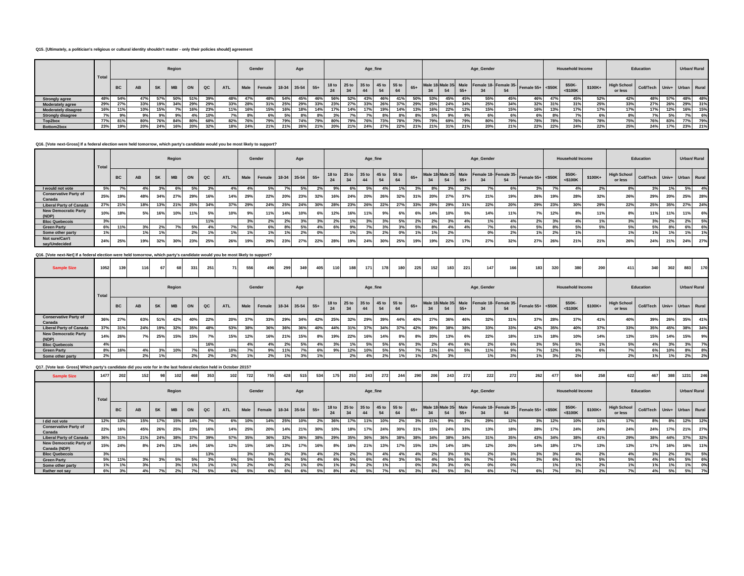**Q15. [Ultimately, a politician's religious or cultural identity shouldn't matter - only their policies should] agreement**

| | Total | Region | | | | | | | Gender | | Age | | | Age_fine | | | | | | Age_Gender | | | | | | Household Income | | | Education | | | Urban/ Rural | |
|---|---|---|---|---|---|---|---|---|---|---|---|---|---|---|---|---|---|---|---|---|---|---|---|---|---|---|---|---|---|---|---|---|---|
| | | BC | AB | SK | MB | ON | QC | ATL | Male | Female | 18-34 | 35-54 | 55+ | 18 to 24 | 25 to 34 | 35 to 44 | 45 to 54 | 55 to 64 | 65+ | Male 18-34 | Male 35-54 | Male 55+ | Female 18-34 | Female 35-54 | Female 55+ | <$50K | $50K-<$100K | $100K+ | High School or less | Coll/Tech | Univ+ | Urban | Rural |
| Strongly agree | 48% | 54% | 47% | 57% | 50% | 51% | 39% | 48% | 47% | 48% | 54% | 45% | 46% | 56% | 52% | 43% | 46% | 41% | 50% | 53% | 45% | 45% | 55% | 45% | 46% | 47% | 45% | 52% | 42% | 48% | 57% | 48% | 48% |
| Moderately agree | 29% | 27% | 33% | 19% | 34% | 29% | 29% | 33% | 28% | 31% | 25% | 29% | 33% | 23% | 27% | 33% | 26% | 37% | 29% | 25% | 24% | 34% | 25% | 34% | 32% | 31% | 31% | 25% | 33% | 27% | 26% | 29% | 31% |
| Moderately disagree | 16% | 11% | 10% | 15% | 7% | 16% | 23% | 11% | 16% | 15% | 16% | 18% | 14% | 17% | 14% | 17% | 19% | 14% | 13% | 16% | 22% | 12% | 15% | 15% | 16% | 13% | 17% | 17% | 17% | 17% | 12% | 16% | 15% |
| Strongly disagree | 7% | 9% | 9% | 9% | 9% | 4% | 10% | 7% | 8% | 6% | 5% | 8% | 8% | 3% | 7% | 7% | 8% | 8% | 8% | 5% | 9% | 9% | 6% | 6% | 6% | 8% | 7% | 6% | 8% | 7% | 5% | 7% | 6% |
| Top2box | 77% | 81% | 80% | 76% | 84% | 80% | 68% | 82% | 76% | 79% | 79% | 74% | 79% | 80% | 79% | 76% | 73% | 78% | 79% | 79% | 69% | 79% | 80% | 79% | 78% | 78% | 76% | 78% | 75% | 76% | 83% | 77% | 79% |
| Bottom2box | 23% | 19% | 20% | 24% | 16% | 20% | 32% | 18% | 24% | 21% | 21% | 26% | 21% | 20% | 21% | 24% | 27% | 22% | 21% | 21% | 31% | 21% | 20% | 21% | 22% | 22% | 24% | 22% | 25% | 24% | 17% | 23% | 21% |

**Q16. [Vote next-Gross] If a federal election were held tomorrow, which party's candidate would you be most likely to support?**

| | Total | Region | | | | | | | Gender | | Age | | | Age_fine | | | | | | Age_Gender | | | | | | Household Income | | | Education | | | Urban/ Rural | |
|---|---|---|---|---|---|---|---|---|---|---|---|---|---|---|---|---|---|---|---|---|---|---|---|---|---|---|---|---|---|---|---|---|---|
| | | BC | AB | SK | MB | ON | QC | ATL | Male | Female | 18-34 | 35-54 | 55+ | 18 to 24 | 25 to 34 | 35 to 44 | 45 to 54 | 55 to 64 | 65+ | Male 18-34 | Male 35-54 | Male 55+ | Female 18-34 | Female 35-54 | Female 55+ | <$50K | $50K-<$100K | $100K+ | High School or less | Coll/Tech | Univ+ | Urban | Rural |
| I would not vote | 5% | 7% | 4% | 3% | 6% | 5% | 3% | 4% | 4% | 5% | 7% | 5% | 2% | 9% | 6% | 5% | 4% | 1% | 3% | 8% | 3% | 2% | 7% | 6% | 3% | 7% | 4% | 2% | 8% | 3% | 1% | 5% | 4% |
| Conservative Party of Canada | 25% | 19% | 48% | 34% | 27% | 29% | 16% | 14% | 29% | 22% | 20% | 23% | 32% | 16% | 24% | 20% | 26% | 32% | 31% | 20% | 27% | 37% | 21% | 19% | 26% | 19% | 28% | 32% | 26% | 29% | 20% | 25% | 28% |
| Liberal Party of Canada | 27% | 21% | 18% | 13% | 21% | 25% | 34% | 37% | 29% | 24% | 25% | 24% | 30% | 28% | 23% | 26% | 22% | 27% | 33% | 29% | 29% | 31% | 22% | 20% | 29% | 23% | 30% | 29% | 22% | 25% | 35% | 27% | 24% |
| New Democratic Party (NDP) | 10% | 18% | 5% | 16% | 10% | 11% | 5% | 10% | 9% | 11% | 14% | 10% | 6% | 12% | 16% | 11% | 9% | 6% | 6% | 14% | 10% | 5% | 14% | 11% | 7% | 12% | 8% | 11% | 8% | 11% | 11% | 11% | 6% |
| Bloc Quebecois | 3% | | | | | | 11% | | 3% | 2% | 2% | 3% | 3% | 2% | 1% | 3% | 3% | 5% | 2% | 2% | 3% | 4% | 1% | 4% | 2% | 3% | 4% | 1% | 3% | 3% | 2% | 2% | 5% |
| Green Party | 6% | 11% | 3% | 2% | 7% | 5% | 4% | 7% | 5% | 6% | 8% | 5% | 4% | 6% | 9% | 7% | 3% | 3% | 5% | 8% | 4% | 4% | 7% | 6% | 5% | 8% | 5% | 5% | 5% | 5% | 8% | 6% | 6% |
| Some other party | 1% | | 1% | 1% | | 2% | 1% | 1% | 1% | 1% | 1% | 2% | 0% | | 1% | 3% | 2% | 0% | 1% | 1% | 2% | | 0% | 2% | 1% | 2% | 1% | | 1% | 1% | 1% | 1% | 1% |
| Not sure/Can't say/Undecided | 24% | 25% | 19% | 32% | 30% | 23% | 25% | 26% | 19% | 29% | 23% | 27% | 22% | 28% | 19% | 24% | 30% | 25% | 19% | 19% | 22% | 17% | 27% | 32% | 27% | 26% | 21% | 21% | 26% | 24% | 21% | 24% | 27% |

**Q16. [Vote next-Net] If a federal election were held tomorrow, which party's candidate would you be most likely to support?**

| Sample Size | 1052 | 139 | 116 | 67 | 68 | 331 | 251 | 71 | 556 | 496 | 299 | 349 | 405 | 110 | 188 | 171 | 178 | 180 | 225 | 152 | 183 | 221 | 147 | 166 | 183 | 320 | 380 | 200 | 411 | 340 | 302 | 883 | 170 |
|---|---|---|---|---|---|---|---|---|---|---|---|---|---|---|---|---|---|---|---|---|---|---|---|---|---|---|---|---|---|---|---|---|---|
| | Total | Region | | | | | | | Gender | | Age | | | Age_fine | | | | | | Age_Gender | | | | | | Household Income | | | Education | | | Urban/ Rural | |
| | | BC | AB | SK | MB | ON | QC | ATL | Male | Female | 18-34 | 35-54 | 55+ | 18 to 24 | 25 to 34 | 35 to 44 | 45 to 54 | 55 to 64 | 65+ | Male 18-34 | Male 35-54 | Male 55+ | Female 18-34 | Female 35-54 | Female 55+ | <$50K | $50K-<$100K | $100K+ | High School or less | Coll/Tech | Univ+ | Urban | Rural |
| Conservative Party of Canada | 36% | 27% | 63% | 51% | 42% | 40% | 22% | 20% | 37% | 33% | 29% | 34% | 42% | 25% | 32% | 29% | 39% | 44% | 40% | 27% | 36% | 46% | 32% | 31% | 37% | 28% | 37% | 41% | 40% | 39% | 26% | 35% | 41% |
| Liberal Party of Canada | 37% | 31% | 24% | 19% | 32% | 35% | 48% | 53% | 38% | 36% | 36% | 36% | 40% | 44% | 31% | 37% | 34% | 37% | 42% | 39% | 38% | 38% | 33% | 33% | 42% | 35% | 40% | 37% | 33% | 35% | 45% | 38% | 34% |
| New Democratic Party (NDP) | 14% | 26% | 7% | 25% | 15% | 15% | 7% | 15% | 12% | 16% | 21% | 15% | 8% | 19% | 22% | 16% | 14% | 8% | 8% | 20% | 13% | 6% | 22% | 18% | 11% | 18% | 10% | 14% | 13% | 15% | 14% | 15% | 9% |
| Bloc Quebecois | 4% | | | | | | 16% | | 4% | 4% | 2% | 5% | 4% | 3% | 1% | 5% | 5% | 6% | 3% | 2% | 4% | 6% | 2% | 6% | 3% | 5% | 5% | 1% | 5% | 4% | 3% | 3% | 7% |
| Green Party | 8% | 16% | 4% | 3% | 10% | 7% | 6% | 10% | 7% | 9% | 11% | 7% | 6% | 9% | 12% | 10% | 5% | 5% | 7% | 11% | 6% | 5% | 11% | 9% | 7% | 12% | 6% | 6% | 7% | 6% | 10% | 8% | 8% |
| Some other party | 2% | | 2% | 1% | | 2% | 2% | 2% | 1% | 2% | 1% | 3% | 1% | | 2% | 4% | 2% | 1% | 1% | 2% | 3% | | 1% | 3% | 1% | 3% | 2% | | 2% | 1% | 1% | 2% | 2% |

**Q17. [Vote last- Gross] Which party's candidate did you vote for in the last federal election held in October 2015?**

| Sample Size | 1477 | 202 | 152 | 98 | 102 | 468 | 353 | 102 | 722 | 755 | 428 | 515 | 534 | 175 | 253 | 243 | 272 | 244 | 290 | 206 | 243 | 272 | 222 | 272 | 262 | 477 | 504 | 258 | 622 | 467 | 388 | 1231 | 246 |
|---|---|---|---|---|---|---|---|---|---|---|---|---|---|---|---|---|---|---|---|---|---|---|---|---|---|---|---|---|---|---|---|---|---|
| | Total | Region | | | | | | | Gender | | Age | | | Age_fine | | | | | | Age_Gender | | | | | | Household Income | | | Education | | | Urban/ Rural | |
| | | BC | AB | SK | MB | ON | QC | ATL | Male | Female | 18-34 | 35-54 | 55+ | 18 to 24 | 25 to 34 | 35 to 44 | 45 to 54 | 55 to 64 | 65+ | Male 18-34 | Male 35-54 | Male 55+ | Female 18-34 | Female 35-54 | Female 55+ | <$50K | $50K-<$100K | $100K+ | High School or less | Coll/Tech | Univ+ | Urban | Rural |
| I did not vote | 12% | 13% | 15% | 17% | 15% | 14% | 7% | 6% | 10% | 14% | 25% | 10% | 2% | 36% | 17% | 11% | 10% | 2% | 3% | 21% | 9% | 2% | 29% | 12% | 3% | 12% | 10% | 11% | 17% | 8% | 8% | 12% | 12% |
| Conservative Party of Canada | 22% | 16% | 45% | 26% | 25% | 23% | 16% | 14% | 25% | 20% | 14% | 21% | 30% | 10% | 18% | 17% | 24% | 30% | 31% | 15% | 24% | 33% | 13% | 18% | 28% | 17% | 24% | 24% | 24% | 24% | 17% | 21% | 27% |
| Liberal Party of Canada | 36% | 31% | 21% | 24% | 38% | 37% | 39% | 57% | 35% | 36% | 32% | 36% | 38% | 29% | 35% | 36% | 36% | 38% | 38% | 34% | 38% | 34% | 31% | 35% | 43% | 34% | 38% | 41% | 29% | 38% | 44% | 37% | 32% |
| New Democratic Party of Canada (NDP) | 15% | 24% | 8% | 24% | 13% | 14% | 16% | 12% | 15% | 16% | 13% | 17% | 16% | 8% | 16% | 21% | 13% | 17% | 15% | 13% | 14% | 18% | 12% | 20% | 14% | 18% | 17% | 13% | 13% | 17% | 16% | 16% | 11% |
| Bloc Quebecois | 3% | | | | | | 13% | | 3% | 3% | 2% | 3% | 4% | 2% | 2% | 3% | 4% | 4% | 4% | 2% | 3% | 5% | 2% | 3% | 3% | 3% | 4% | 2% | 4% | 3% | 2% | 3% | 5% |
| Green Party | 5% | 11% | 3% | 3% | 5% | 5% | 3% | 5% | 5% | 5% | 6% | 5% | 4% | 6% | 5% | 6% | 4% | 3% | 5% | 4% | 5% | 5% | 7% | 6% | 3% | 6% | 5% | 5% | 5% | 4% | 6% | 5% | 6% |
| Some other party | 1% | 1% | 3% | | 3% | 1% | 1% | 1% | 2% | 0% | 2% | 1% | 0% | 1% | 3% | 2% | 1% | | 0% | 3% | 3% | 0% | 0% | 0% | | 1% | 1% | 2% | 1% | 1% | 1% | 1% | 0% |
| Rather not say | 6% | 3% | 4% | 7% | 2% | 7% | 5% | 6% | 5% | 6% | 6% | 6% | 5% | 8% | 4% | 5% | 7% | 6% | 3% | 6% | 5% | 3% | 6% | 7% | 6% | 7% | 3% | 2% | 7% | 4% | 5% | 5% | 7% |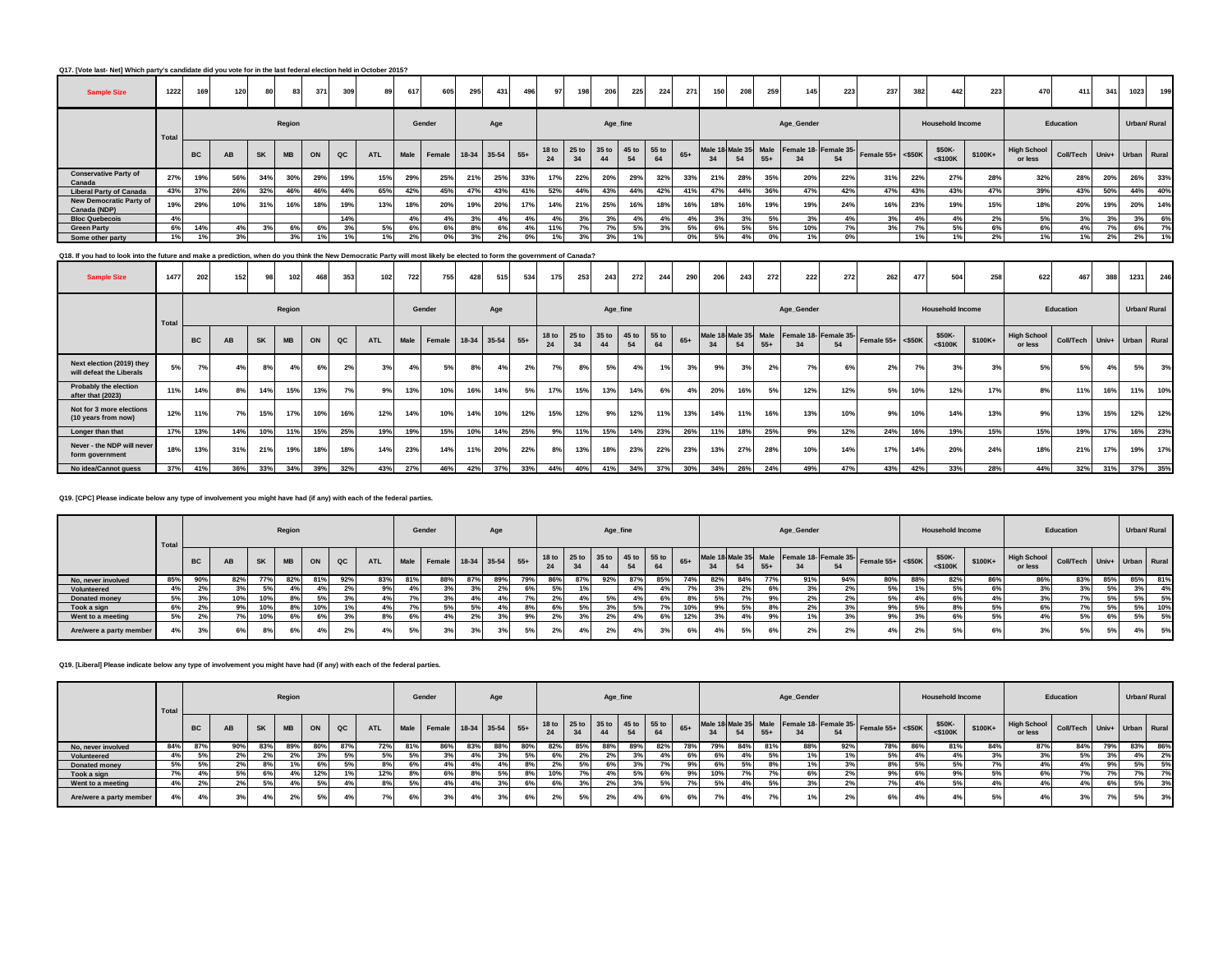**Q17. [Vote last- Net] Which party's candidate did you vote for in the last federal election held in October 2015?**

| | Total | Region | | | | | | | Gender | | Age | | | Age_fine | | | | | | Age_Gender | | | | | | Household Income | | | Education | | | Urban/ Rural | |
|---|---|---|---|---|---|---|---|---|---|---|---|---|---|---|---|---|---|---|---|---|---|---|---|---|---|---|---|---|---|---|---|---|---|
| | | BC | AB | SK | MB | ON | QC | ATL | Male | Female | 18-34 | 35-54 | 55+ | 18 to 24 | 25 to 34 | 35 to 44 | 45 to 54 | 55 to 64 | 65+ | Male 18-34 | Male 35-54 | Male 55+ | Female 18-34 | Female 35-54 | Female 55+ | <$50K | $50K-<$100K | $100K+ | High School or less | Coll/Tech | Univ+ | Urban | Rural |
| Sample Size | 1222 | 169 | 120 | 80 | 83 | 371 | 309 | 89 | 617 | 605 | 295 | 431 | 496 | 97 | 198 | 206 | 225 | 224 | 271 | 150 | 208 | 259 | 145 | 223 | 237 | 382 | 442 | 223 | 470 | 411 | 341 | 1023 | 199 |
| Conservative Party of Canada | 27% | 19% | 56% | 34% | 30% | 29% | 19% | 15% | 29% | 25% | 21% | 25% | 33% | 17% | 22% | 20% | 29% | 32% | 33% | 21% | 28% | 35% | 20% | 22% | 31% | 22% | 27% | 28% | 32% | 28% | 20% | 26% | 33% |
| Liberal Party of Canada | 43% | 37% | 26% | 32% | 46% | 46% | 44% | 65% | 42% | 45% | 47% | 43% | 41% | 52% | 44% | 43% | 44% | 42% | 41% | 47% | 44% | 36% | 47% | 42% | 47% | 43% | 43% | 47% | 39% | 43% | 50% | 44% | 40% |
| New Democratic Party of Canada (NDP) | 19% | 29% | 10% | 31% | 16% | 18% | 19% | 13% | 18% | 20% | 19% | 20% | 17% | 14% | 21% | 25% | 16% | 18% | 16% | 18% | 16% | 19% | 19% | 24% | 16% | 23% | 19% | 15% | 18% | 20% | 19% | 20% | 14% |
| Bloc Quebecois | 4% | | | | | | 14% | | 4% | 4% | 3% | 4% | 4% | 4% | 3% | 3% | 4% | 4% | 4% | 3% | 3% | 5% | 3% | 4% | 3% | 4% | 4% | 2% | 5% | 3% | 3% | 3% | 6% |
| Green Party | 6% | 14% | 4% | 3% | 6% | 6% | 3% | 5% | 6% | 6% | 8% | 6% | 4% | 11% | 7% | 7% | 5% | 3% | 5% | 6% | 5% | 5% | 10% | 7% | 3% | 7% | 5% | 6% | 6% | 4% | 7% | 6% | 7% |
| Some other party | 1% | 1% | 3% | | 3% | 1% | 1% | 1% | 2% | 0% | 3% | 2% | 0% | 1% | 3% | 3% | 1% | | 0% | 5% | 4% | 0% | 1% | 0% | | 1% | 1% | 2% | 1% | 1% | 2% | 2% | 1% |

**Q18. If you had to look into the future and make a prediction, when do you think the New Democratic Party will most likely be elected to form the government of Canada?**

| | Total | Region | | | | | | | Gender | | Age | | | Age_fine | | | | | | Age_Gender | | | | | | Household Income | | | Education | | | Urban/ Rural | |
|---|---|---|---|---|---|---|---|---|---|---|---|---|---|---|---|---|---|---|---|---|---|---|---|---|---|---|---|---|---|---|---|---|---|
| | | BC | AB | SK | MB | ON | QC | ATL | Male | Female | 18-34 | 35-54 | 55+ | 18 to 24 | 25 to 34 | 35 to 44 | 45 to 54 | 55 to 64 | 65+ | Male 18-34 | Male 35-54 | Male 55+ | Female 18-34 | Female 35-54 | Female 55+ | <$50K | $50K-<$100K | $100K+ | High School or less | Coll/Tech | Univ+ | Urban | Rural |
| Sample Size | 1477 | 202 | 152 | 98 | 102 | 468 | 353 | 102 | 722 | 755 | 428 | 515 | 534 | 175 | 253 | 243 | 272 | 244 | 290 | 206 | 243 | 272 | 222 | 272 | 262 | 477 | 504 | 258 | 622 | 467 | 388 | 1231 | 246 |
| Next election (2019) they will defeat the Liberals | 5% | 7% | 4% | 8% | 4% | 6% | 2% | 3% | 4% | 5% | 8% | 4% | 2% | 7% | 8% | 5% | 4% | 1% | 3% | 9% | 3% | 2% | 7% | 6% | 2% | 7% | 3% | 3% | 5% | 5% | 4% | 5% | 3% |
| Probably the election after that (2023) | 11% | 14% | 8% | 14% | 15% | 13% | 7% | 9% | 13% | 10% | 16% | 14% | 5% | 17% | 15% | 13% | 14% | 6% | 4% | 20% | 16% | 5% | 12% | 12% | 5% | 10% | 12% | 17% | 8% | 11% | 16% | 11% | 10% |
| Not for 3 more elections (10 years from now) | 12% | 11% | 7% | 15% | 17% | 10% | 16% | 12% | 14% | 10% | 14% | 10% | 12% | 15% | 12% | 9% | 12% | 11% | 13% | 14% | 11% | 16% | 13% | 10% | 9% | 10% | 14% | 13% | 9% | 13% | 15% | 12% | 12% |
| Longer than that | 17% | 13% | 14% | 10% | 11% | 15% | 25% | 19% | 19% | 15% | 10% | 14% | 25% | 9% | 11% | 15% | 14% | 23% | 26% | 11% | 18% | 25% | 9% | 12% | 24% | 16% | 19% | 15% | 15% | 19% | 17% | 16% | 23% |
| Never - the NDP will never form government | 18% | 13% | 31% | 21% | 19% | 18% | 18% | 14% | 23% | 14% | 11% | 20% | 22% | 8% | 13% | 18% | 23% | 22% | 23% | 13% | 27% | 28% | 10% | 14% | 17% | 14% | 20% | 24% | 18% | 21% | 17% | 19% | 17% |
| No idea/Cannot guess | 37% | 41% | 36% | 33% | 34% | 39% | 32% | 43% | 27% | 46% | 42% | 37% | 33% | 44% | 40% | 41% | 34% | 37% | 30% | 34% | 26% | 24% | 49% | 47% | 43% | 42% | 33% | 28% | 44% | 32% | 31% | 37% | 35% |

**Q19. [CPC] Please indicate below any type of involvement you might have had (if any) with each of the federal parties.**

| | Total | Region | | | | | | | Gender | | Age | | | Age_fine | | | | | | Age_Gender | | | | | | Household Income | | | Education | | | Urban/ Rural | |
|---|---|---|---|---|---|---|---|---|---|---|---|---|---|---|---|---|---|---|---|---|---|---|---|---|---|---|---|---|---|---|---|---|---|
| | | BC | AB | SK | MB | ON | QC | ATL | Male | Female | 18-34 | 35-54 | 55+ | 18 to 24 | 25 to 34 | 35 to 44 | 45 to 54 | 55 to 64 | 65+ | Male 18-34 | Male 35-54 | Male 55+ | Female 18-34 | Female 35-54 | Female 55+ | <$50K | $50K-<$100K | $100K+ | High School or less | Coll/Tech | Univ+ | Urban | Rural |
| No, never involved | 85% | 90% | 82% | 77% | 82% | 81% | 92% | 83% | 81% | 88% | 87% | 89% | 79% | 86% | 87% | 92% | 87% | 85% | 74% | 82% | 84% | 77% | 91% | 94% | 80% | 88% | 82% | 86% | 86% | 83% | 85% | 85% | 81% |
| Volunteered | 4% | 2% | 3% | 5% | 4% | 4% | 2% | 9% | 4% | 3% | 3% | 2% | 6% | 5% | 1% | | 4% | 4% | 7% | 3% | 2% | 6% | 3% | 2% | 5% | 1% | 5% | 6% | 3% | 3% | 5% | 3% | 4% |
| Donated money | 5% | 3% | 10% | 10% | 8% | 5% | 3% | 4% | 7% | 3% | 4% | 4% | 7% | 2% | 4% | 5% | 4% | 6% | 8% | 5% | 7% | 9% | 2% | 2% | 5% | 4% | 6% | 4% | 3% | 7% | 5% | 5% | 5% |
| Took a sign | 6% | 2% | 9% | 10% | 8% | 10% | 1% | 4% | 7% | 5% | 5% | 4% | 8% | 6% | 5% | 3% | 5% | 7% | 10% | 9% | 5% | 8% | 2% | 3% | 9% | 5% | 8% | 5% | 6% | 7% | 5% | 5% | 10% |
| Went to a meeting | 5% | 2% | 7% | 10% | 6% | 6% | 3% | 8% | 6% | 4% | 2% | 3% | 9% | 2% | 3% | 2% | 4% | 6% | 12% | 3% | 4% | 9% | 1% | 3% | 9% | 3% | 6% | 5% | 4% | 5% | 6% | 5% | 5% |
| Are/were a party member | 4% | 3% | 6% | 8% | 6% | 4% | 2% | 4% | 5% | 3% | 3% | 3% | 5% | 2% | 4% | 2% | 4% | 3% | 6% | 4% | 5% | 6% | 2% | 2% | 4% | 2% | 5% | 6% | 3% | 5% | 5% | 4% | 5% |

**Q19. [Liberal] Please indicate below any type of involvement you might have had (if any) with each of the federal parties.**

| | Total | Region | | | | | | | Gender | | Age | | | Age_fine | | | | | | Age_Gender | | | | | | Household Income | | | Education | | | Urban/ Rural | |
|---|---|---|---|---|---|---|---|---|---|---|---|---|---|---|---|---|---|---|---|---|---|---|---|---|---|---|---|---|---|---|---|---|---|
| | | BC | AB | SK | MB | ON | QC | ATL | Male | Female | 18-34 | 35-54 | 55+ | 18 to 24 | 25 to 34 | 35 to 44 | 45 to 54 | 55 to 64 | 65+ | Male 18-34 | Male 35-54 | Male 55+ | Female 18-34 | Female 35-54 | Female 55+ | <$50K | $50K-<$100K | $100K+ | High School or less | Coll/Tech | Univ+ | Urban | Rural |
| No, never involved | 84% | 87% | 90% | 83% | 89% | 80% | 87% | 72% | 81% | 86% | 83% | 88% | 80% | 82% | 85% | 88% | 89% | 82% | 78% | 79% | 84% | 81% | 88% | 92% | 78% | 86% | 81% | 84% | 87% | 84% | 79% | 83% | 86% |
| Volunteered | 4% | 5% | 2% | 2% | 2% | 3% | 5% | 5% | 5% | 3% | 4% | 3% | 5% | 6% | 2% | 2% | 3% | 4% | 6% | 6% | 4% | 5% | 1% | 1% | 5% | 4% | 4% | 3% | 3% | 5% | 3% | 4% | 2% |
| Donated money | 5% | 5% | 2% | 8% | 1% | 6% | 5% | 8% | 6% | 4% | 4% | 4% | 8% | 2% | 5% | 6% | 3% | 7% | 9% | 6% | 5% | 8% | 1% | 3% | 8% | 5% | 5% | 7% | 4% | 4% | 9% | 5% | 5% |
| Took a sign | 7% | 4% | 5% | 6% | 4% | 12% | 1% | 12% | 8% | 6% | 8% | 5% | 8% | 10% | 7% | 4% | 5% | 6% | 9% | 10% | 7% | 7% | 6% | 2% | 9% | 6% | 9% | 5% | 6% | 7% | 7% | 7% | 7% |
| Went to a meeting | 4% | 2% | 2% | 5% | 4% | 5% | 4% | 8% | 5% | 4% | 4% | 3% | 6% | 6% | 3% | 2% | 3% | 5% | 7% | 5% | 4% | 5% | 3% | 2% | 7% | 4% | 5% | 4% | 4% | 4% | 6% | 5% | 3% |
| Are/were a party member | 4% | 4% | 3% | 4% | 2% | 5% | 4% | 7% | 6% | 3% | 4% | 3% | 6% | 2% | 5% | 2% | 4% | 6% | 6% | 7% | 4% | 7% | 1% | 2% | 6% | 4% | 4% | 5% | 4% | 3% | 7% | 5% | 3% |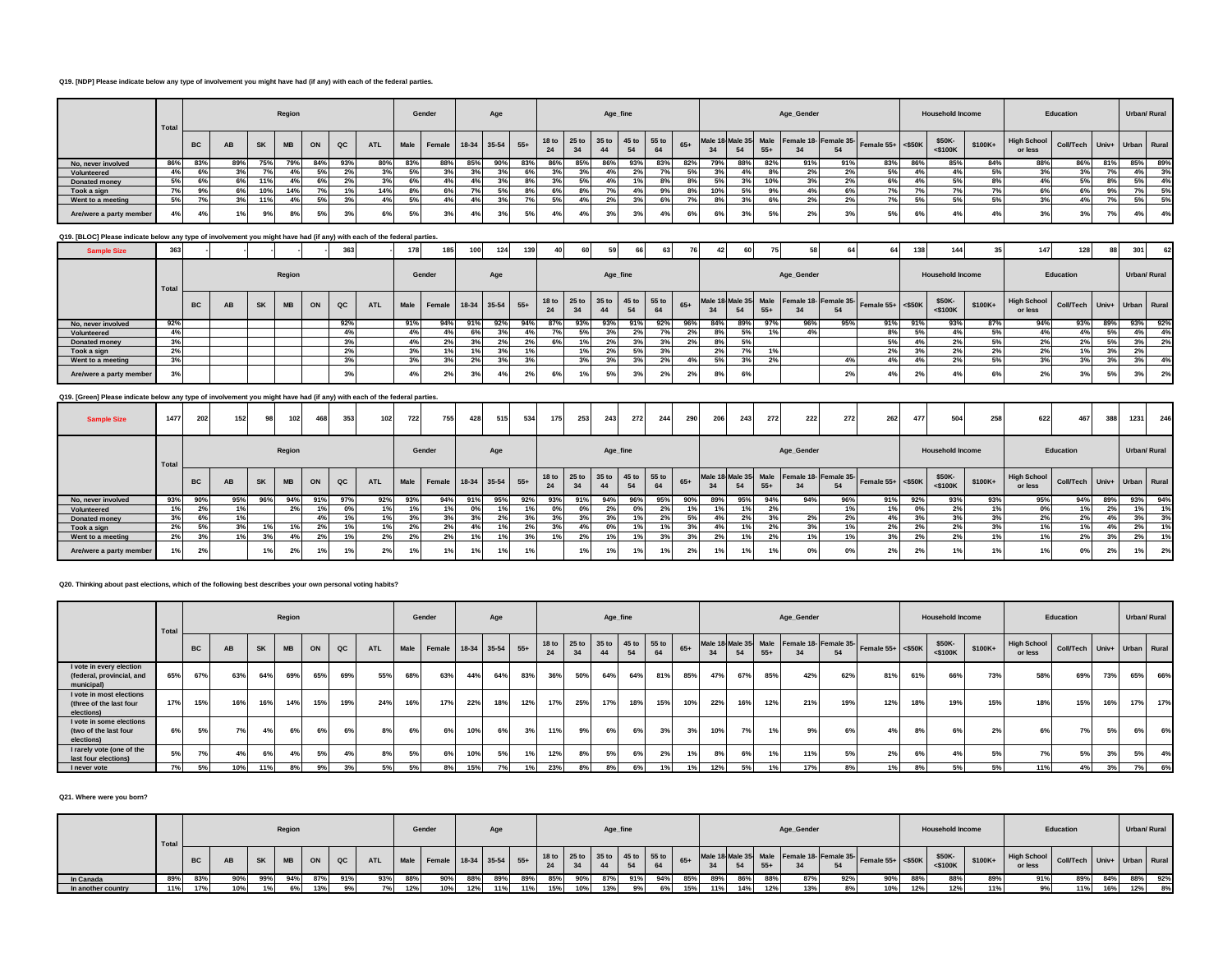**Q19. [NDP] Please indicate below any type of involvement you might have had (if any) with each of the federal parties.**

| | Total | Region | | | | | | | Gender | | Age | | | Age_fine | | | | | | Age_Gender | | | | | | Household Income | | | Education | | | Urban/ Rural | |
|---|---|---|---|---|---|---|---|---|---|---|---|---|---|---|---|---|---|---|---|---|---|---|---|---|---|---|---|---|---|---|---|---|---|
| | | BC | AB | SK | MB | ON | QC | ATL | Male | Female | 18-34 | 35-54 | 55+ | 18 to 24 | 25 to 34 | 35 to 44 | 45 to 54 | 55 to 64 | 65+ | Male 18-34 | Male 35-54 | Male 55+ | Female 18-34 | Female 35-54 | Female 55+ | <$50K | $50K-<$100K | $100K+ | High School or less | Coll/Tech | Univ+ | Urban | Rural |
| No, never involved | 86% | 83% | 89% | 75% | 79% | 84% | 93% | 80% | 83% | 88% | 85% | 90% | 83% | 86% | 85% | 86% | 93% | 83% | 82% | 79% | 88% | 82% | 91% | 91% | 83% | 86% | 85% | 84% | 88% | 86% | 81% | 85% | 89% |
| Volunteered | 4% | 6% | 3% | 7% | 4% | 5% | 2% | 3% | 5% | 3% | 3% | 3% | 6% | 3% | 3% | 4% | 2% | 7% | 5% | 3% | 4% | 8% | 2% | 2% | 5% | 4% | 4% | 5% | 3% | 3% | 7% | 4% | 3% |
| Donated money | 5% | 6% | 6% | 11% | 4% | 6% | 2% | 3% | 6% | 4% | 3% | 4% | 8% | 3% | 5% | 4% | 1% | 8% | 8% | 5% | 3% | 10% | 3% | 2% | 6% | 4% | 5% | 8% | 4% | 5% | 8% | 5% | 4% |
| Took a sign | 7% | 9% | 6% | 10% | 14% | 7% | 1% | 14% | 8% | 6% | 7% | 5% | 8% | 6% | 8% | 7% | 4% | 9% | 8% | 10% | 5% | 9% | 4% | 6% | 7% | 7% | 7% | 7% | 6% | 6% | 9% | 7% | 5% |
| Went to a meeting | 5% | 7% | 3% | 11% | 4% | 5% | 3% | 4% | 5% | 4% | 4% | 3% | 7% | 5% | 4% | 2% | 3% | 6% | 7% | 8% | 3% | 6% | 2% | 2% | 7% | 5% | 5% | 5% | 3% | 4% | 7% | 5% | 5% |
| Are/were a party member | 4% | 4% | 1% | 9% | 8% | 5% | 3% | 6% | 5% | 3% | 4% | 3% | 5% | 4% | 4% | 3% | 3% | 4% | 6% | 6% | 3% | 5% | 2% | 3% | 5% | 6% | 4% | 4% | 3% | 3% | 7% | 4% | 4% |

**Q19. [BLOC] Please indicate below any type of involvement you might have had (if any) with each of the federal parties.**

| | Total | Region | | | | | | | Gender | | Age | | | Age_fine | | | | | | Age_Gender | | | | | | Household Income | | | Education | | | Urban/ Rural | |
|---|---|---|---|---|---|---|---|---|---|---|---|---|---|---|---|---|---|---|---|---|---|---|---|---|---|---|---|---|---|---|---|---|---|
| Sample Size | 363 | - | - | - | - | - | 363 | | 178 | 185 | 100 | 124 | 139 | 40 | 60 | 59 | 66 | 63 | 76 | 42 | 60 | 75 | 58 | 64 | 64 | 138 | 144 | 35 | 147 | 128 | 88 | 301 | 62 |
| | | BC | AB | SK | MB | ON | QC | ATL | Male | Female | 18-34 | 35-54 | 55+ | 18 to 24 | 25 to 34 | 35 to 44 | 45 to 54 | 55 to 64 | 65+ | Male 18-34 | Male 35-54 | Male 55+ | Female 18-34 | Female 35-54 | Female 55+ | <$50K | $50K-<$100K | $100K+ | High School or less | Coll/Tech | Univ+ | Urban | Rural |
| No, never involved | 92% | | | | | | 92% | | 91% | 94% | 91% | 92% | 94% | 87% | 93% | 93% | 91% | 92% | 96% | 84% | 89% | 97% | 96% | 95% | 91% | 91% | 93% | 87% | 94% | 93% | 89% | 93% | 92% |
| Volunteered | 4% | | | | | | 4% | | 4% | 4% | 6% | 3% | 4% | 7% | 5% | 3% | 2% | 7% | 2% | 8% | 5% | 1% | 4% | | 8% | 5% | 4% | 5% | 4% | 4% | 5% | 4% | 4% |
| Donated money | 3% | | | | | | 3% | | 4% | 2% | 3% | 2% | 2% | 6% | 1% | 2% | 3% | 2% | | 8% | 5% | | | | 5% | 4% | 2% | 5% | 2% | 2% | 5% | 3% | 2% |
| Took a sign | 2% | | | | | | 2% | | 3% | 1% | 1% | 3% | 1% | | 1% | 2% | 5% | 3% | | 2% | 7% | 1% | | | 2% | 3% | 2% | 2% | 2% | 1% | 3% | 2% | |
| Went to a meeting | 3% | | | | | | 3% | | 3% | 3% | 2% | 3% | 3% | | 3% | 3% | 3% | 2% | 4% | 5% | 3% | 2% | | 4% | 4% | 4% | 2% | 5% | 3% | 3% | 3% | 3% | 4% |
| Are/were a party member | 3% | | | | | | 3% | | 4% | 2% | 3% | 4% | 2% | 6% | 1% | 5% | 3% | 2% | 2% | 8% | 6% | | | 2% | 4% | 2% | 4% | 6% | 2% | 3% | 5% | 3% | 2% |

**Q19. [Green] Please indicate below any type of involvement you might have had (if any) with each of the federal parties.**

| | Total | Region | | | | | | | Gender | | Age | | | Age_fine | | | | | | Age_Gender | | | | | | Household Income | | | Education | | | Urban/ Rural | |
|---|---|---|---|---|---|---|---|---|---|---|---|---|---|---|---|---|---|---|---|---|---|---|---|---|---|---|---|---|---|---|---|---|---|
| Sample Size | 1477 | 202 | 152 | 98 | 102 | 468 | 353 | 102 | 722 | 755 | 428 | 515 | 534 | 175 | 253 | 243 | 272 | 244 | 290 | 206 | 243 | 272 | 222 | 272 | 262 | 477 | 504 | 258 | 622 | 467 | 388 | 1231 | 246 |
| | | BC | AB | SK | MB | ON | QC | ATL | Male | Female | 18-34 | 35-54 | 55+ | 18 to 24 | 25 to 34 | 35 to 44 | 45 to 54 | 55 to 64 | 65+ | Male 18-34 | Male 35-54 | Male 55+ | Female 18-34 | Female 35-54 | Female 55+ | <$50K | $50K-<$100K | $100K+ | High School or less | Coll/Tech | Univ+ | Urban | Rural |
| No, never involved | 93% | 90% | 95% | 96% | 94% | 91% | 97% | 92% | 93% | 94% | 91% | 95% | 92% | 93% | 91% | 94% | 96% | 95% | 90% | 89% | 95% | 94% | 94% | 96% | 91% | 92% | 93% | 93% | 95% | 94% | 89% | 93% | 94% |
| Volunteered | 1% | 2% | 1% | | 2% | 1% | 0% | 1% | 1% | 1% | 0% | 1% | 1% | 0% | 0% | 2% | 0% | 2% | 1% | 1% | 1% | 2% | | 1% | 1% | 0% | 2% | 1% | 0% | 1% | 2% | 1% | 1% |
| Donated money | 3% | 6% | 1% | | | 4% | 1% | 1% | 3% | 3% | 3% | 2% | 3% | 3% | 3% | 3% | 1% | 2% | 5% | 4% | 2% | 3% | 2% | 2% | 4% | 3% | 3% | 3% | 2% | 2% | 4% | 3% | 3% |
| Took a sign | 2% | 5% | 3% | 1% | 1% | 2% | 1% | 1% | 2% | 2% | 4% | 1% | 2% | 3% | 4% | 0% | 1% | 1% | 3% | 4% | 1% | 2% | 3% | 1% | 2% | 2% | 2% | 3% | 1% | 1% | 4% | 2% | 1% |
| Went to a meeting | 2% | 3% | 1% | 3% | 4% | 2% | 1% | 2% | 2% | 2% | 1% | 1% | 3% | 1% | 2% | 1% | 1% | 3% | 3% | 2% | 1% | 2% | 1% | 1% | 3% | 2% | 2% | 1% | 1% | 2% | 3% | 2% | 1% |
| Are/were a party member | 1% | 2% | | 1% | 2% | 1% | 1% | 2% | 1% | 1% | 1% | 1% | 1% | | 1% | 1% | 1% | 1% | 2% | 1% | 1% | 1% | 0% | 0% | 2% | 2% | 1% | 1% | 1% | 0% | 2% | 1% | 2% |

**Q20. Thinking about past elections, which of the following best describes your own personal voting habits?**

| | Total | Region | | | | | | | Gender | | Age | | | Age_fine | | | | | | Age_Gender | | | | | | Household Income | | | Education | | | Urban/ Rural | |
|---|---|---|---|---|---|---|---|---|---|---|---|---|---|---|---|---|---|---|---|---|---|---|---|---|---|---|---|---|---|---|---|---|---|
| | | BC | AB | SK | MB | ON | QC | ATL | Male | Female | 18-34 | 35-54 | 55+ | 18 to 24 | 25 to 34 | 35 to 44 | 45 to 54 | 55 to 64 | 65+ | Male 18-34 | Male 35-54 | Male 55+ | Female 18-34 | Female 35-54 | Female 55+ | <$50K | $50K-<$100K | $100K+ | High School or less | Coll/Tech | Univ+ | Urban | Rural |
| I vote in every election (federal, provincial, and municipal) | 65% | 67% | 63% | 64% | 69% | 65% | 69% | 55% | 68% | 63% | 44% | 64% | 83% | 36% | 50% | 64% | 64% | 81% | 85% | 47% | 67% | 85% | 42% | 62% | 81% | 61% | 66% | 73% | 58% | 69% | 73% | 65% | 66% |
| I vote in most elections (three of the last four elections) | 17% | 15% | 16% | 16% | 14% | 15% | 19% | 24% | 16% | 17% | 22% | 18% | 12% | 17% | 25% | 17% | 18% | 15% | 10% | 22% | 16% | 12% | 21% | 19% | 12% | 18% | 19% | 15% | 18% | 15% | 16% | 17% | 17% |
| I vote in some elections (two of the last four elections) | 6% | 5% | 7% | 4% | 6% | 6% | 6% | 8% | 6% | 6% | 10% | 6% | 3% | 11% | 9% | 6% | 6% | 3% | 3% | 10% | 7% | 1% | 9% | 6% | 4% | 8% | 6% | 2% | 6% | 7% | 5% | 6% | 6% |
| I rarely vote (one of the last four elections) | 5% | 7% | 4% | 6% | 4% | 5% | 4% | 8% | 5% | 6% | 10% | 5% | 1% | 12% | 8% | 5% | 6% | 2% | 1% | 8% | 6% | 1% | 11% | 5% | 2% | 6% | 4% | 5% | 7% | 5% | 3% | 5% | 4% |
| I never vote | 7% | 5% | 10% | 11% | 8% | 9% | 3% | 5% | 5% | 8% | 15% | 7% | 1% | 23% | 8% | 8% | 6% | 1% | 1% | 12% | 5% | 1% | 17% | 8% | 1% | 8% | 5% | 5% | 11% | 4% | 3% | 7% | 6% |

**Q21. Where were you born?**

| | Total | Region | | | | | | | Gender | | Age | | | Age_fine | | | | | | Age_Gender | | | | | | Household Income | | | Education | | | Urban/ Rural | |
|---|---|---|---|---|---|---|---|---|---|---|---|---|---|---|---|---|---|---|---|---|---|---|---|---|---|---|---|---|---|---|---|---|---|
| | | BC | AB | SK | MB | ON | QC | ATL | Male | Female | 18-34 | 35-54 | 55+ | 18 to 24 | 25 to 34 | 35 to 44 | 45 to 54 | 55 to 64 | 65+ | Male 18-34 | Male 35-54 | Male 55+ | Female 18-34 | Female 35-54 | Female 55+ | <$50K | $50K-<$100K | $100K+ | High School or less | Coll/Tech | Univ+ | Urban | Rural |
| In Canada | 89% | 83% | 90% | 99% | 94% | 87% | 91% | 93% | 88% | 90% | 88% | 89% | 89% | 85% | 90% | 87% | 91% | 94% | 85% | 89% | 86% | 88% | 87% | 92% | 90% | 88% | 88% | 89% | 91% | 89% | 84% | 88% | 92% |
| In another country | 11% | 17% | 10% | 1% | 6% | 13% | 9% | 7% | 12% | 10% | 12% | 11% | 11% | 15% | 10% | 13% | 9% | 6% | 15% | 11% | 14% | 12% | 13% | 8% | 10% | 12% | 12% | 11% | 9% | 11% | 16% | 12% | 8% |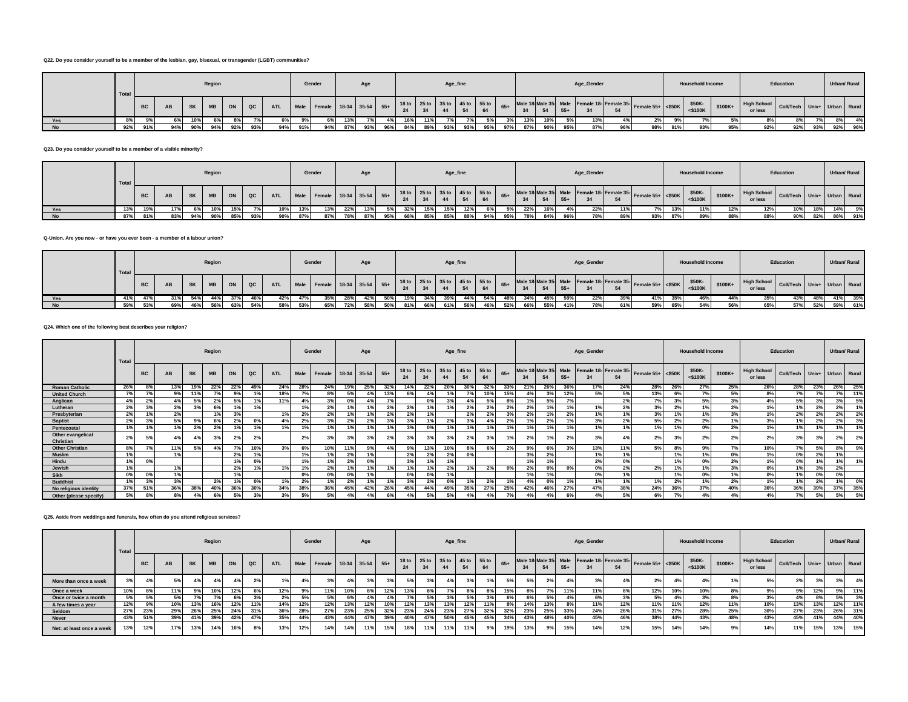**Q22. Do you consider yourself to be a member of the lesbian, gay, bisexual, or transgender (LGBT) communities?**

| | Total | Region | | | | | | | Gender | | Age | | | Age_fine | | | | | | Age_Gender | | | | | | Household Income | | | Education | | | Urban/ Rural | |
|---|---|---|---|---|---|---|---|---|---|---|---|---|---|---|---|---|---|---|---|---|---|---|---|---|---|---|---|---|---|---|---|---|---|
| | | BC | AB | SK | MB | ON | QC | ATL | Male | Female | 18-34 | 35-54 | 55+ | 18 to 24 | 25 to 34 | 35 to 44 | 45 to 54 | 55 to 64 | 65+ | Male 18-34 | Male 35-54 | Male 55+ | Female 18-34 | Female 35-54 | Female 55+ | <$50K | $50K-<$100K | $100K+ | High School or less | Coll/Tech | Univ+ | Urban | Rural |
| Yes | 8% | 9% | 6% | 10% | 6% | 8% | 7% | 6% | 9% | 6% | 13% | 7% | 4% | 16% | 11% | 7% | 7% | 5% | 3% | 13% | 10% | 5% | 13% | 4% | 2% | 9% | 7% | 5% | 8% | 8% | 7% | 8% | 4% |
| No | 92% | 91% | 94% | 90% | 94% | 92% | 93% | 94% | 91% | 94% | 87% | 93% | 96% | 84% | 89% | 93% | 93% | 95% | 97% | 87% | 90% | 95% | 87% | 96% | 98% | 91% | 93% | 95% | 92% | 92% | 93% | 92% | 96% |

**Q23. Do you consider yourself to be a member of a visible minority?**

| | Total | Region | | | | | | | Gender | | Age | | | Age_fine | | | | | | Age_Gender | | | | | | Household Income | | | Education | | | Urban/ Rural | |
|---|---|---|---|---|---|---|---|---|---|---|---|---|---|---|---|---|---|---|---|---|---|---|---|---|---|---|---|---|---|---|---|---|---|
| | | BC | AB | SK | MB | ON | QC | ATL | Male | Female | 18-34 | 35-54 | 55+ | 18 to 24 | 25 to 34 | 35 to 44 | 45 to 54 | 55 to 64 | 65+ | Male 18-34 | Male 35-54 | Male 55+ | Female 18-34 | Female 35-54 | Female 55+ | <$50K | $50K-<$100K | $100K+ | High School or less | Coll/Tech | Univ+ | Urban | Rural |
| Yes | 13% | 19% | 17% | 6% | 10% | 15% | 7% | 10% | 13% | 13% | 22% | 13% | 5% | 32% | 15% | 15% | 12% | 6% | 5% | 22% | 16% | 4% | 22% | 11% | 7% | 13% | 11% | 12% | 12% | 10% | 18% | 14% | 9% |
| No | 87% | 81% | 83% | 94% | 90% | 85% | 93% | 90% | 87% | 87% | 78% | 87% | 95% | 68% | 85% | 85% | 88% | 94% | 95% | 78% | 84% | 96% | 78% | 89% | 93% | 87% | 89% | 88% | 88% | 90% | 82% | 86% | 91% |

**Q-Union. Are you now - or have you ever been - a member of a labour union?**

| | Total | Region | | | | | | | Gender | | Age | | | Age_fine | | | | | | Age_Gender | | | | | | Household Income | | | Education | | | Urban/ Rural | |
|---|---|---|---|---|---|---|---|---|---|---|---|---|---|---|---|---|---|---|---|---|---|---|---|---|---|---|---|---|---|---|---|---|---|
| | | BC | AB | SK | MB | ON | QC | ATL | Male | Female | 18-34 | 35-54 | 55+ | 18 to 24 | 25 to 34 | 35 to 44 | 45 to 54 | 55 to 64 | 65+ | Male 18-34 | Male 35-54 | Male 55+ | Female 18-34 | Female 35-54 | Female 55+ | <$50K | $50K-<$100K | $100K+ | High School or less | Coll/Tech | Univ+ | Urban | Rural |
| Yes | 41% | 47% | 31% | 54% | 44% | 37% | 46% | 42% | 47% | 35% | 28% | 42% | 50% | 19% | 34% | 39% | 44% | 54% | 48% | 34% | 45% | 59% | 22% | 39% | 41% | 35% | 46% | 44% | 35% | 43% | 48% | 41% | 39% |
| No | 59% | 53% | 69% | 46% | 56% | 63% | 54% | 58% | 53% | 65% | 72% | 58% | 50% | 81% | 66% | 61% | 56% | 46% | 52% | 66% | 55% | 41% | 78% | 61% | 59% | 65% | 54% | 56% | 65% | 57% | 52% | 59% | 61% |

**Q24. Which one of the following best describes your religion?**

| | Total | Region | | | | | | | Gender | | Age | | | Age_fine | | | | | | Age_Gender | | | | | | Household Income | | | Education | | | Urban/ Rural | |
|---|---|---|---|---|---|---|---|---|---|---|---|---|---|---|---|---|---|---|---|---|---|---|---|---|---|---|---|---|---|---|---|---|---|
| | | BC | AB | SK | MB | ON | QC | ATL | Male | Female | 18-34 | 35-54 | 55+ | 18 to 24 | 25 to 34 | 35 to 44 | 45 to 54 | 55 to 64 | 65+ | Male 18-34 | Male 35-54 | Male 55+ | Female 18-34 | Female 35-54 | Female 55+ | <$50K | $50K-<$100K | $100K+ | High School or less | Coll/Tech | Univ+ | Urban | Rural |
| Roman Catholic | 26% | 8% | 13% | 19% | 22% | 22% | 49% | 24% | 28% | 24% | 19% | 25% | 32% | 14% | 22% | 20% | 30% | 32% | 33% | 21% | 26% | 36% | 17% | 24% | 28% | 26% | 27% | 25% | 26% | 28% | 23% | 26% | 25% |
| United Church | 7% | 7% | 9% | 11% | 7% | 9% | 1% | 18% | 7% | 8% | 5% | 4% | 13% | 6% | 4% | 1% | 7% | 10% | 15% | 4% | 3% | 12% | 5% | 5% | 13% | 6% | 7% | 5% | 8% | 7% | 7% | 7% | 11% |
| Anglican | 4% | 2% | 4% | 5% | 2% | 5% | 1% | 11% | 4% | 3% | 0% | 4% | 7% | | 0% | 3% | 4% | 5% | 8% | 1% | 5% | 7% | | 2% | 7% | 3% | 5% | 3% | 4% | 5% | 3% | 3% | 5% |
| Lutheran | 2% | 3% | 2% | 3% | 6% | 1% | 1% | | 1% | 2% | 1% | 1% | 2% | 2% | 1% | 1% | 2% | 2% | 2% | 2% | 1% | 1% | 1% | 2% | 3% | 2% | 1% | 2% | 1% | 1% | 2% | 2% | 1% |
| Presbyterian | 2% | 1% | 2% | | 1% | 3% | | 1% | 2% | 2% | 1% | 1% | 2% | 2% | 1% | | 2% | 2% | 3% | 2% | 1% | 2% | 1% | 1% | 3% | 1% | 1% | 3% | 1% | 2% | 2% | 2% | 2% |
| Baptist | 2% | 3% | 5% | 9% | 6% | 2% | 0% | 4% | 2% | 3% | 2% | 2% | 3% | 3% | 1% | 2% | 3% | 4% | 2% | 1% | 2% | 1% | 3% | 2% | 5% | 2% | 2% | 1% | 3% | 1% | 2% | 2% | 3% |
| Pentecostal | 1% | 1% | 1% | 2% | 2% | 1% | 1% | 1% | 1% | 1% | 1% | 1% | 1% | 3% | 0% | 1% | 1% | 1% | 1% | 1% | 1% | 1% | 1% | 1% | 1% | 1% | 0% | 2% | 1% | 1% | 1% | 1% | 1% |
| Other evangelical Christian | 2% | 5% | 4% | 4% | 3% | 2% | 2% | | 2% | 3% | 3% | 3% | 2% | 3% | 3% | 3% | 2% | 3% | 1% | 2% | 1% | 2% | 3% | 4% | 2% | 3% | 2% | 2% | 2% | 3% | 3% | 2% | 2% |
| Other Christian | 8% | 7% | 11% | 5% | 4% | 7% | 10% | 3% | 6% | 10% | 11% | 9% | 4% | 9% | 13% | 10% | 8% | 6% | 2% | 9% | 6% | 3% | 13% | 11% | 5% | 8% | 9% | 7% | 10% | 7% | 5% | 8% | 9% |
| Muslim | 1% | | 1% | | | 2% | 1% | | 1% | 1% | 2% | 1% | | 2% | 2% | 2% | 0% | | | 3% | 2% | | 1% | 1% | | 1% | 1% | 0% | 1% | 0% | 2% | 1% | |
| Hindu | 1% | 0% | | | | 1% | 0% | | 1% | 1% | 2% | 0% | | 3% | 1% | 1% | | | | 1% | 1% | | 2% | 0% | | 1% | 0% | 2% | 1% | 0% | 1% | 1% | 1% |
| Jewish | 1% | | 1% | | | 2% | 1% | 1% | 1% | 2% | 1% | 1% | 1% | 1% | 1% | 2% | 1% | 2% | 0% | 2% | 0% | 0% | 0% | 2% | 2% | 1% | 1% | 3% | 0% | 1% | 3% | 2% | |
| Sikh | 0% | 0% | 1% | | | 1% | | | 0% | 0% | 0% | 1% | | 0% | 0% | 1% | | | | 1% | 1% | | 0% | 1% | | 1% | 0% | 1% | 0% | 1% | 0% | 0% | |
| Buddhist | 1% | 3% | 3% | | 2% | 1% | 0% | 1% | 2% | 1% | 2% | 1% | 1% | 3% | 2% | 0% | 1% | 2% | 1% | 4% | 0% | 1% | 1% | 1% | 1% | 2% | 1% | 2% | 1% | 1% | 2% | 1% | 0% |
| No religious identity | 37% | 51% | 36% | 38% | 40% | 36% | 30% | 34% | 38% | 36% | 45% | 42% | 26% | 45% | 44% | 49% | 35% | 27% | 25% | 42% | 46% | 27% | 47% | 38% | 24% | 36% | 37% | 40% | 36% | 36% | 39% | 37% | 35% |
| Other (please specify) | 5% | 8% | 8% | 4% | 6% | 5% | 3% | 3% | 5% | 5% | 4% | 4% | 6% | 4% | 5% | 5% | 4% | 4% | 7% | 4% | 4% | 6% | 4% | 5% | 6% | 7% | 4% | 4% | 4% | 7% | 5% | 5% | 5% |

**Q25. Aside from weddings and funerals, how often do you attend religious services?**

| | Total | Region | | | | | | | Gender | | Age | | | Age_fine | | | | | | Age_Gender | | | | | | Household Income | | | Education | | | Urban/ Rural | |
|---|---|---|---|---|---|---|---|---|---|---|---|---|---|---|---|---|---|---|---|---|---|---|---|---|---|---|---|---|---|---|---|---|---|
| | | BC | AB | SK | MB | ON | QC | ATL | Male | Female | 18-34 | 35-54 | 55+ | 18 to 24 | 25 to 34 | 35 to 44 | 45 to 54 | 55 to 64 | 65+ | Male 18-34 | Male 35-54 | Male 55+ | Female 18-34 | Female 35-54 | Female 55+ | <$50K | $50K-<$100K | $100K+ | High School or less | Coll/Tech | Univ+ | Urban | Rural |
| More than once a week | 3% | 4% | 5% | 4% | 4% | 4% | 2% | 1% | 4% | 3% | 4% | 3% | 3% | 5% | 3% | 4% | 3% | 1% | 5% | 5% | 2% | 4% | 3% | 4% | 2% | 4% | 4% | 1% | 5% | 2% | 3% | 3% | 4% |
| Once a week | 10% | 8% | 11% | 9% | 10% | 12% | 6% | 12% | 9% | 11% | 10% | 8% | 12% | 13% | 8% | 7% | 8% | 8% | 15% | 8% | 7% | 11% | 11% | 8% | 12% | 10% | 10% | 8% | 9% | 9% | 12% | 9% | 11% |
| Once or twice a month | 5% | 5% | 5% | 7% | 7% | 6% | 3% | 2% | 5% | 5% | 6% | 4% | 4% | 7% | 5% | 3% | 5% | 3% | 6% | 6% | 5% | 4% | 6% | 3% | 5% | 4% | 3% | 8% | 3% | 4% | 8% | 5% | 3% |
| A few times a year | 12% | 9% | 10% | 13% | 16% | 12% | 11% | 14% | 12% | 12% | 13% | 12% | 10% | 12% | 13% | 13% | 12% | 11% | 8% | 14% | 13% | 8% | 11% | 12% | 11% | 11% | 12% | 11% | 10% | 13% | 13% | 12% | 11% |
| Seldom | 27% | 23% | 29% | 26% | 25% | 24% | 31% | 36% | 28% | 27% | 23% | 25% | 32% | 23% | 24% | 23% | 27% | 32% | 32% | 23% | 25% | 33% | 24% | 26% | 31% | 27% | 28% | 25% | 30% | 27% | 23% | 26% | 31% |
| Never | 43% | 51% | 39% | 41% | 39% | 42% | 47% | 35% | 44% | 43% | 44% | 47% | 39% | 40% | 47% | 50% | 45% | 45% | 34% | 43% | 48% | 40% | 45% | 46% | 38% | 44% | 43% | 48% | 43% | 45% | 41% | 44% | 40% |
| Net: at least once a week | 13% | 12% | 17% | 13% | 14% | 16% | 8% | 13% | 12% | 14% | 14% | 11% | 15% | 18% | 11% | 11% | 11% | 9% | 19% | 13% | 9% | 15% | 14% | 12% | 15% | 14% | 14% | 9% | 14% | 11% | 15% | 13% | 15% |